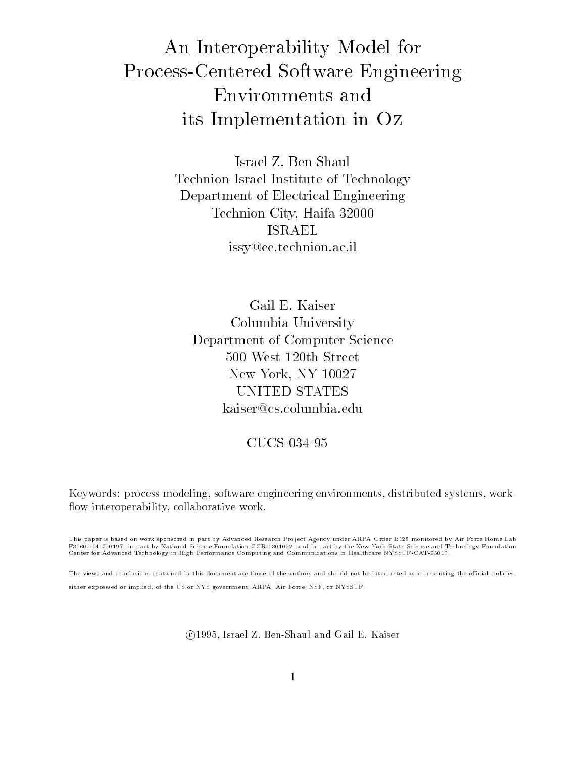# An Interoperability Model for Process-Centered Software Engineering Environments and its Implementation in Oz

Israel Z. Ben-Shaul
Technion-Israel Institute of Technology
Department of Electrical Engineering
Technion City, Haifa 32000
ISRAEL
issy@ee.technion.ac.il

Gail E. Kaiser
Columbia University
Department of Computer Science
500 West 120th Street
New York, NY 10027
UNITED STATES
kaiser@cs.columbia.edu

CUCS-034-95

Keywords: process modeling, software engineering environments, distributed systems, workflow interoperability, collaborative work.

This paper is based on work sponsored in part by Advanced Research Project Agency under ARPA Order B128 monitored by Air Force Rome Lab F30602-94-C-0197, in part by National Science Foundation CCR-9301092, and in part by the New York State Science and Technology Foundation Center for Advanced Technology in High Performance Computing and Communications in Healthcare NYSSTF-CAT-95013.

The views and conclusions contained in this document are those of the authors and should not be interpreted as representing the official policies, either expressed or implied, of the US or NYS government, ARPA, Air Force, NSF, or NYSSTF.

©1995, Israel Z. Ben-Shaul and Gail E. Kaiser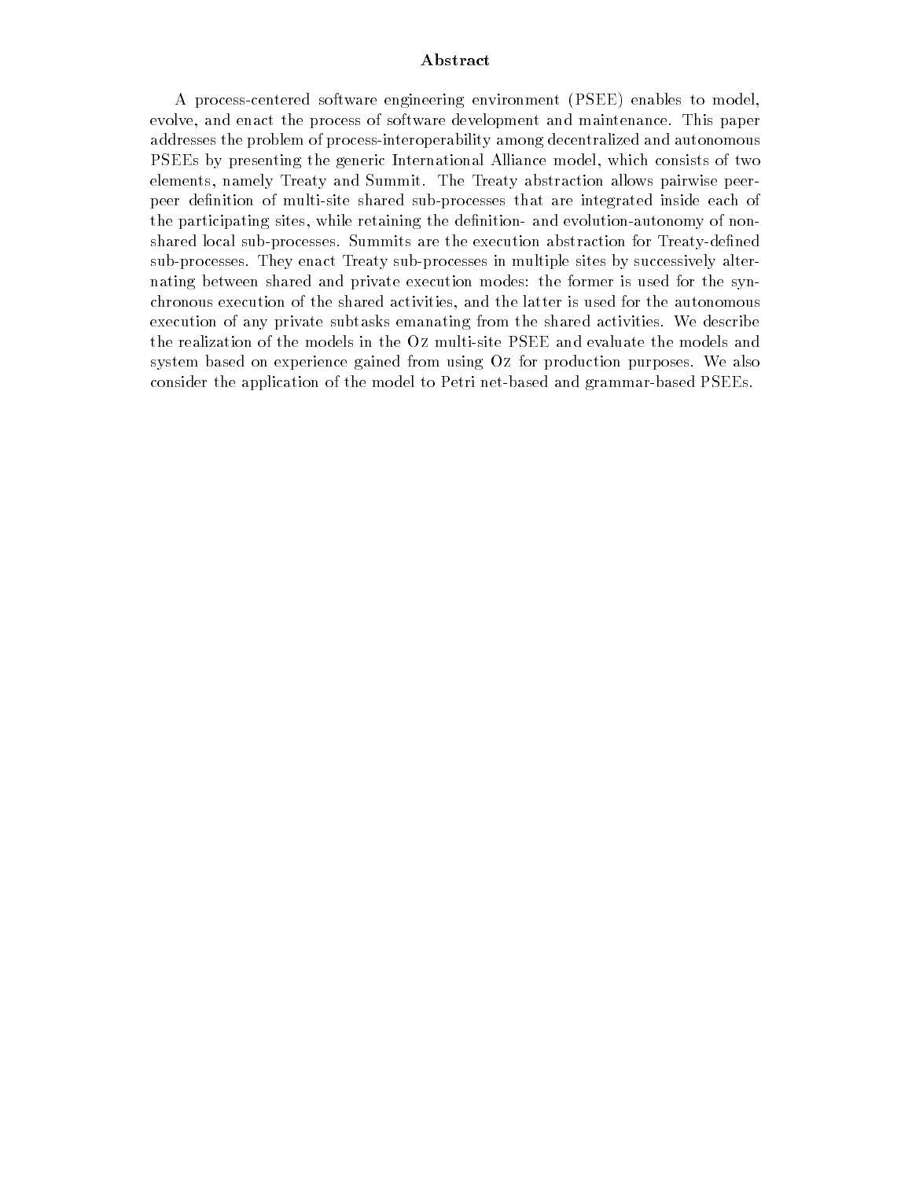## Abstract

A process-centered software engineering environment (PSEE) enables to model, evolve, and enact the process of software development and maintenance. This paper addresses the problem of process-interoperability among decentralized and autonomous PSEEs by presenting the generic International Alliance model, which consists of two elements, namely Treaty and Summit. The Treaty abstraction allows pairwise peer-peer definition of multi-site shared sub-processes that are integrated inside each of the participating sites, while retaining the definition- and evolution-autonomy of non-shared local sub-processes. Summits are the execution abstraction for Treaty-defined sub-processes. They enact Treaty sub-processes in multiple sites by successively alternating between shared and private execution modes: the former is used for the synchronous execution of the shared activities, and the latter is used for the autonomous execution of any private subtasks emanating from the shared activities. We describe the realization of the models in the Oz multi-site PSEE and evaluate the models and system based on experience gained from using Oz for production purposes. We also consider the application of the model to Petri net-based and grammar-based PSEEs.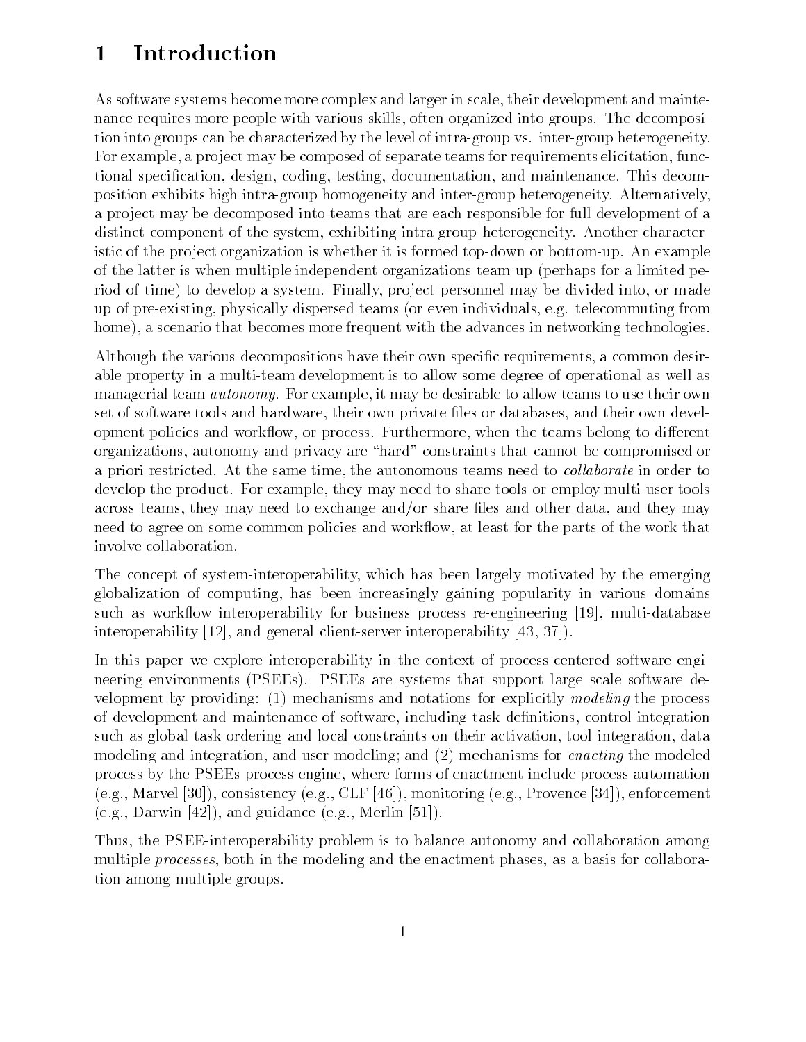# 1 Introduction

As software systems become more complex and larger in scale, their development and maintenance requires more people with various skills, often organized into groups. The decomposition into groups can be characterized by the level of intra-group vs. inter-group heterogeneity. For example, a project may be composed of separate teams for requirements elicitation, functional specification, design, coding, testing, documentation, and maintenance. This decomposition exhibits high intra-group homogeneity and inter-group heterogeneity. Alternatively, a project may be decomposed into teams that are each responsible for full development of a distinct component of the system, exhibiting intra-group heterogeneity. Another characteristic of the project organization is whether it is formed top-down or bottom-up. An example of the latter is when multiple independent organizations team up (perhaps for a limited period of time) to develop a system. Finally, project personnel may be divided into, or made up of pre-existing, physically dispersed teams (or even individuals, e.g. telecommuting from home), a scenario that becomes more frequent with the advances in networking technologies.

Although the various decompositions have their own specific requirements, a common desirable property in a multi-team development is to allow some degree of operational as well as managerial team *autonomy*. For example, it may be desirable to allow teams to use their own set of software tools and hardware, their own private files or databases, and their own development policies and workflow, or process. Furthermore, when the teams belong to different organizations, autonomy and privacy are "hard" constraints that cannot be compromised or a priori restricted. At the same time, the autonomous teams need to *collaborate* in order to develop the product. For example, they may need to share tools or employ multi-user tools across teams, they may need to exchange and/or share files and other data, and they may need to agree on some common policies and workflow, at least for the parts of the work that involve collaboration.

The concept of system-interoperability, which has been largely motivated by the emerging globalization of computing, has been increasingly gaining popularity in various domains such as workflow interoperability for business process re-engineering [19], multi-database interoperability [12], and general client-server interoperability [43, 37]).

In this paper we explore interoperability in the context of process-centered software engineering environments (PSEEs). PSEEs are systems that support large scale software development by providing: (1) mechanisms and notations for explicitly *modeling* the process of development and maintenance of software, including task definitions, control integration such as global task ordering and local constraints on their activation, tool integration, data modeling and integration, and user modeling; and (2) mechanisms for *enacting* the modeled process by the PSEEs process-engine, where forms of enactment include process automation (e.g., Marvel [30]), consistency (e.g., CLF [46]), monitoring (e.g., Provence [34]), enforcement (e.g., Darwin [42]), and guidance (e.g., Merlin [51]).

Thus, the PSEE-interoperability problem is to balance autonomy and collaboration among multiple *processes*, both in the modeling and the enactment phases, as a basis for collaboration among multiple groups.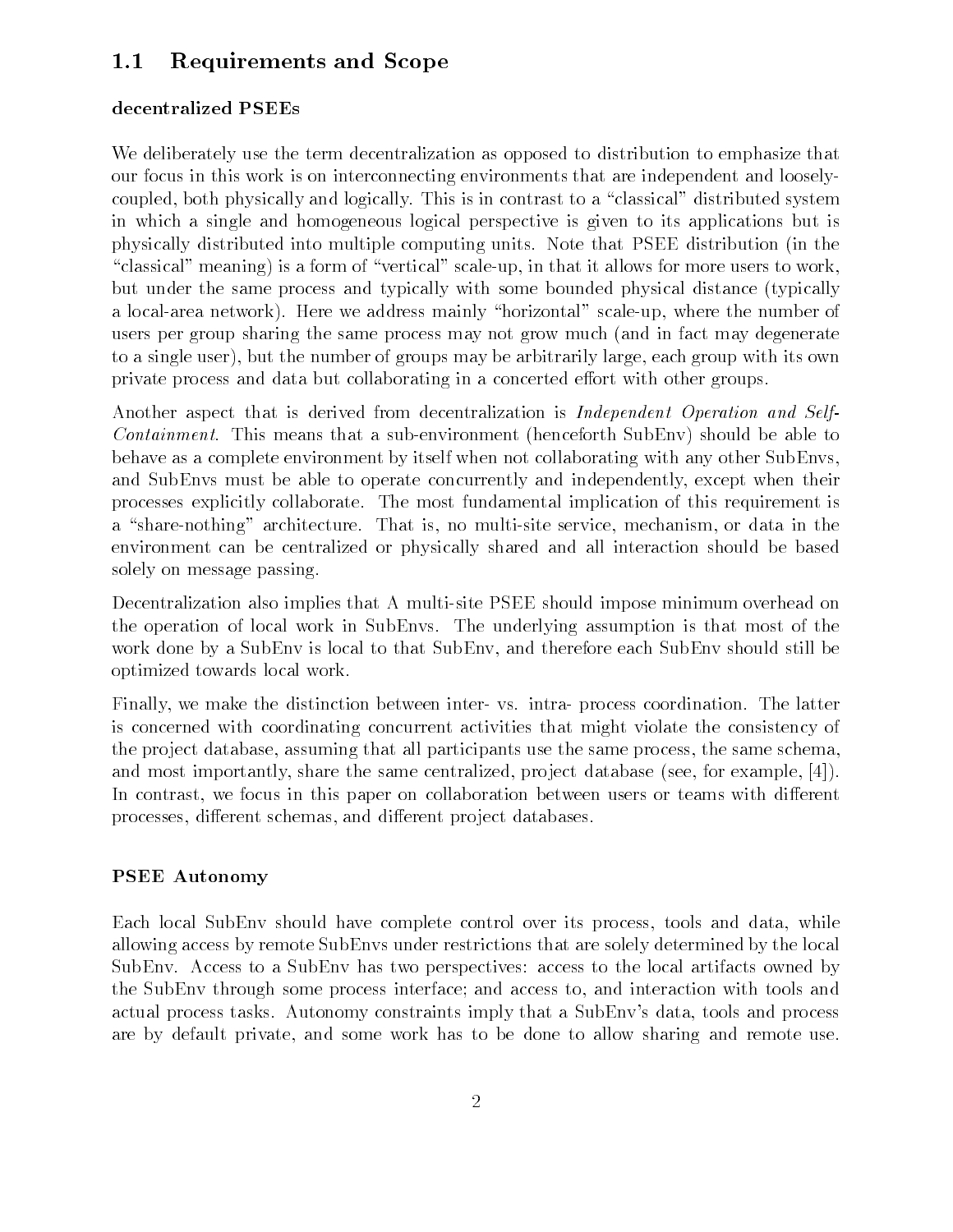## 1.1 Requirements and Scope

**decentralized PSEEs**

We deliberately use the term decentralization as opposed to distribution to emphasize that our focus in this work is on interconnecting environments that are independent and loosely-coupled, both physically and logically. This is in contrast to a "classical" distributed system in which a single and homogeneous logical perspective is given to its applications but is physically distributed into multiple computing units. Note that PSEE distribution (in the "classical" meaning) is a form of "vertical" scale-up, in that it allows for more users to work, but under the same process and typically with some bounded physical distance (typically a local-area network). Here we address mainly "horizontal" scale-up, where the number of users per group sharing the same process may not grow much (and in fact may degenerate to a single user), but the number of groups may be arbitrarily large, each group with its own private process and data but collaborating in a concerted effort with other groups.

Another aspect that is derived from decentralization is *Independent Operation and Self-Containment*. This means that a sub-environment (henceforth SubEnv) should be able to behave as a complete environment by itself when not collaborating with any other SubEnvs, and SubEnvs must be able to operate concurrently and independently, except when their processes explicitly collaborate. The most fundamental implication of this requirement is a "share-nothing" architecture. That is, no multi-site service, mechanism, or data in the environment can be centralized or physically shared and all interaction should be based solely on message passing.

Decentralization also implies that A multi-site PSEE should impose minimum overhead on the operation of local work in SubEnvs. The underlying assumption is that most of the work done by a SubEnv is local to that SubEnv, and therefore each SubEnv should still be optimized towards local work.

Finally, we make the distinction between inter- vs. intra- process coordination. The latter is concerned with coordinating concurrent activities that might violate the consistency of the project database, assuming that all participants use the same process, the same schema, and most importantly, share the same centralized, project database (see, for example, [4]). In contrast, we focus in this paper on collaboration between users or teams with different processes, different schemas, and different project databases.

**PSEE Autonomy**

Each local SubEnv should have complete control over its process, tools and data, while allowing access by remote SubEnvs under restrictions that are solely determined by the local SubEnv. Access to a SubEnv has two perspectives: access to the local artifacts owned by the SubEnv through some process interface; and access to, and interaction with tools and actual process tasks. Autonomy constraints imply that a SubEnv's data, tools and process are by default private, and some work has to be done to allow sharing and remote use.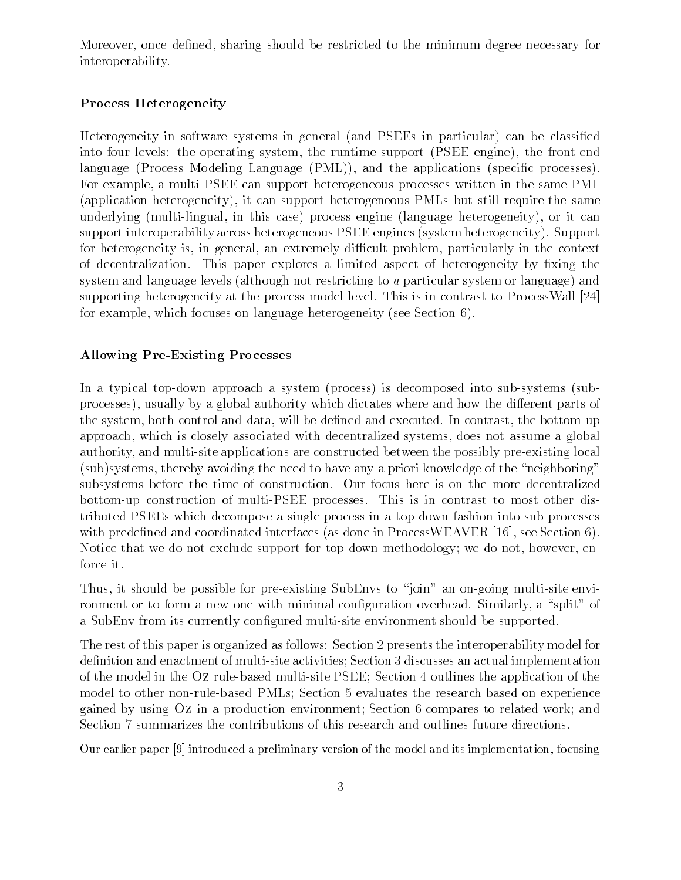Moreover, once defined, sharing should be restricted to the minimum degree necessary for interoperability.

### Process Heterogeneity

Heterogeneity in software systems in general (and PSEEs in particular) can be classified into four levels: the operating system, the runtime support (PSEE engine), the front-end language (Process Modeling Language (PML)), and the applications (specific processes). For example, a multi-PSEE can support heterogeneous processes written in the same PML (application heterogeneity), it can support heterogeneous PMLs but still require the same underlying (multi-lingual, in this case) process engine (language heterogeneity), or it can support interoperability across heterogeneous PSEE engines (system heterogeneity). Support for heterogeneity is, in general, an extremely difficult problem, particularly in the context of decentralization. This paper explores a limited aspect of heterogeneity by fixing the system and language levels (although not restricting to *a* particular system or language) and supporting heterogeneity at the process model level. This is in contrast to ProcessWall [24] for example, which focuses on language heterogeneity (see Section 6).

### Allowing Pre-Existing Processes

In a typical top-down approach a system (process) is decomposed into sub-systems (sub-processes), usually by a global authority which dictates where and how the different parts of the system, both control and data, will be defined and executed. In contrast, the bottom-up approach, which is closely associated with decentralized systems, does not assume a global authority, and multi-site applications are constructed between the possibly pre-existing local (sub)systems, thereby avoiding the need to have any a priori knowledge of the "neighboring" subsystems before the time of construction. Our focus here is on the more decentralized bottom-up construction of multi-PSEE processes. This is in contrast to most other distributed PSEEs which decompose a single process in a top-down fashion into sub-processes with predefined and coordinated interfaces (as done in ProcessWEAVER [16], see Section 6). Notice that we do not exclude support for top-down methodology; we do not, however, enforce it.

Thus, it should be possible for pre-existing SubEnvs to "join" an on-going multi-site environment or to form a new one with minimal configuration overhead. Similarly, a "split" of a SubEnv from its currently configured multi-site environment should be supported.

The rest of this paper is organized as follows: Section 2 presents the interoperability model for definition and enactment of multi-site activities; Section 3 discusses an actual implementation of the model in the Oz rule-based multi-site PSEE; Section 4 outlines the application of the model to other non-rule-based PMLs; Section 5 evaluates the research based on experience gained by using Oz in a production environment; Section 6 compares to related work; and Section 7 summarizes the contributions of this research and outlines future directions.

Our earlier paper [9] introduced a preliminary version of the model and its implementation, focusing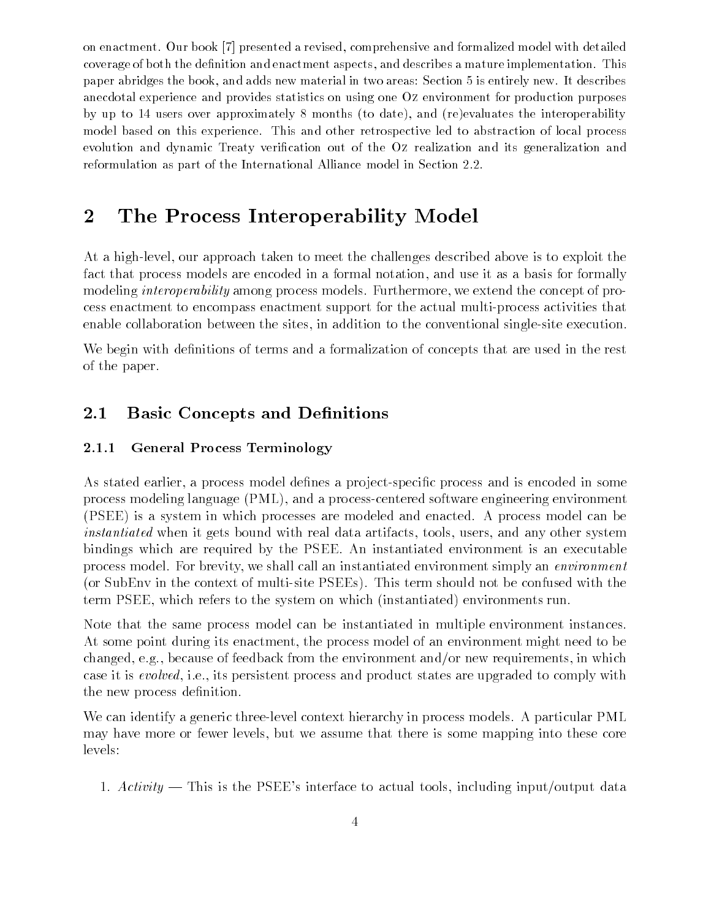on enactment. Our book [7] presented a revised, comprehensive and formalized model with detailed coverage of both the definition and enactment aspects, and describes a mature implementation. This paper abridges the book, and adds new material in two areas: Section 5 is entirely new. It describes anecdotal experience and provides statistics on using one Oz environment for production purposes by up to 14 users over approximately 8 months (to date), and (re)evaluates the interoperability model based on this experience. This and other retrospective led to abstraction of local process evolution and dynamic Treaty verification out of the Oz realization and its generalization and reformulation as part of the International Alliance model in Section 2.2.

# 2 The Process Interoperability Model

At a high-level, our approach taken to meet the challenges described above is to exploit the fact that process models are encoded in a formal notation, and use it as a basis for formally modeling *interoperability* among process models. Furthermore, we extend the concept of process enactment to encompass enactment support for the actual multi-process activities that enable collaboration between the sites, in addition to the conventional single-site execution.

We begin with definitions of terms and a formalization of concepts that are used in the rest of the paper.

## 2.1 Basic Concepts and Definitions

### 2.1.1 General Process Terminology

As stated earlier, a process model defines a project-specific process and is encoded in some process modeling language (PML), and a process-centered software engineering environment (PSEE) is a system in which processes are modeled and enacted. A process model can be *instantiated* when it gets bound with real data artifacts, tools, users, and any other system bindings which are required by the PSEE. An instantiated environment is an executable process model. For brevity, we shall call an instantiated environment simply an *environment* (or SubEnv in the context of multi-site PSEEs). This term should not be confused with the term PSEE, which refers to the system on which (instantiated) environments run.

Note that the same process model can be instantiated in multiple environment instances. At some point during its enactment, the process model of an environment might need to be changed, e.g., because of feedback from the environment and/or new requirements, in which case it is *evolved*, i.e., its persistent process and product states are upgraded to comply with the new process definition.

We can identify a generic three-level context hierarchy in process models. A particular PML may have more or fewer levels, but we assume that there is some mapping into these core levels:

1. *Activity* — This is the PSEE's interface to actual tools, including input/output data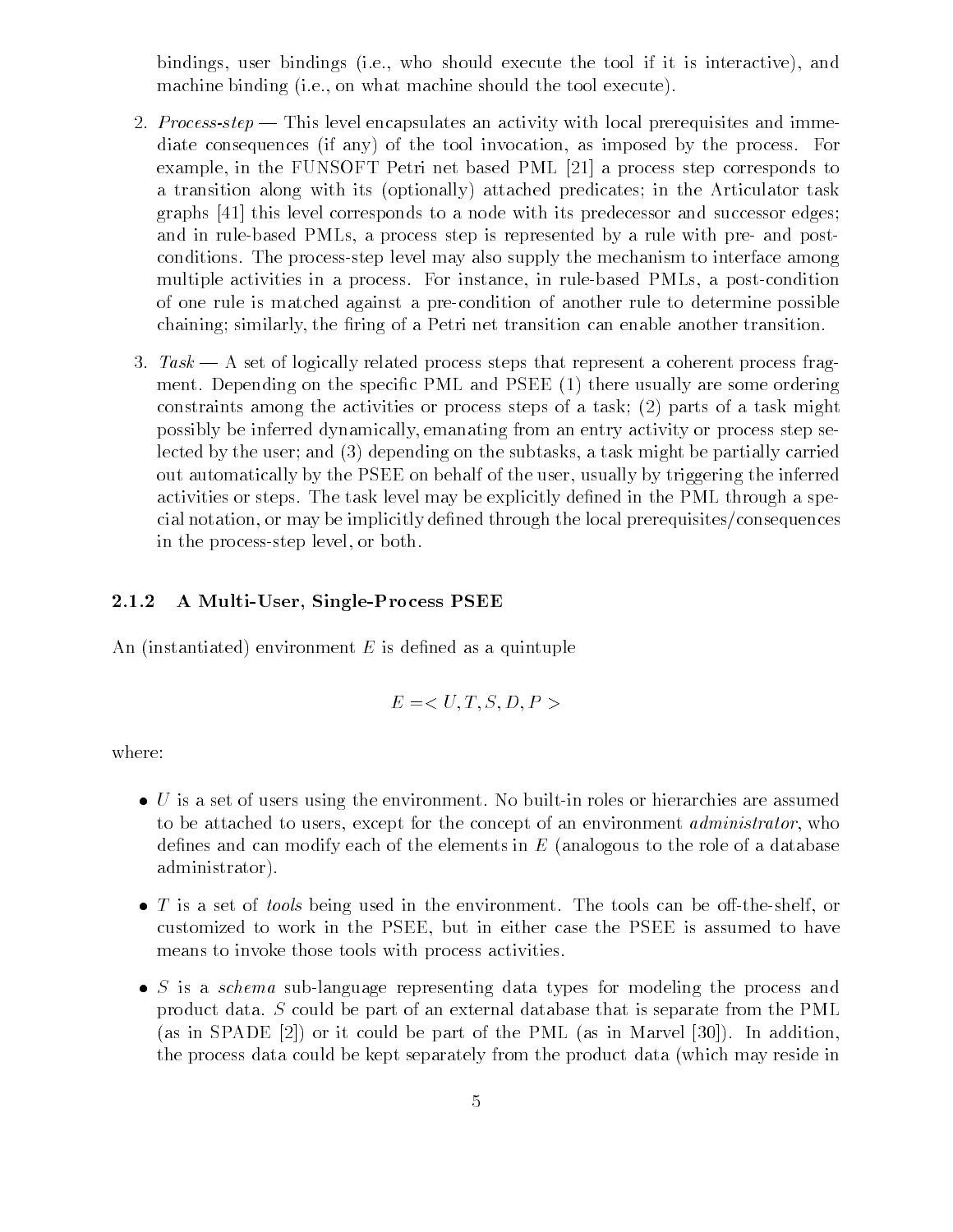bindings, user bindings (i.e., who should execute the tool if it is interactive), and machine binding (i.e., on what machine should the tool execute).

2. *Process-step* — This level encapsulates an activity with local prerequisites and immediate consequences (if any) of the tool invocation, as imposed by the process. For example, in the FUNSOFT Petri net based PML [21] a process step corresponds to a transition along with its (optionally) attached predicates; in the Articulator task graphs [41] this level corresponds to a node with its predecessor and successor edges; and in rule-based PMLs, a process step is represented by a rule with pre- and post-conditions. The process-step level may also supply the mechanism to interface among multiple activities in a process. For instance, in rule-based PMLs, a post-condition of one rule is matched against a pre-condition of another rule to determine possible chaining; similarly, the firing of a Petri net transition can enable another transition.

3. *Task* — A set of logically related process steps that represent a coherent process fragment. Depending on the specific PML and PSEE (1) there usually are some ordering constraints among the activities or process steps of a task; (2) parts of a task might possibly be inferred dynamically, emanating from an entry activity or process step selected by the user; and (3) depending on the subtasks, a task might be partially carried out automatically by the PSEE on behalf of the user, usually by triggering the inferred activities or steps. The task level may be explicitly defined in the PML through a special notation, or may be implicitly defined through the local prerequisites/consequences in the process-step level, or both.

### 2.1.2 A Multi-User, Single-Process PSEE

An (instantiated) environment $E$ is defined as a quintuple

$$E = < U, T, S, D, P >$$

where:

- $U$ is a set of users using the environment. No built-in roles or hierarchies are assumed to be attached to users, except for the concept of an environment *administrator*, who defines and can modify each of the elements in $E$ (analogous to the role of a database administrator).

- $T$ is a set of *tools* being used in the environment. The tools can be off-the-shelf, or customized to work in the PSEE, but in either case the PSEE is assumed to have means to invoke those tools with process activities.

- $S$ is a *schema* sub-language representing data types for modeling the process and product data. $S$ could be part of an external database that is separate from the PML (as in SPADE [2]) or it could be part of the PML (as in Marvel [30]). In addition, the process data could be kept separately from the product data (which may reside in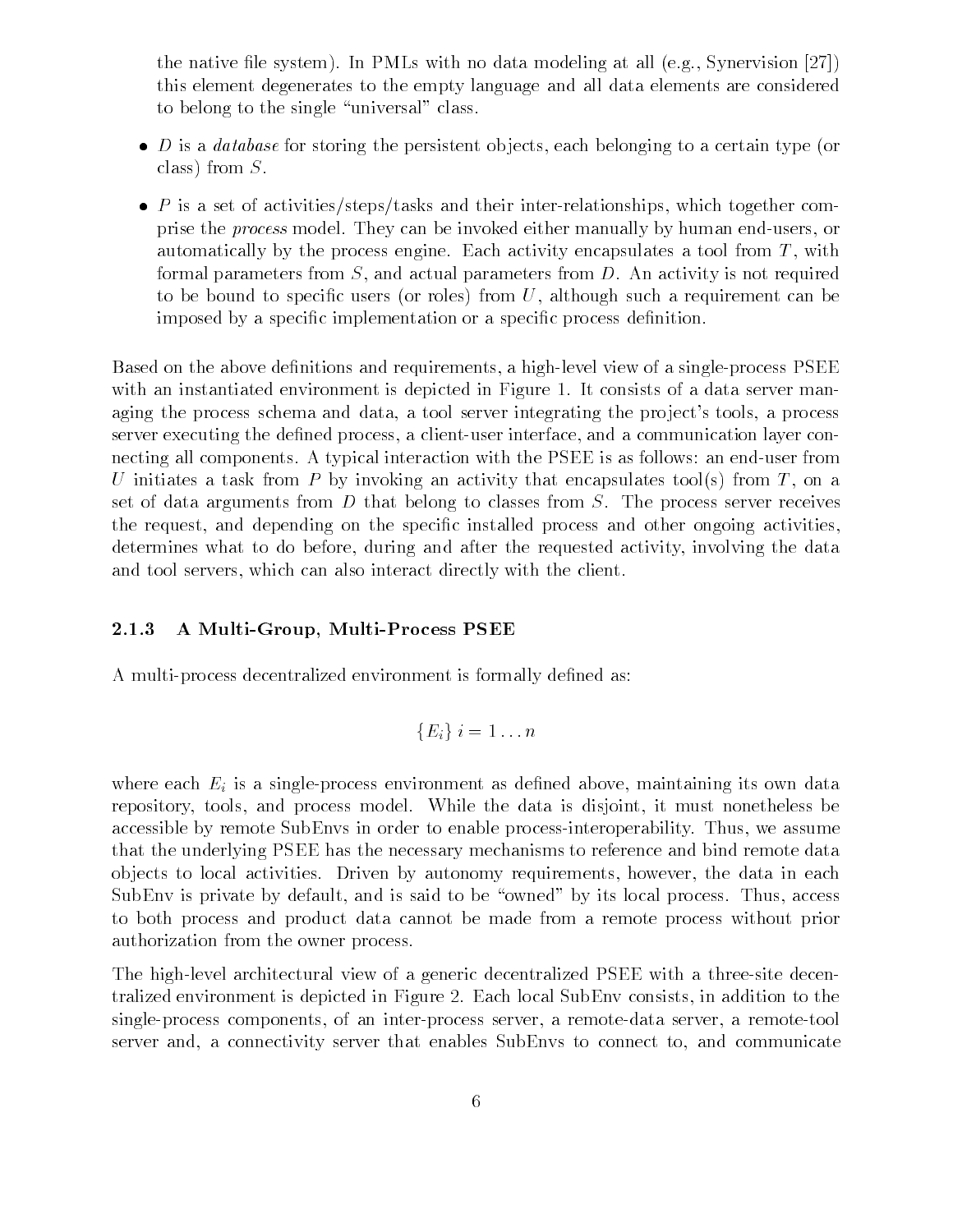the native file system). In PMLs with no data modeling at all (e.g., Synervision [27]) this element degenerates to the empty language and all data elements are considered to belong to the single "universal" class.

- $D$ is a *database* for storing the persistent objects, each belonging to a certain type (or class) from $S$.
- $P$ is a set of activities/steps/tasks and their inter-relationships, which together comprise the *process* model. They can be invoked either manually by human end-users, or automatically by the process engine. Each activity encapsulates a tool from $T$, with formal parameters from $S$, and actual parameters from $D$. An activity is not required to be bound to specific users (or roles) from $U$, although such a requirement can be imposed by a specific implementation or a specific process definition.

Based on the above definitions and requirements, a high-level view of a single-process PSEE with an instantiated environment is depicted in Figure 1. It consists of a data server managing the process schema and data, a tool server integrating the project's tools, a process server executing the defined process, a client-user interface, and a communication layer connecting all components. A typical interaction with the PSEE is as follows: an end-user from $U$ initiates a task from $P$ by invoking an activity that encapsulates tool(s) from $T$, on a set of data arguments from $D$ that belong to classes from $S$. The process server receives the request, and depending on the specific installed process and other ongoing activities, determines what to do before, during and after the requested activity, involving the data and tool servers, which can also interact directly with the client.

### 2.1.3 A Multi-Group, Multi-Process PSEE

A multi-process decentralized environment is formally defined as:

$$\{E_i\} \; i = 1 \ldots n$$

where each $E_i$ is a single-process environment as defined above, maintaining its own data repository, tools, and process model. While the data is disjoint, it must nonetheless be accessible by remote SubEnvs in order to enable process-interoperability. Thus, we assume that the underlying PSEE has the necessary mechanisms to reference and bind remote data objects to local activities. Driven by autonomy requirements, however, the data in each SubEnv is private by default, and is said to be "owned" by its local process. Thus, access to both process and product data cannot be made from a remote process without prior authorization from the owner process.

The high-level architectural view of a generic decentralized PSEE with a three-site decentralized environment is depicted in Figure 2. Each local SubEnv consists, in addition to the single-process components, of an inter-process server, a remote-data server, a remote-tool server and, a connectivity server that enables SubEnvs to connect to, and communicate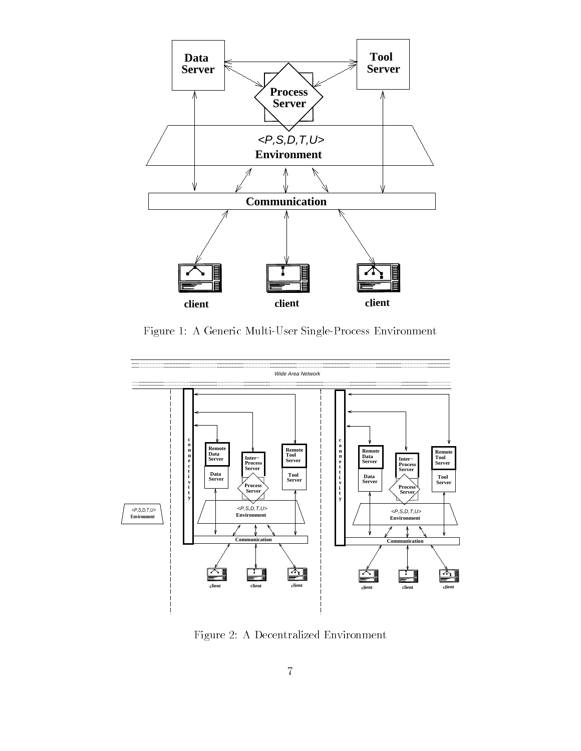Figure 1: A Generic Multi-User Single-Process Environment

Figure 2: A Decentralized Environment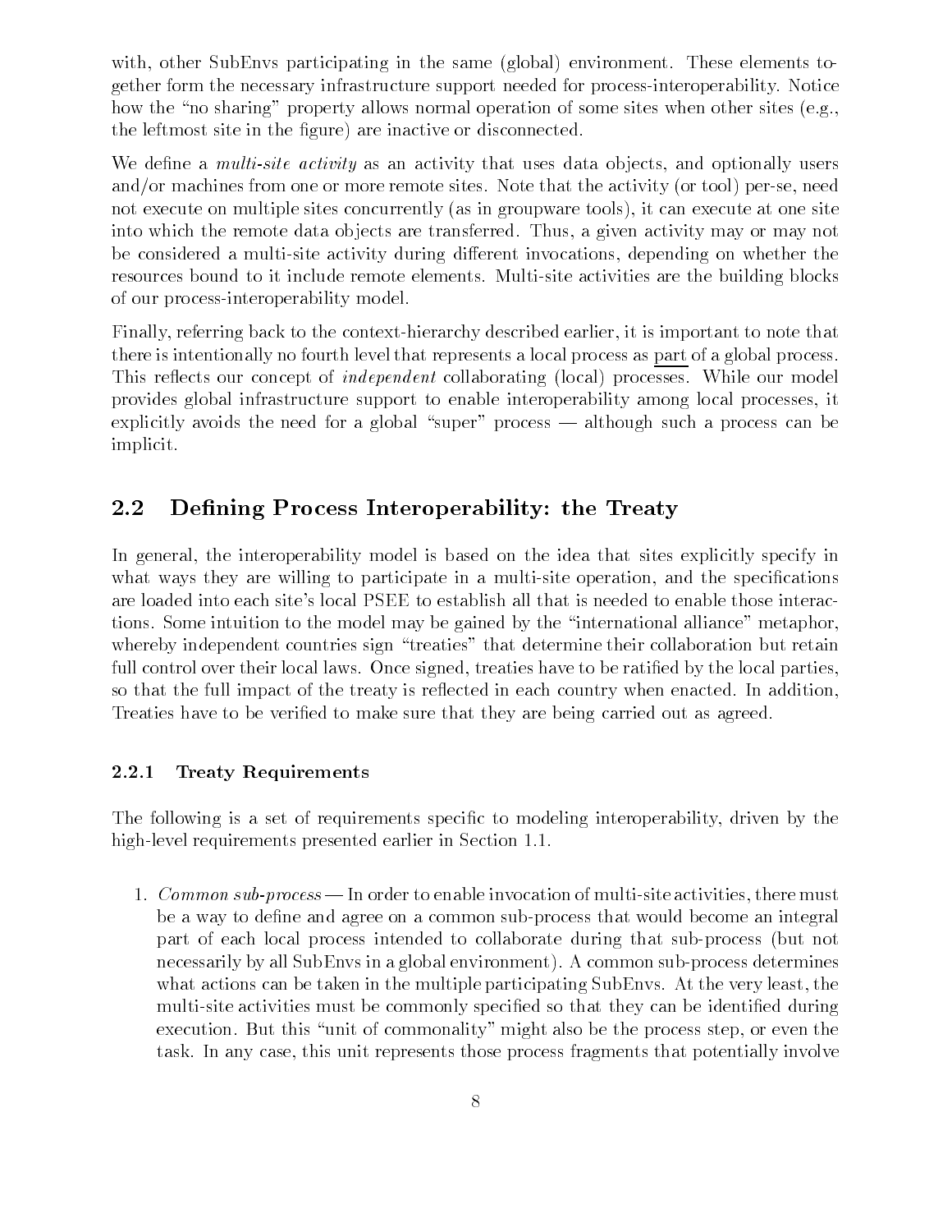with, other SubEnvs participating in the same (global) environment. These elements together form the necessary infrastructure support needed for process-interoperability. Notice how the "no sharing" property allows normal operation of some sites when other sites (e.g., the leftmost site in the figure) are inactive or disconnected.

We define a *multi-site activity* as an activity that uses data objects, and optionally users and/or machines from one or more remote sites. Note that the activity (or tool) per-se, need not execute on multiple sites concurrently (as in groupware tools), it can execute at one site into which the remote data objects are transferred. Thus, a given activity may or may not be considered a multi-site activity during different invocations, depending on whether the resources bound to it include remote elements. Multi-site activities are the building blocks of our process-interoperability model.

Finally, referring back to the context-hierarchy described earlier, it is important to note that there is intentionally no fourth level that represents a local process as part of a global process. This reflects our concept of *independent* collaborating (local) processes. While our model provides global infrastructure support to enable interoperability among local processes, it explicitly avoids the need for a global "super" process — although such a process can be implicit.

## 2.2 Defining Process Interoperability: the Treaty

In general, the interoperability model is based on the idea that sites explicitly specify in what ways they are willing to participate in a multi-site operation, and the specifications are loaded into each site's local PSEE to establish all that is needed to enable those interactions. Some intuition to the model may be gained by the "international alliance" metaphor, whereby independent countries sign "treaties" that determine their collaboration but retain full control over their local laws. Once signed, treaties have to be ratified by the local parties, so that the full impact of the treaty is reflected in each country when enacted. In addition, Treaties have to be verified to make sure that they are being carried out as agreed.

### 2.2.1 Treaty Requirements

The following is a set of requirements specific to modeling interoperability, driven by the high-level requirements presented earlier in Section 1.1.

1. *Common sub-process* — In order to enable invocation of multi-site activities, there must be a way to define and agree on a common sub-process that would become an integral part of each local process intended to collaborate during that sub-process (but not necessarily by all SubEnvs in a global environment). A common sub-process determines what actions can be taken in the multiple participating SubEnvs. At the very least, the multi-site activities must be commonly specified so that they can be identified during execution. But this "unit of commonality" might also be the process step, or even the task. In any case, this unit represents those process fragments that potentially involve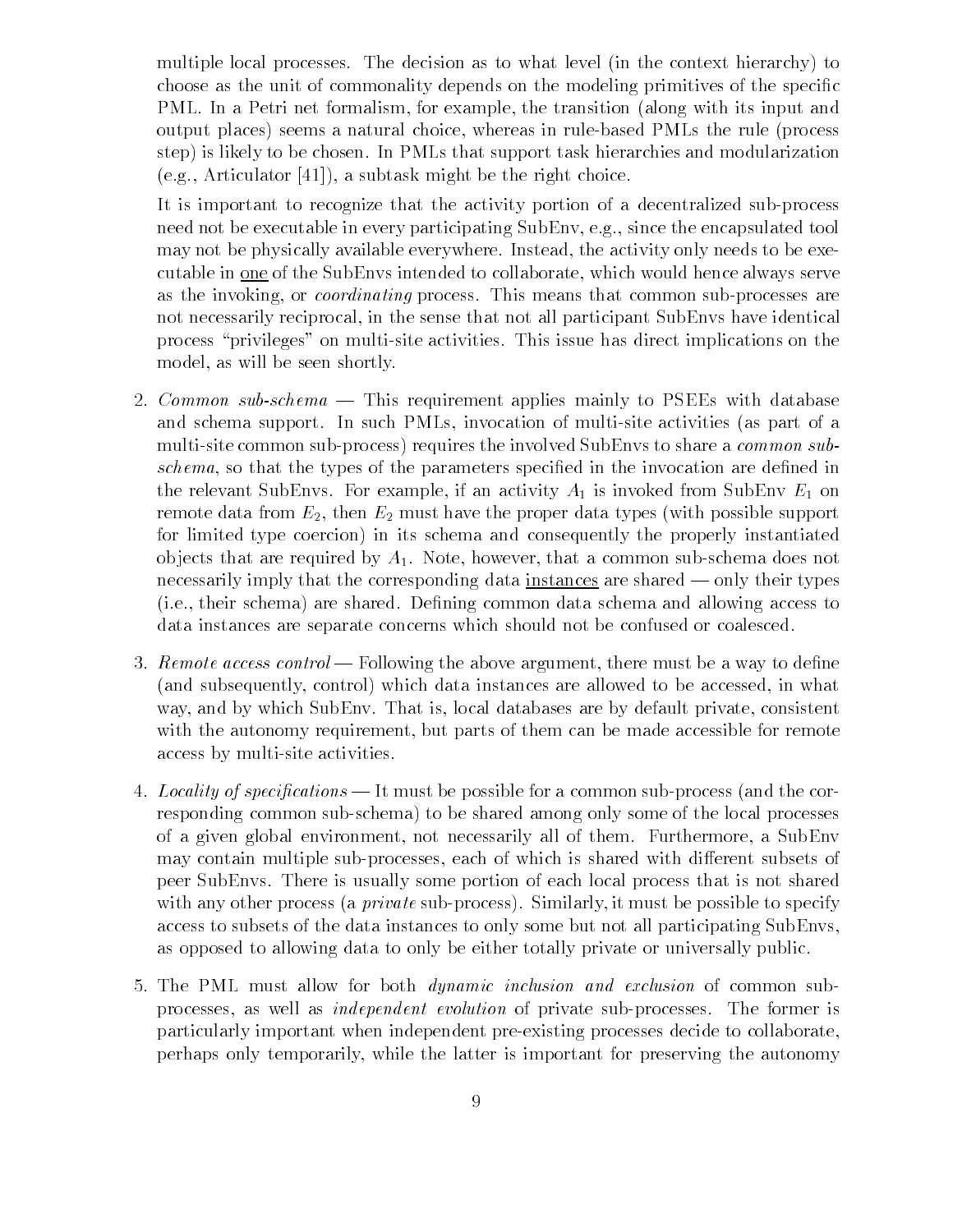multiple local processes. The decision as to what level (in the context hierarchy) to choose as the unit of commonality depends on the modeling primitives of the specific PML. In a Petri net formalism, for example, the transition (along with its input and output places) seems a natural choice, whereas in rule-based PMLs the rule (process step) is likely to be chosen. In PMLs that support task hierarchies and modularization (e.g., Articulator [41]), a subtask might be the right choice.

It is important to recognize that the activity portion of a decentralized sub-process need not be executable in every participating SubEnv, e.g., since the encapsulated tool may not be physically available everywhere. Instead, the activity only needs to be executable in one of the SubEnvs intended to collaborate, which would hence always serve as the invoking, or *coordinating* process. This means that common sub-processes are not necessarily reciprocal, in the sense that not all participant SubEnvs have identical process "privileges" on multi-site activities. This issue has direct implications on the model, as will be seen shortly.

2. *Common sub-schema* — This requirement applies mainly to PSEEs with database and schema support. In such PMLs, invocation of multi-site activities (as part of a multi-site common sub-process) requires the involved SubEnvs to share a *common sub-schema*, so that the types of the parameters specified in the invocation are defined in the relevant SubEnvs. For example, if an activity $A_1$ is invoked from SubEnv $E_1$ on remote data from $E_2$, then $E_2$ must have the proper data types (with possible support for limited type coercion) in its schema and consequently the properly instantiated objects that are required by $A_1$. Note, however, that a common sub-schema does not necessarily imply that the corresponding data instances are shared — only their types (i.e., their schema) are shared. Defining common data schema and allowing access to data instances are separate concerns which should not be confused or coalesced.

3. *Remote access control* — Following the above argument, there must be a way to define (and subsequently, control) which data instances are allowed to be accessed, in what way, and by which SubEnv. That is, local databases are by default private, consistent with the autonomy requirement, but parts of them can be made accessible for remote access by multi-site activities.

4. *Locality of specifications* — It must be possible for a common sub-process (and the corresponding common sub-schema) to be shared among only some of the local processes of a given global environment, not necessarily all of them. Furthermore, a SubEnv may contain multiple sub-processes, each of which is shared with different subsets of peer SubEnvs. There is usually some portion of each local process that is not shared with any other process (a *private* sub-process). Similarly, it must be possible to specify access to subsets of the data instances to only some but not all participating SubEnvs, as opposed to allowing data to only be either totally private or universally public.

5. The PML must allow for both *dynamic inclusion and exclusion* of common sub-processes, as well as *independent evolution* of private sub-processes. The former is particularly important when independent pre-existing processes decide to collaborate, perhaps only temporarily, while the latter is important for preserving the autonomy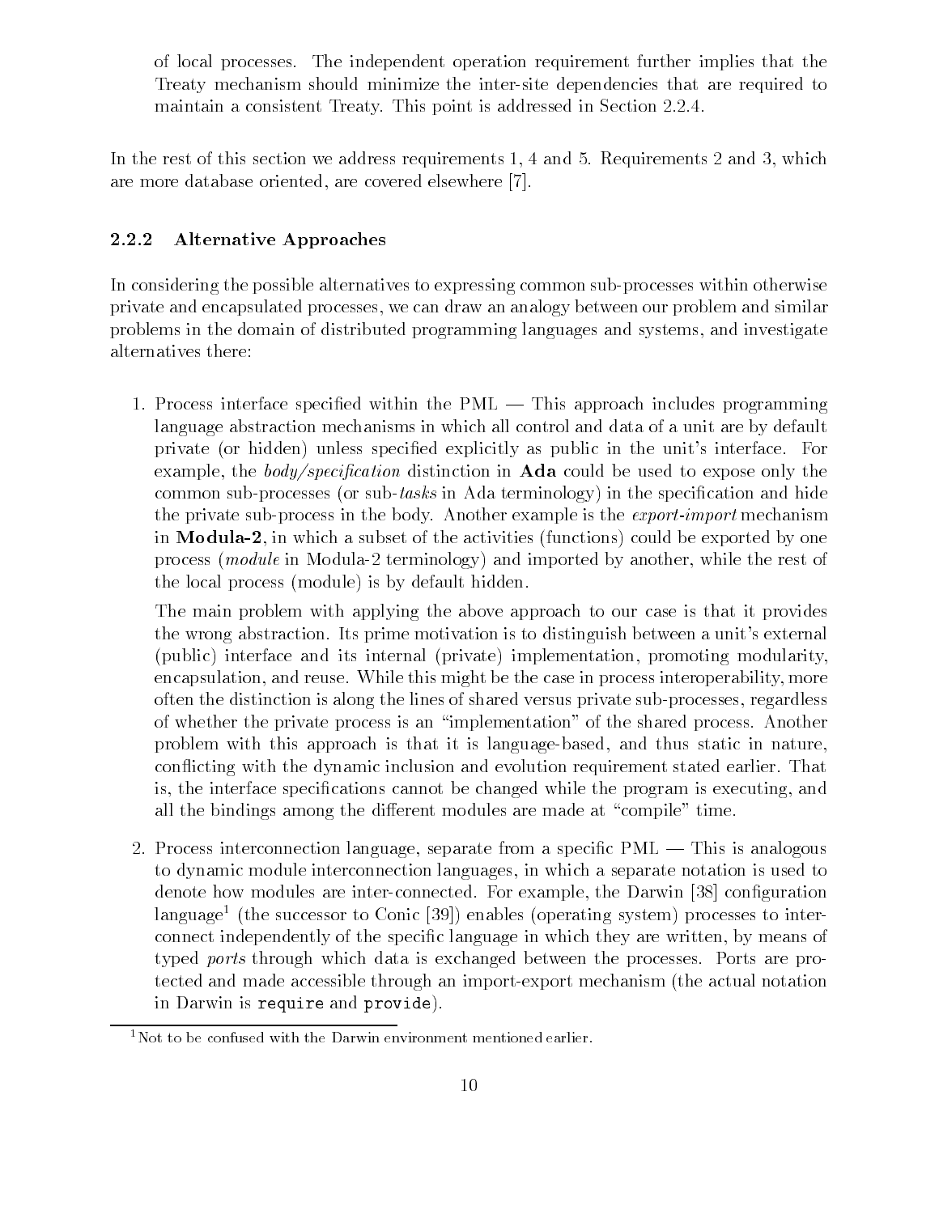of local processes. The independent operation requirement further implies that the Treaty mechanism should minimize the inter-site dependencies that are required to maintain a consistent Treaty. This point is addressed in Section 2.2.4.

In the rest of this section we address requirements 1, 4 and 5. Requirements 2 and 3, which are more database oriented, are covered elsewhere [7].

### 2.2.2 Alternative Approaches

In considering the possible alternatives to expressing common sub-processes within otherwise private and encapsulated processes, we can draw an analogy between our problem and similar problems in the domain of distributed programming languages and systems, and investigate alternatives there:

1. Process interface specified within the PML — This approach includes programming language abstraction mechanisms in which all control and data of a unit are by default private (or hidden) unless specified explicitly as public in the unit's interface. For example, the *body/specification* distinction in **Ada** could be used to expose only the common sub-processes (or sub-*tasks* in Ada terminology) in the specification and hide the private sub-process in the body. Another example is the *export-import* mechanism in **Modula-2**, in which a subset of the activities (functions) could be exported by one process (*module* in Modula-2 terminology) and imported by another, while the rest of the local process (module) is by default hidden.

   The main problem with applying the above approach to our case is that it provides the wrong abstraction. Its prime motivation is to distinguish between a unit's external (public) interface and its internal (private) implementation, promoting modularity, encapsulation, and reuse. While this might be the case in process interoperability, more often the distinction is along the lines of shared versus private sub-processes, regardless of whether the private process is an "implementation" of the shared process. Another problem with this approach is that it is language-based, and thus static in nature, conflicting with the dynamic inclusion and evolution requirement stated earlier. That is, the interface specifications cannot be changed while the program is executing, and all the bindings among the different modules are made at "compile" time.

2. Process interconnection language, separate from a specific PML — This is analogous to dynamic module interconnection languages, in which a separate notation is used to denote how modules are inter-connected. For example, the Darwin [38] configuration language[1] (the successor to Conic [39]) enables (operating system) processes to inter-connect independently of the specific language in which they are written, by means of typed *ports* through which data is exchanged between the processes. Ports are protected and made accessible through an import-export mechanism (the actual notation in Darwin is `require` and `provide`).

[1] Not to be confused with the Darwin environment mentioned earlier.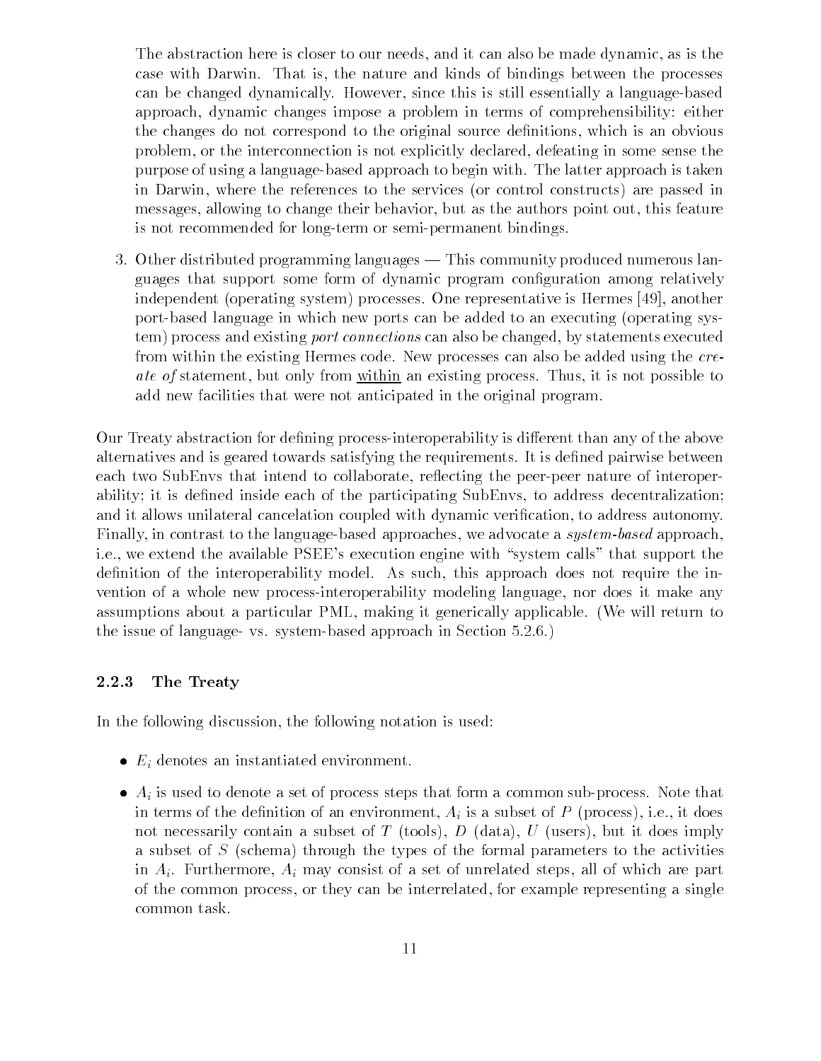The abstraction here is closer to our needs, and it can also be made dynamic, as is the case with Darwin. That is, the nature and kinds of bindings between the processes can be changed dynamically. However, since this is still essentially a language-based approach, dynamic changes impose a problem in terms of comprehensibility: either the changes do not correspond to the original source definitions, which is an obvious problem, or the interconnection is not explicitly declared, defeating in some sense the purpose of using a language-based approach to begin with. The latter approach is taken in Darwin, where the references to the services (or control constructs) are passed in messages, allowing to change their behavior, but as the authors point out, this feature is not recommended for long-term or semi-permanent bindings.

3. Other distributed programming languages — This community produced numerous languages that support some form of dynamic program configuration among relatively independent (operating system) processes. One representative is Hermes [49], another port-based language in which new ports can be added to an executing (operating system) process and existing *port connections* can also be changed, by statements executed from within the existing Hermes code. New processes can also be added using the *create of* statement, but only from <u>within</u> an existing process. Thus, it is not possible to add new facilities that were not anticipated in the original program.

Our Treaty abstraction for defining process-interoperability is different than any of the above alternatives and is geared towards satisfying the requirements. It is defined pairwise between each two SubEnvs that intend to collaborate, reflecting the peer-peer nature of interoperability; it is defined inside each of the participating SubEnvs, to address decentralization; and it allows unilateral cancelation coupled with dynamic verification, to address autonomy. Finally, in contrast to the language-based approaches, we advocate a *system-based* approach, i.e., we extend the available PSEE's execution engine with "system calls" that support the definition of the interoperability model. As such, this approach does not require the invention of a whole new process-interoperability modeling language, nor does it make any assumptions about a particular PML, making it generically applicable. (We will return to the issue of language- vs. system-based approach in Section 5.2.6.)

### 2.2.3 The Treaty

In the following discussion, the following notation is used:

- $E_i$ denotes an instantiated environment.
- $A_i$ is used to denote a set of process steps that form a common sub-process. Note that in terms of the definition of an environment, $A_i$ is a subset of $P$ (process), i.e., it does not necessarily contain a subset of $T$ (tools), $D$ (data), $U$ (users), but it does imply a subset of $S$ (schema) through the types of the formal parameters to the activities in $A_i$. Furthermore, $A_i$ may consist of a set of unrelated steps, all of which are part of the common process, or they can be interrelated, for example representing a single common task.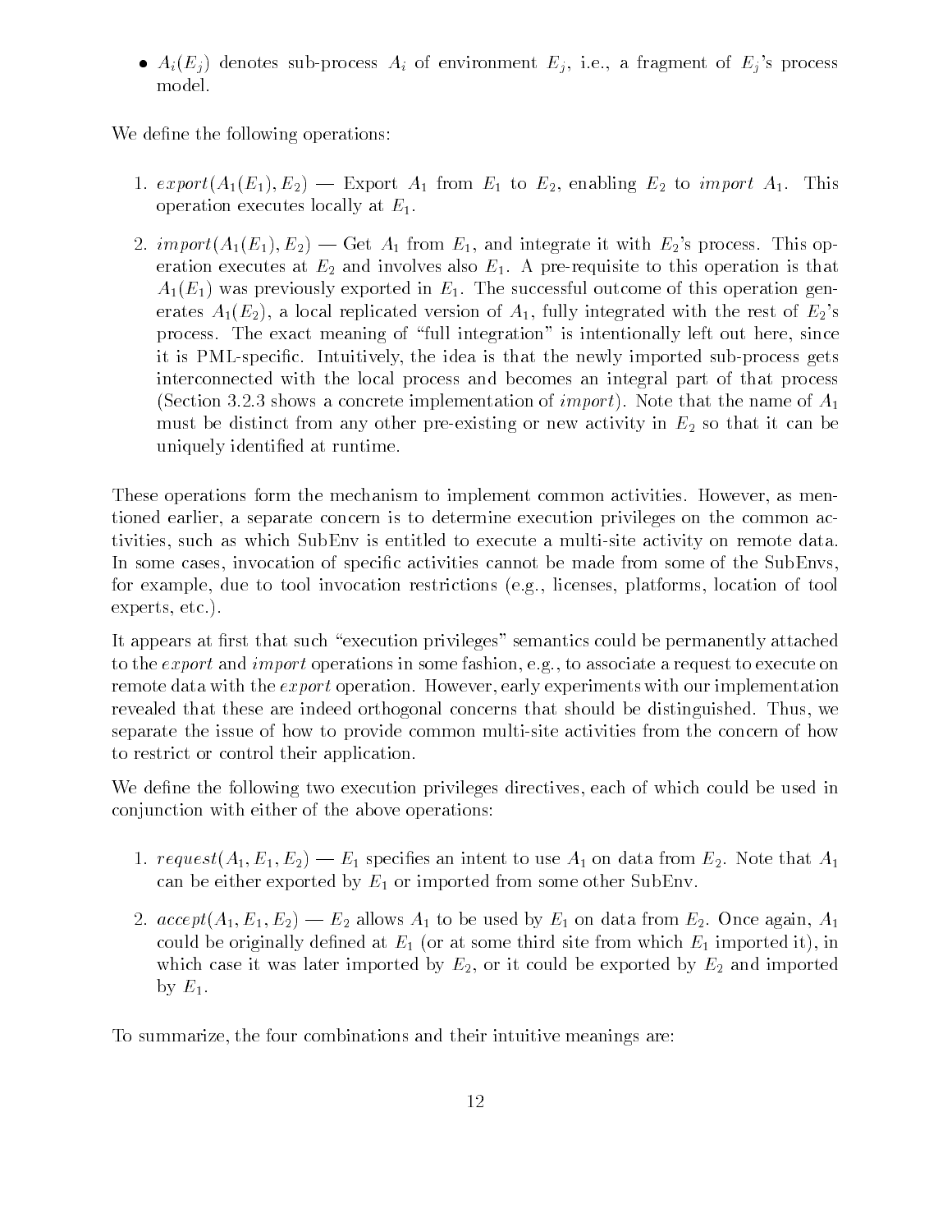- $A_i(E_j)$ denotes sub-process $A_i$ of environment $E_j$, i.e., a fragment of $E_j$'s process model.

We define the following operations:

1. $export(A_1(E_1), E_2)$ — Export $A_1$ from $E_1$ to $E_2$, enabling $E_2$ to $import$ $A_1$. This operation executes locally at $E_1$.

2. $import(A_1(E_1), E_2)$ — Get $A_1$ from $E_1$, and integrate it with $E_2$'s process. This operation executes at $E_2$ and involves also $E_1$. A pre-requisite to this operation is that $A_1(E_1)$ was previously exported in $E_1$. The successful outcome of this operation generates $A_1(E_2)$, a local replicated version of $A_1$, fully integrated with the rest of $E_2$'s process. The exact meaning of "full integration" is intentionally left out here, since it is PML-specific. Intuitively, the idea is that the newly imported sub-process gets interconnected with the local process and becomes an integral part of that process (Section 3.2.3 shows a concrete implementation of *import*). Note that the name of $A_1$ must be distinct from any other pre-existing or new activity in $E_2$ so that it can be uniquely identified at runtime.

These operations form the mechanism to implement common activities. However, as mentioned earlier, a separate concern is to determine execution privileges on the common activities, such as which SubEnv is entitled to execute a multi-site activity on remote data. In some cases, invocation of specific activities cannot be made from some of the SubEnvs, for example, due to tool invocation restrictions (e.g., licenses, platforms, location of tool experts, etc.).

It appears at first that such "execution privileges" semantics could be permanently attached to the *export* and *import* operations in some fashion, e.g., to associate a request to execute on remote data with the *export* operation. However, early experiments with our implementation revealed that these are indeed orthogonal concerns that should be distinguished. Thus, we separate the issue of how to provide common multi-site activities from the concern of how to restrict or control their application.

We define the following two execution privileges directives, each of which could be used in conjunction with either of the above operations:

1. $request(A_1, E_1, E_2)$ — $E_1$ specifies an intent to use $A_1$ on data from $E_2$. Note that $A_1$ can be either exported by $E_1$ or imported from some other SubEnv.

2. $accept(A_1, E_1, E_2)$ — $E_2$ allows $A_1$ to be used by $E_1$ on data from $E_2$. Once again, $A_1$ could be originally defined at $E_1$ (or at some third site from which $E_1$ imported it), in which case it was later imported by $E_2$, or it could be exported by $E_2$ and imported by $E_1$.

To summarize, the four combinations and their intuitive meanings are: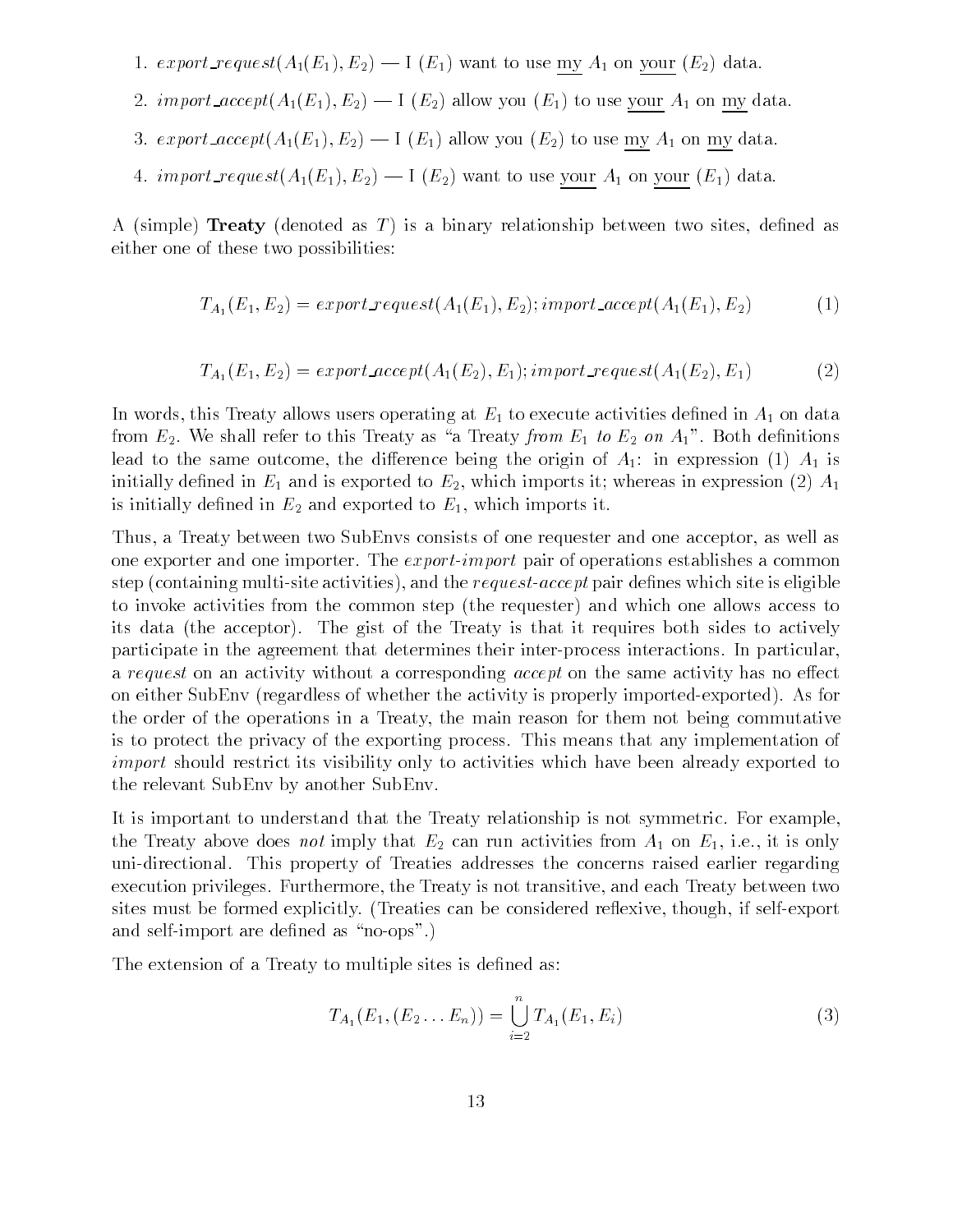1. $export\_request(A_1(E_1), E_2)$ — I ($E_1$) want to use my $A_1$ on your ($E_2$) data.
2. $import\_accept(A_1(E_1), E_2)$ — I ($E_2$) allow you ($E_1$) to use your $A_1$ on my data.
3. $export\_accept(A_1(E_1), E_2)$ — I ($E_1$) allow you ($E_2$) to use my $A_1$ on my data.
4. $import\_request(A_1(E_1), E_2)$ — I ($E_2$) want to use your $A_1$ on your ($E_1$) data.

A (simple) **Treaty** (denoted as $T$) is a binary relationship between two sites, defined as either one of these two possibilities:

$$T_{A_1}(E_1, E_2) = export\_request(A_1(E_1), E_2); import\_accept(A_1(E_1), E_2) \tag{1}$$

$$T_{A_1}(E_1, E_2) = export\_accept(A_1(E_2), E_1); import\_request(A_1(E_2), E_1) \tag{2}$$

In words, this Treaty allows users operating at $E_1$ to execute activities defined in $A_1$ on data from $E_2$. We shall refer to this Treaty as "a Treaty *from* $E_1$ *to* $E_2$ *on* $A_1$". Both definitions lead to the same outcome, the difference being the origin of $A_1$: in expression (1) $A_1$ is initially defined in $E_1$ and is exported to $E_2$, which imports it; whereas in expression (2) $A_1$ is initially defined in $E_2$ and exported to $E_1$, which imports it.

Thus, a Treaty between two SubEnvs consists of one requester and one acceptor, as well as one exporter and one importer. The *export-import* pair of operations establishes a common step (containing multi-site activities), and the *request-accept* pair defines which site is eligible to invoke activities from the common step (the requester) and which one allows access to its data (the acceptor). The gist of the Treaty is that it requires both sides to actively participate in the agreement that determines their inter-process interactions. In particular, a *request* on an activity without a corresponding *accept* on the same activity has no effect on either SubEnv (regardless of whether the activity is properly imported-exported). As for the order of the operations in a Treaty, the main reason for them not being commutative is to protect the privacy of the exporting process. This means that any implementation of *import* should restrict its visibility only to activities which have been already exported to the relevant SubEnv by another SubEnv.

It is important to understand that the Treaty relationship is not symmetric. For example, the Treaty above does *not* imply that $E_2$ can run activities from $A_1$ on $E_1$, i.e., it is only uni-directional. This property of Treaties addresses the concerns raised earlier regarding execution privileges. Furthermore, the Treaty is not transitive, and each Treaty between two sites must be formed explicitly. (Treaties can be considered reflexive, though, if self-export and self-import are defined as "no-ops".)

The extension of a Treaty to multiple sites is defined as:

$$T_{A_1}(E_1, (E_2 \ldots E_n)) = \bigcup_{i=2}^{n} T_{A_1}(E_1, E_i) \tag{3}$$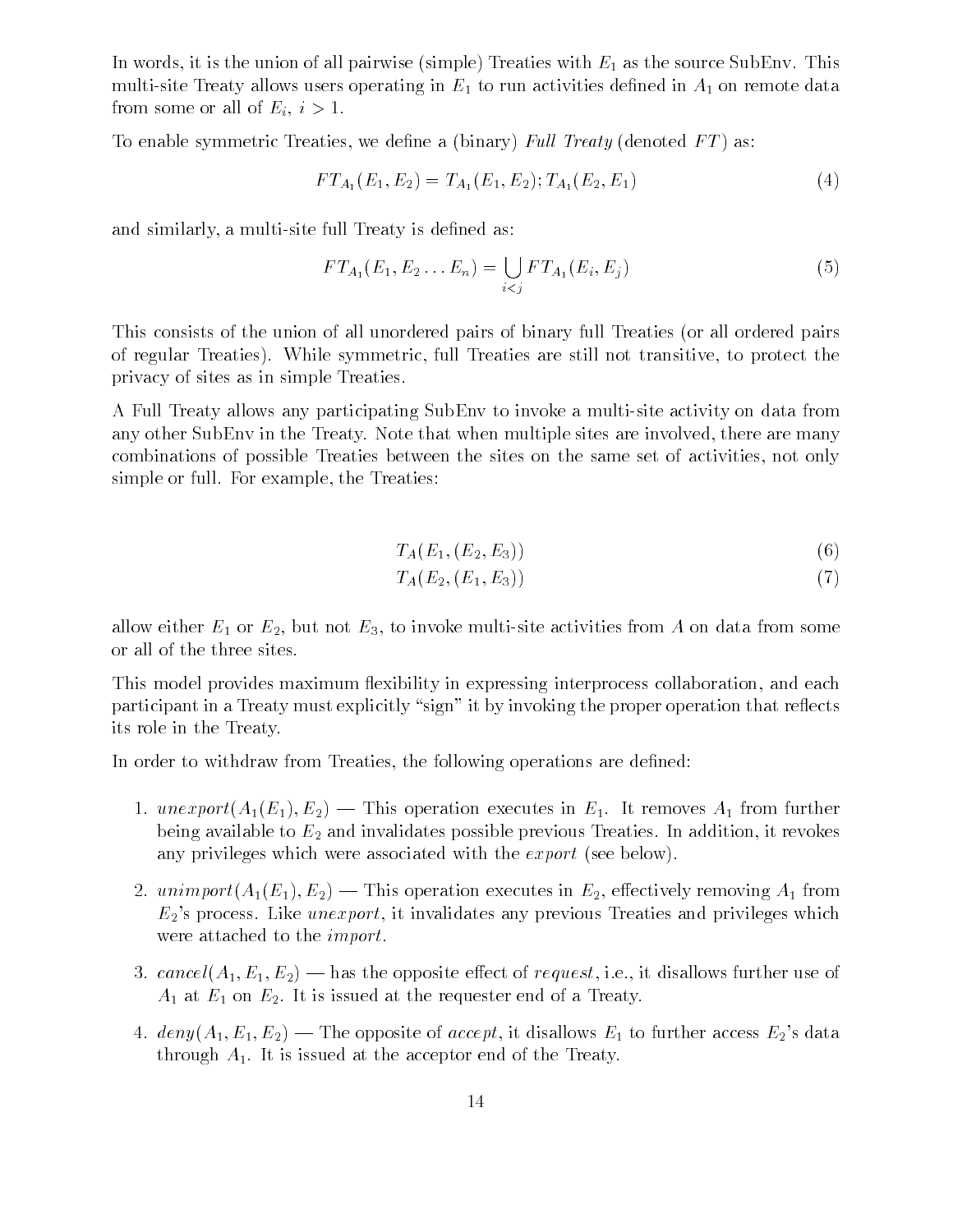In words, it is the union of all pairwise (simple) Treaties with $E_1$ as the source SubEnv. This multi-site Treaty allows users operating in $E_1$ to run activities defined in $A_1$ on remote data from some or all of $E_i$, $i > 1$.

To enable symmetric Treaties, we define a (binary) *Full Treaty* (denoted $FT$) as:

$$FT_{A_1}(E_1, E_2) = T_{A_1}(E_1, E_2); T_{A_1}(E_2, E_1) \tag{4}$$

and similarly, a multi-site full Treaty is defined as:

$$FT_{A_1}(E_1, E_2 \ldots E_n) = \bigcup_{i<j} FT_{A_1}(E_i, E_j) \tag{5}$$

This consists of the union of all unordered pairs of binary full Treaties (or all ordered pairs of regular Treaties). While symmetric, full Treaties are still not transitive, to protect the privacy of sites as in simple Treaties.

A Full Treaty allows any participating SubEnv to invoke a multi-site activity on data from any other SubEnv in the Treaty. Note that when multiple sites are involved, there are many combinations of possible Treaties between the sites on the same set of activities, not only simple or full. For example, the Treaties:

$$T_A(E_1, (E_2, E_3)) \tag{6}$$

$$T_A(E_2, (E_1, E_3)) \tag{7}$$

allow either $E_1$ or $E_2$, but not $E_3$, to invoke multi-site activities from $A$ on data from some or all of the three sites.

This model provides maximum flexibility in expressing interprocess collaboration, and each participant in a Treaty must explicitly "sign" it by invoking the proper operation that reflects its role in the Treaty.

In order to withdraw from Treaties, the following operations are defined:

1. $unexport(A_1(E_1), E_2)$ — This operation executes in $E_1$. It removes $A_1$ from further being available to $E_2$ and invalidates possible previous Treaties. In addition, it revokes any privileges which were associated with the $export$ (see below).

2. $unimport(A_1(E_1), E_2)$ — This operation executes in $E_2$, effectively removing $A_1$ from $E_2$'s process. Like $unexport$, it invalidates any previous Treaties and privileges which were attached to the $import$.

3. $cancel(A_1, E_1, E_2)$ — has the opposite effect of $request$, i.e., it disallows further use of $A_1$ at $E_1$ on $E_2$. It is issued at the requester end of a Treaty.

4. $deny(A_1, E_1, E_2)$ — The opposite of $accept$, it disallows $E_1$ to further access $E_2$'s data through $A_1$. It is issued at the acceptor end of the Treaty.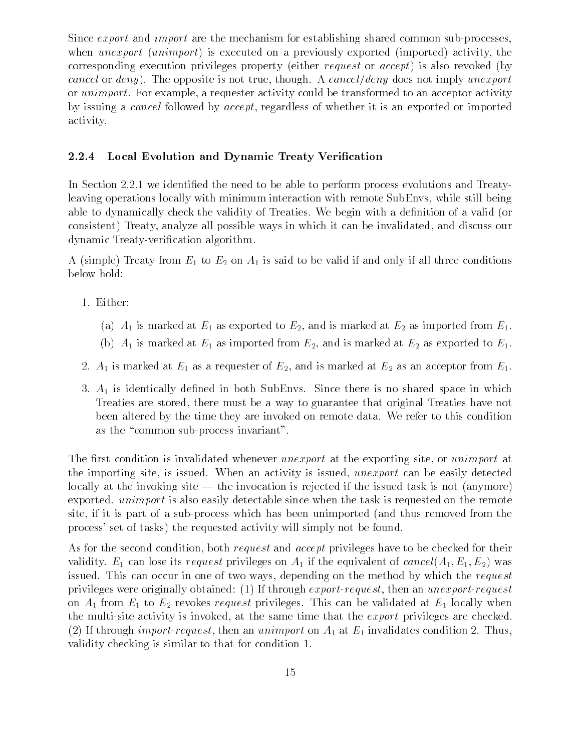Since *export* and *import* are the mechanism for establishing shared common sub-processes, when *unexport* (*unimport*) is executed on a previously exported (imported) activity, the corresponding execution privileges property (either *request* or *accept*) is also revoked (by *cancel* or *deny*). The opposite is not true, though. A *cancel*/*deny* does not imply *unexport* or *unimport*. For example, a requester activity could be transformed to an acceptor activity by issuing a *cancel* followed by *accept*, regardless of whether it is an exported or imported activity.

### 2.2.4 Local Evolution and Dynamic Treaty Verification

In Section 2.2.1 we identified the need to be able to perform process evolutions and Treaty-leaving operations locally with minimum interaction with remote SubEnvs, while still being able to dynamically check the validity of Treaties. We begin with a definition of a valid (or consistent) Treaty, analyze all possible ways in which it can be invalidated, and discuss our dynamic Treaty-verification algorithm.

A (simple) Treaty from $E_1$ to $E_2$ on $A_1$ is said to be valid if and only if all three conditions below hold:

1. Either:
   (a) $A_1$ is marked at $E_1$ as exported to $E_2$, and is marked at $E_2$ as imported from $E_1$.
   (b) $A_1$ is marked at $E_1$ as imported from $E_2$, and is marked at $E_2$ as exported to $E_1$.
2. $A_1$ is marked at $E_1$ as a requester of $E_2$, and is marked at $E_2$ as an acceptor from $E_1$.
3. $A_1$ is identically defined in both SubEnvs. Since there is no shared space in which Treaties are stored, there must be a way to guarantee that original Treaties have not been altered by the time they are invoked on remote data. We refer to this condition as the "common sub-process invariant".

The first condition is invalidated whenever *unexport* at the exporting site, or *unimport* at the importing site, is issued. When an activity is issued, *unexport* can be easily detected locally at the invoking site — the invocation is rejected if the issued task is not (anymore) exported. *unimport* is also easily detectable since when the task is requested on the remote site, if it is part of a sub-process which has been unimported (and thus removed from the process' set of tasks) the requested activity will simply not be found.

As for the second condition, both *request* and *accept* privileges have to be checked for their validity. $E_1$ can lose its *request* privileges on $A_1$ if the equivalent of $cancel(A_1, E_1, E_2)$ was issued. This can occur in one of two ways, depending on the method by which the *request* privileges were originally obtained: (1) If through *export-request*, then an *unexport-request* on $A_1$ from $E_1$ to $E_2$ revokes *request* privileges. This can be validated at $E_1$ locally when the multi-site activity is invoked, at the same time that the *export* privileges are checked. (2) If through *import-request*, then an *unimport* on $A_1$ at $E_1$ invalidates condition 2. Thus, validity checking is similar to that for condition 1.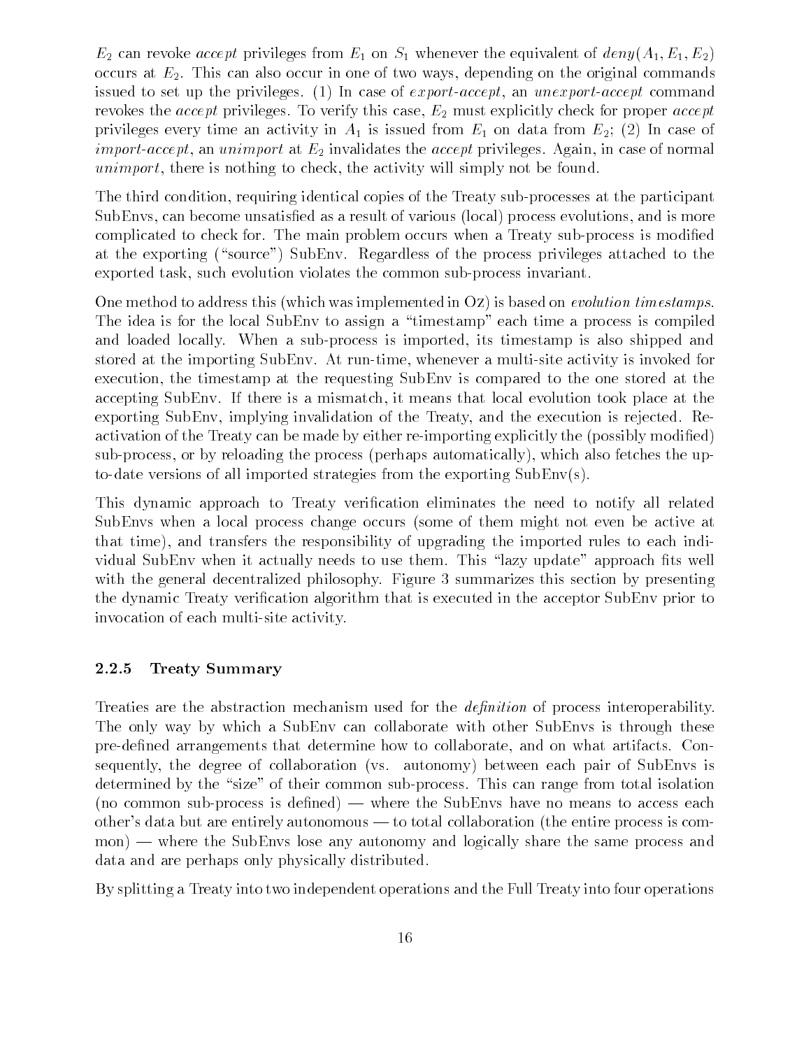$E_2$ can revoke *accept* privileges from $E_1$ on $S_1$ whenever the equivalent of $deny(A_1, E_1, E_2)$ occurs at $E_2$. This can also occur in one of two ways, depending on the original commands issued to set up the privileges. (1) In case of *export-accept*, an *unexport-accept* command revokes the *accept* privileges. To verify this case, $E_2$ must explicitly check for proper *accept* privileges every time an activity in $A_1$ is issued from $E_1$ on data from $E_2$; (2) In case of *import-accept*, an *unimport* at $E_2$ invalidates the *accept* privileges. Again, in case of normal *unimport*, there is nothing to check, the activity will simply not be found.

The third condition, requiring identical copies of the Treaty sub-processes at the participant SubEnvs, can become unsatisfied as a result of various (local) process evolutions, and is more complicated to check for. The main problem occurs when a Treaty sub-process is modified at the exporting ("source") SubEnv. Regardless of the process privileges attached to the exported task, such evolution violates the common sub-process invariant.

One method to address this (which was implemented in Oz) is based on *evolution timestamps*. The idea is for the local SubEnv to assign a "timestamp" each time a process is compiled and loaded locally. When a sub-process is imported, its timestamp is also shipped and stored at the importing SubEnv. At run-time, whenever a multi-site activity is invoked for execution, the timestamp at the requesting SubEnv is compared to the one stored at the accepting SubEnv. If there is a mismatch, it means that local evolution took place at the exporting SubEnv, implying invalidation of the Treaty, and the execution is rejected. Re-activation of the Treaty can be made by either re-importing explicitly the (possibly modified) sub-process, or by reloading the process (perhaps automatically), which also fetches the up-to-date versions of all imported strategies from the exporting SubEnv(s).

This dynamic approach to Treaty verification eliminates the need to notify all related SubEnvs when a local process change occurs (some of them might not even be active at that time), and transfers the responsibility of upgrading the imported rules to each individual SubEnv when it actually needs to use them. This "lazy update" approach fits well with the general decentralized philosophy. Figure 3 summarizes this section by presenting the dynamic Treaty verification algorithm that is executed in the acceptor SubEnv prior to invocation of each multi-site activity.

### 2.2.5 Treaty Summary

Treaties are the abstraction mechanism used for the *definition* of process interoperability. The only way by which a SubEnv can collaborate with other SubEnvs is through these pre-defined arrangements that determine how to collaborate, and on what artifacts. Consequently, the degree of collaboration (vs. autonomy) between each pair of SubEnvs is determined by the "size" of their common sub-process. This can range from total isolation (no common sub-process is defined) — where the SubEnvs have no means to access each other's data but are entirely autonomous — to total collaboration (the entire process is common) — where the SubEnvs lose any autonomy and logically share the same process and data and are perhaps only physically distributed.

By splitting a Treaty into two independent operations and the Full Treaty into four operations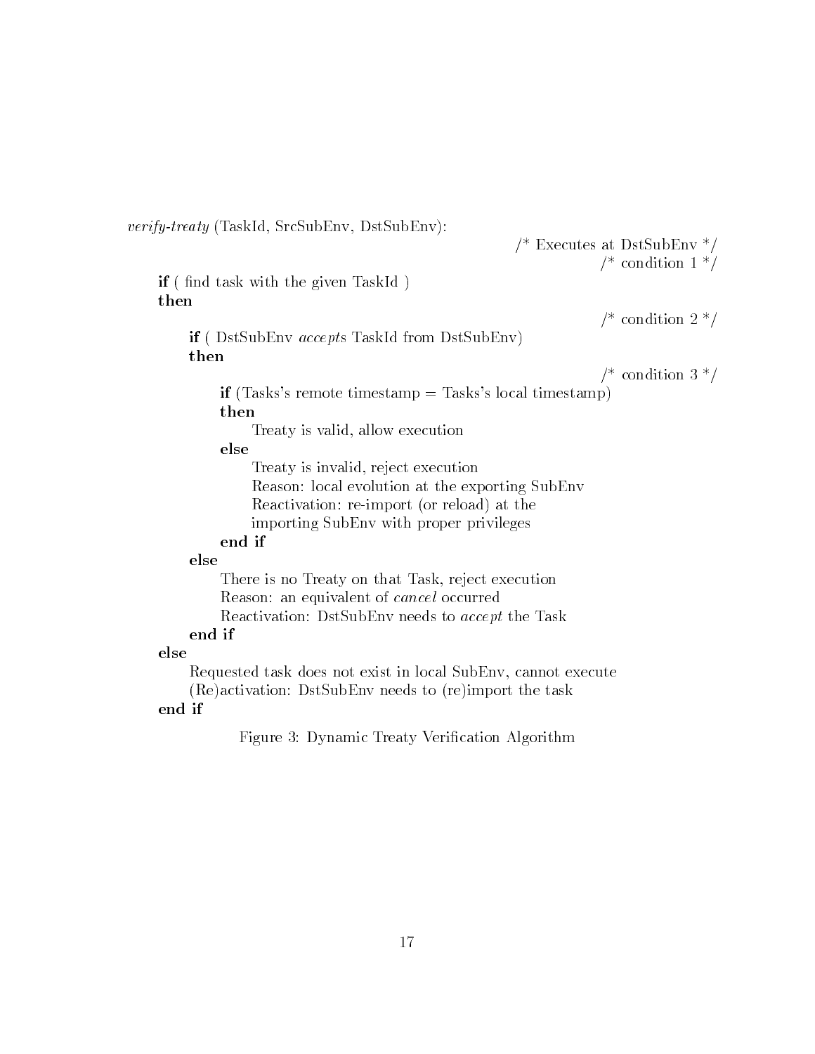```
verify-treaty (TaskId, SrcSubEnv, DstSubEnv):
                                                        /* Executes at DstSubEnv */
                                                                  /* condition 1 */
    if ( find task with the given TaskId )
    then
                                                                  /* condition 2 */
        if ( DstSubEnv accepts TaskId from DstSubEnv)
        then
                                                                  /* condition 3 */
            if (Tasks's remote timestamp = Tasks's local timestamp)
            then
                Treaty is valid, allow execution
            else
                Treaty is invalid, reject execution
                Reason: local evolution at the exporting SubEnv
                Reactivation: re-import (or reload) at the
                importing SubEnv with proper privileges
            end if
        else
            There is no Treaty on that Task, reject execution
            Reason: an equivalent of cancel occurred
            Reactivation: DstSubEnv needs to accept the Task
        end if
    else
        Requested task does not exist in local SubEnv, cannot execute
        (Re)activation: DstSubEnv needs to (re)import the task
    end if
```

Figure 3: Dynamic Treaty Verification Algorithm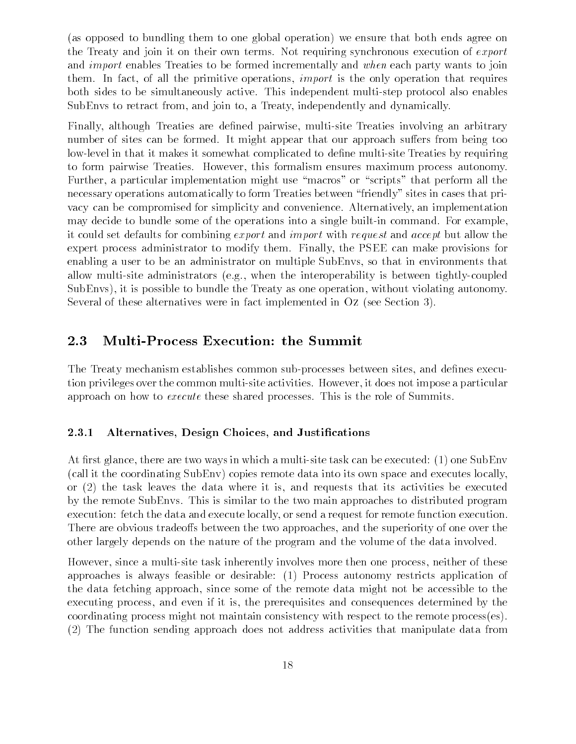(as opposed to bundling them to one global operation) we ensure that both ends agree on the Treaty and join it on their own terms. Not requiring synchronous execution of *export* and *import* enables Treaties to be formed incrementally and *when* each party wants to join them. In fact, of all the primitive operations, *import* is the only operation that requires both sides to be simultaneously active. This independent multi-step protocol also enables SubEnvs to retract from, and join to, a Treaty, independently and dynamically.

Finally, although Treaties are defined pairwise, multi-site Treaties involving an arbitrary number of sites can be formed. It might appear that our approach suffers from being too low-level in that it makes it somewhat complicated to define multi-site Treaties by requiring to form pairwise Treaties. However, this formalism ensures maximum process autonomy. Further, a particular implementation might use "macros" or "scripts" that perform all the necessary operations automatically to form Treaties between "friendly" sites in cases that privacy can be compromised for simplicity and convenience. Alternatively, an implementation may decide to bundle some of the operations into a single built-in command. For example, it could set defaults for combining *export* and *import* with *request* and *accept* but allow the expert process administrator to modify them. Finally, the PSEE can make provisions for enabling a user to be an administrator on multiple SubEnvs, so that in environments that allow multi-site administrators (e.g., when the interoperability is between tightly-coupled SubEnvs), it is possible to bundle the Treaty as one operation, without violating autonomy. Several of these alternatives were in fact implemented in Oz (see Section 3).

## 2.3 Multi-Process Execution: the Summit

The Treaty mechanism establishes common sub-processes between sites, and defines execution privileges over the common multi-site activities. However, it does not impose a particular approach on how to *execute* these shared processes. This is the role of Summits.

### 2.3.1 Alternatives, Design Choices, and Justifications

At first glance, there are two ways in which a multi-site task can be executed: (1) one SubEnv (call it the coordinating SubEnv) copies remote data into its own space and executes locally, or (2) the task leaves the data where it is, and requests that its activities be executed by the remote SubEnvs. This is similar to the two main approaches to distributed program execution: fetch the data and execute locally, or send a request for remote function execution. There are obvious tradeoffs between the two approaches, and the superiority of one over the other largely depends on the nature of the program and the volume of the data involved.

However, since a multi-site task inherently involves more then one process, neither of these approaches is always feasible or desirable: (1) Process autonomy restricts application of the data fetching approach, since some of the remote data might not be accessible to the executing process, and even if it is, the prerequisites and consequences determined by the coordinating process might not maintain consistency with respect to the remote process(es). (2) The function sending approach does not address activities that manipulate data from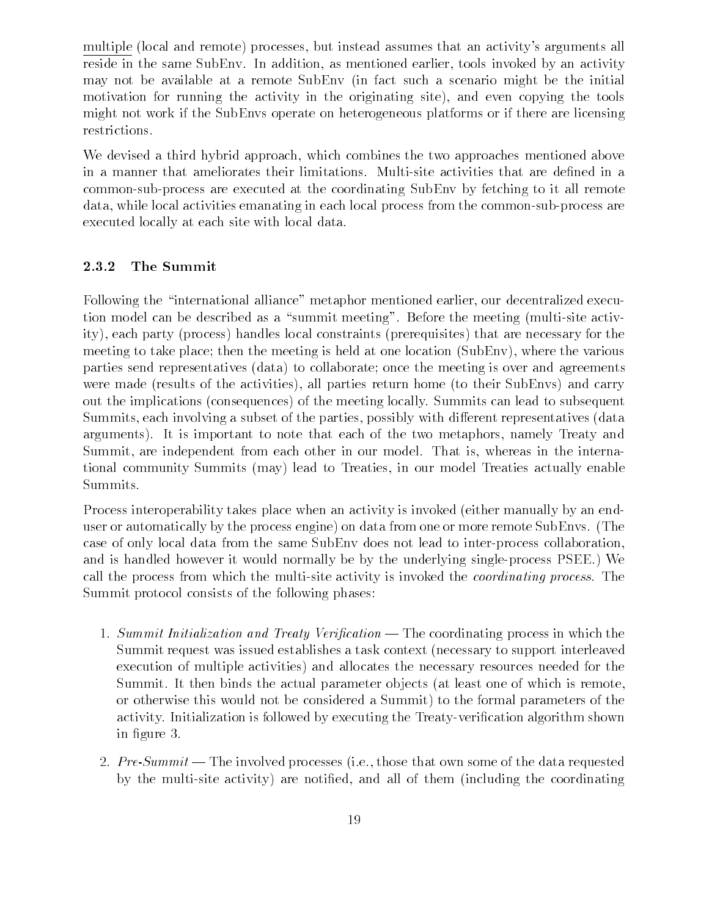multiple (local and remote) processes, but instead assumes that an activity's arguments all reside in the same SubEnv. In addition, as mentioned earlier, tools invoked by an activity may not be available at a remote SubEnv (in fact such a scenario might be the initial motivation for running the activity in the originating site), and even copying the tools might not work if the SubEnvs operate on heterogeneous platforms or if there are licensing restrictions.

We devised a third hybrid approach, which combines the two approaches mentioned above in a manner that ameliorates their limitations. Multi-site activities that are defined in a common-sub-process are executed at the coordinating SubEnv by fetching to it all remote data, while local activities emanating in each local process from the common-sub-process are executed locally at each site with local data.

### 2.3.2 The Summit

Following the "international alliance" metaphor mentioned earlier, our decentralized execution model can be described as a "summit meeting". Before the meeting (multi-site activity), each party (process) handles local constraints (prerequisites) that are necessary for the meeting to take place; then the meeting is held at one location (SubEnv), where the various parties send representatives (data) to collaborate; once the meeting is over and agreements were made (results of the activities), all parties return home (to their SubEnvs) and carry out the implications (consequences) of the meeting locally. Summits can lead to subsequent Summits, each involving a subset of the parties, possibly with different representatives (data arguments). It is important to note that each of the two metaphors, namely Treaty and Summit, are independent from each other in our model. That is, whereas in the international community Summits (may) lead to Treaties, in our model Treaties actually enable Summits.

Process interoperability takes place when an activity is invoked (either manually by an end-user or automatically by the process engine) on data from one or more remote SubEnvs. (The case of only local data from the same SubEnv does not lead to inter-process collaboration, and is handled however it would normally be by the underlying single-process PSEE.) We call the process from which the multi-site activity is invoked the *coordinating process*. The Summit protocol consists of the following phases:

1. *Summit Initialization and Treaty Verification* — The coordinating process in which the Summit request was issued establishes a task context (necessary to support interleaved execution of multiple activities) and allocates the necessary resources needed for the Summit. It then binds the actual parameter objects (at least one of which is remote, or otherwise this would not be considered a Summit) to the formal parameters of the activity. Initialization is followed by executing the Treaty-verification algorithm shown in figure 3.

2. *Pre-Summit* — The involved processes (i.e., those that own some of the data requested by the multi-site activity) are notified, and all of them (including the coordinating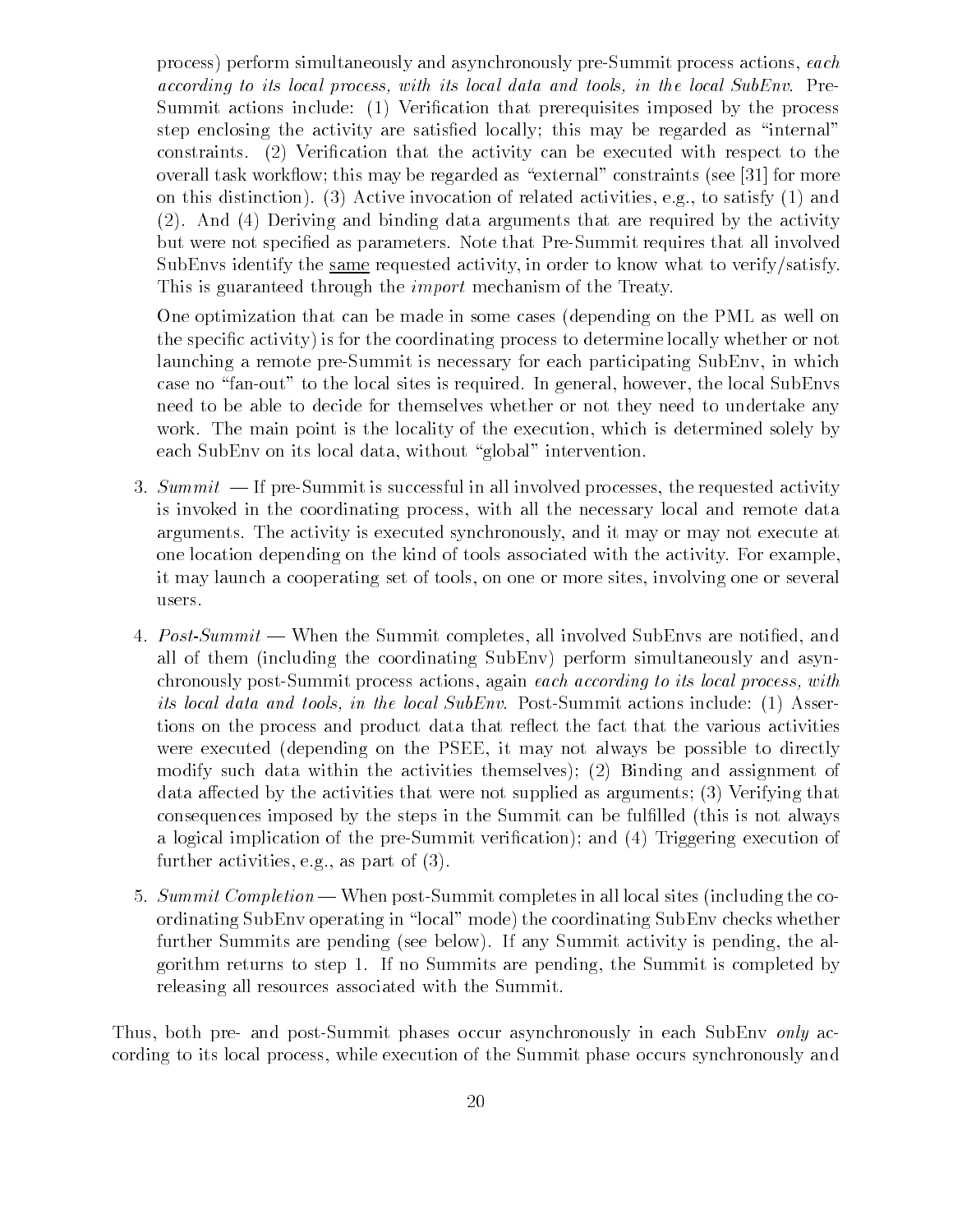process) perform simultaneously and asynchronously pre-Summit process actions, *each according to its local process, with its local data and tools, in the local SubEnv*. Pre-Summit actions include: (1) Verification that prerequisites imposed by the process step enclosing the activity are satisfied locally; this may be regarded as "internal" constraints. (2) Verification that the activity can be executed with respect to the overall task workflow; this may be regarded as "external" constraints (see [31] for more on this distinction). (3) Active invocation of related activities, e.g., to satisfy (1) and (2). And (4) Deriving and binding data arguments that are required by the activity but were not specified as parameters. Note that Pre-Summit requires that all involved SubEnvs identify the <u>same</u> requested activity, in order to know what to verify/satisfy. This is guaranteed through the *import* mechanism of the Treaty.

One optimization that can be made in some cases (depending on the PML as well on the specific activity) is for the coordinating process to determine locally whether or not launching a remote pre-Summit is necessary for each participating SubEnv, in which case no "fan-out" to the local sites is required. In general, however, the local SubEnvs need to be able to decide for themselves whether or not they need to undertake any work. The main point is the locality of the execution, which is determined solely by each SubEnv on its local data, without "global" intervention.

3. *Summit* — If pre-Summit is successful in all involved processes, the requested activity is invoked in the coordinating process, with all the necessary local and remote data arguments. The activity is executed synchronously, and it may or may not execute at one location depending on the kind of tools associated with the activity. For example, it may launch a cooperating set of tools, on one or more sites, involving one or several users.

4. *Post-Summit* — When the Summit completes, all involved SubEnvs are notified, and all of them (including the coordinating SubEnv) perform simultaneously and asynchronously post-Summit process actions, again *each according to its local process, with its local data and tools, in the local SubEnv*. Post-Summit actions include: (1) Assertions on the process and product data that reflect the fact that the various activities were executed (depending on the PSEE, it may not always be possible to directly modify such data within the activities themselves); (2) Binding and assignment of data affected by the activities that were not supplied as arguments; (3) Verifying that consequences imposed by the steps in the Summit can be fulfilled (this is not always a logical implication of the pre-Summit verification); and (4) Triggering execution of further activities, e.g., as part of (3).

5. *Summit Completion* — When post-Summit completes in all local sites (including the coordinating SubEnv operating in "local" mode) the coordinating SubEnv checks whether further Summits are pending (see below). If any Summit activity is pending, the algorithm returns to step 1. If no Summits are pending, the Summit is completed by releasing all resources associated with the Summit.

Thus, both pre- and post-Summit phases occur asynchronously in each SubEnv *only* according to its local process, while execution of the Summit phase occurs synchronously and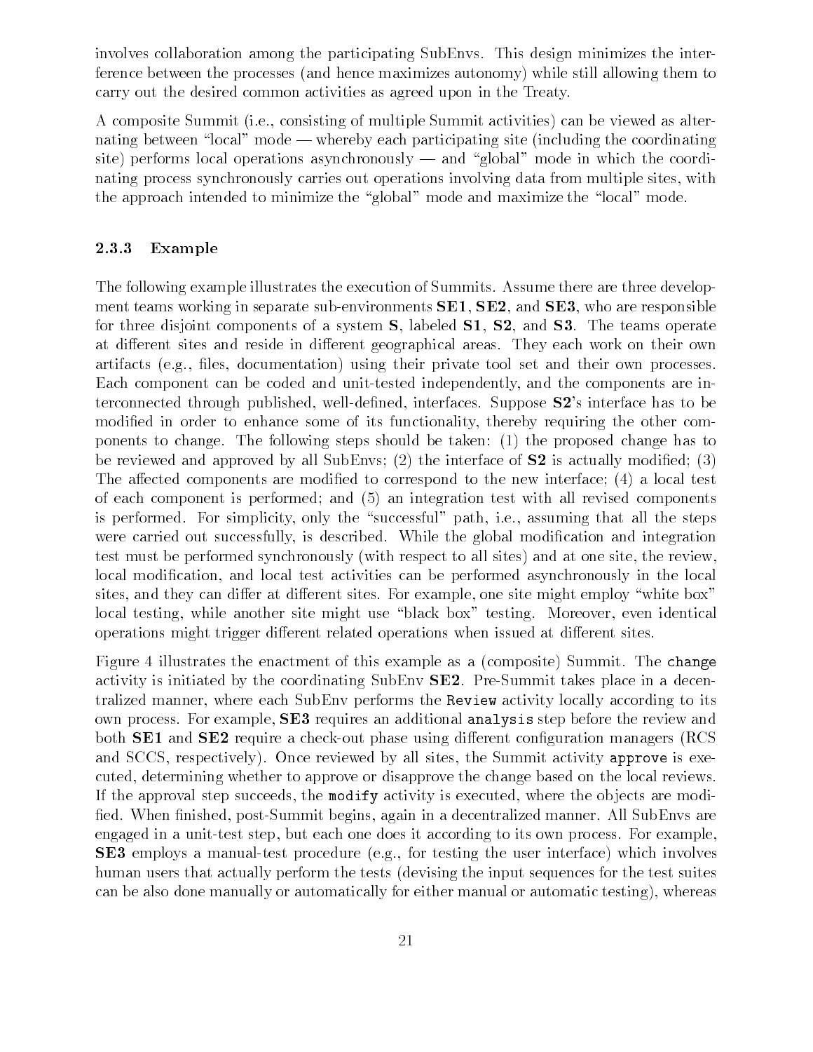involves collaboration among the participating SubEnvs. This design minimizes the interference between the processes (and hence maximizes autonomy) while still allowing them to carry out the desired common activities as agreed upon in the Treaty.

A composite Summit (i.e., consisting of multiple Summit activities) can be viewed as alternating between "local" mode — whereby each participating site (including the coordinating site) performs local operations asynchronously — and "global" mode in which the coordinating process synchronously carries out operations involving data from multiple sites, with the approach intended to minimize the "global" mode and maximize the "local" mode.

### 2.3.3 Example

The following example illustrates the execution of Summits. Assume there are three development teams working in separate sub-environments **SE1**, **SE2**, and **SE3**, who are responsible for three disjoint components of a system **S**, labeled **S1**, **S2**, and **S3**. The teams operate at different sites and reside in different geographical areas. They each work on their own artifacts (e.g., files, documentation) using their private tool set and their own processes. Each component can be coded and unit-tested independently, and the components are interconnected through published, well-defined, interfaces. Suppose **S2**'s interface has to be modified in order to enhance some of its functionality, thereby requiring the other components to change. The following steps should be taken: (1) the proposed change has to be reviewed and approved by all SubEnvs; (2) the interface of **S2** is actually modified; (3) The affected components are modified to correspond to the new interface; (4) a local test of each component is performed; and (5) an integration test with all revised components is performed. For simplicity, only the "successful" path, i.e., assuming that all the steps were carried out successfully, is described. While the global modification and integration test must be performed synchronously (with respect to all sites) and at one site, the review, local modification, and local test activities can be performed asynchronously in the local sites, and they can differ at different sites. For example, one site might employ "white box" local testing, while another site might use "black box" testing. Moreover, even identical operations might trigger different related operations when issued at different sites.

Figure 4 illustrates the enactment of this example as a (composite) Summit. The `change` activity is initiated by the coordinating SubEnv **SE2**. Pre-Summit takes place in a decentralized manner, where each SubEnv performs the `Review` activity locally according to its own process. For example, **SE3** requires an additional `analysis` step before the review and both **SE1** and **SE2** require a check-out phase using different configuration managers (RCS and SCCS, respectively). Once reviewed by all sites, the Summit activity `approve` is executed, determining whether to approve or disapprove the change based on the local reviews. If the approval step succeeds, the `modify` activity is executed, where the objects are modified. When finished, post-Summit begins, again in a decentralized manner. All SubEnvs are engaged in a unit-test step, but each one does it according to its own process. For example, **SE3** employs a manual-test procedure (e.g., for testing the user interface) which involves human users that actually perform the tests (devising the input sequences for the test suites can be also done manually or automatically for either manual or automatic testing), whereas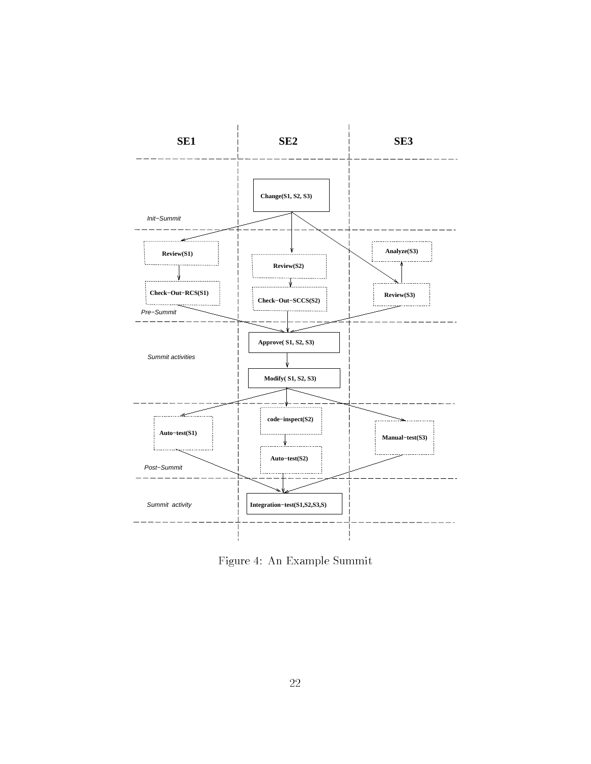Figure 4: An Example Summit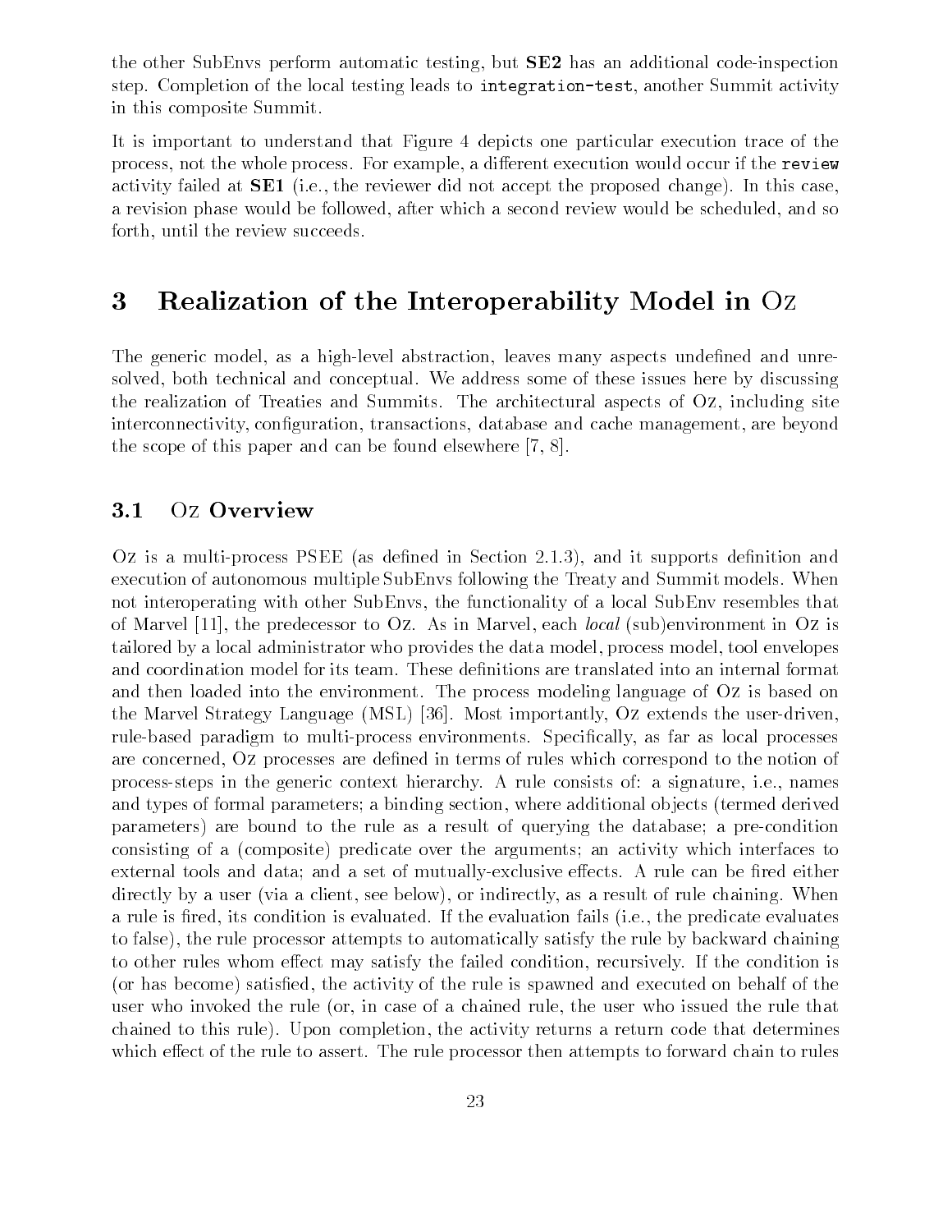the other SubEnvs perform automatic testing, but **SE2** has an additional code-inspection step. Completion of the local testing leads to `integration-test`, another Summit activity in this composite Summit.

It is important to understand that Figure 4 depicts one particular execution trace of the process, not the whole process. For example, a different execution would occur if the `review` activity failed at **SE1** (i.e., the reviewer did not accept the proposed change). In this case, a revision phase would be followed, after which a second review would be scheduled, and so forth, until the review succeeds.

# 3 Realization of the Interoperability Model in Oz

The generic model, as a high-level abstraction, leaves many aspects undefined and unresolved, both technical and conceptual. We address some of these issues here by discussing the realization of Treaties and Summits. The architectural aspects of Oz, including site interconnectivity, configuration, transactions, database and cache management, are beyond the scope of this paper and can be found elsewhere [7, 8].

## 3.1 Oz Overview

Oz is a multi-process PSEE (as defined in Section 2.1.3), and it supports definition and execution of autonomous multiple SubEnvs following the Treaty and Summit models. When not interoperating with other SubEnvs, the functionality of a local SubEnv resembles that of Marvel [11], the predecessor to Oz. As in Marvel, each *local* (sub)environment in Oz is tailored by a local administrator who provides the data model, process model, tool envelopes and coordination model for its team. These definitions are translated into an internal format and then loaded into the environment. The process modeling language of Oz is based on the Marvel Strategy Language (MSL) [36]. Most importantly, Oz extends the user-driven, rule-based paradigm to multi-process environments. Specifically, as far as local processes are concerned, Oz processes are defined in terms of rules which correspond to the notion of process-steps in the generic context hierarchy. A rule consists of: a signature, i.e., names and types of formal parameters; a binding section, where additional objects (termed derived parameters) are bound to the rule as a result of querying the database; a pre-condition consisting of a (composite) predicate over the arguments; an activity which interfaces to external tools and data; and a set of mutually-exclusive effects. A rule can be fired either directly by a user (via a client, see below), or indirectly, as a result of rule chaining. When a rule is fired, its condition is evaluated. If the evaluation fails (i.e., the predicate evaluates to false), the rule processor attempts to automatically satisfy the rule by backward chaining to other rules whom effect may satisfy the failed condition, recursively. If the condition is (or has become) satisfied, the activity of the rule is spawned and executed on behalf of the user who invoked the rule (or, in case of a chained rule, the user who issued the rule that chained to this rule). Upon completion, the activity returns a return code that determines which effect of the rule to assert. The rule processor then attempts to forward chain to rules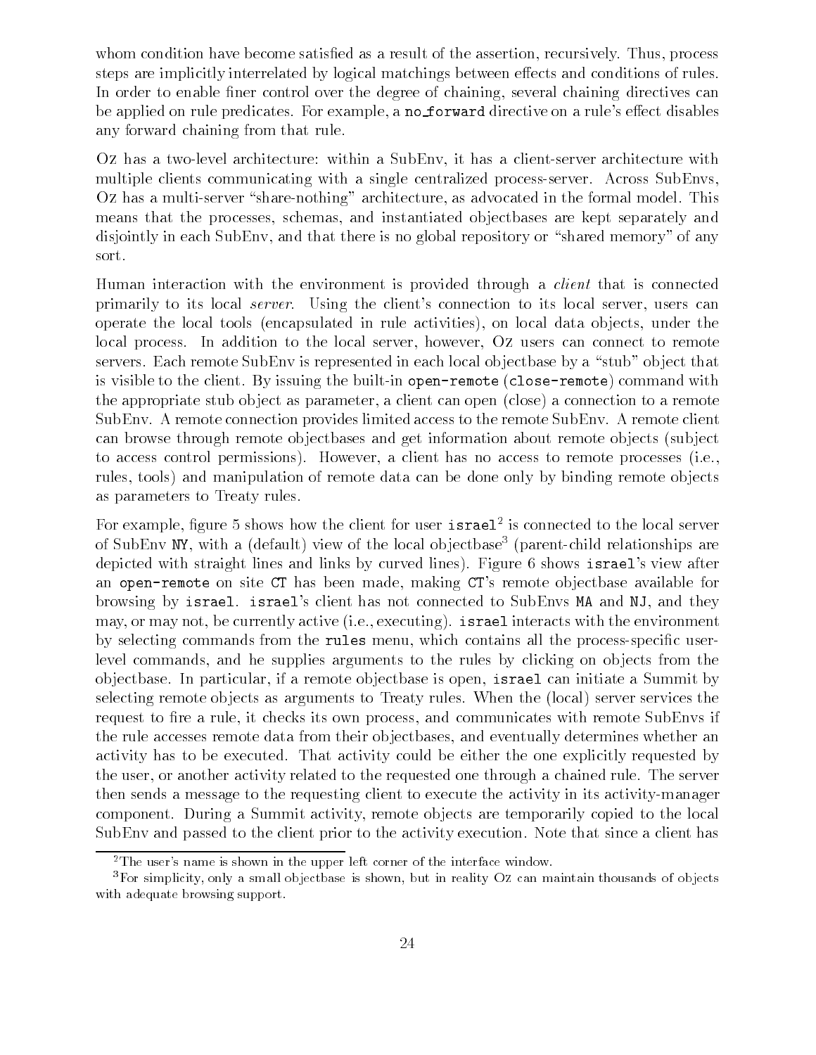whom condition have become satisfied as a result of the assertion, recursively. Thus, process steps are implicitly interrelated by logical matchings between effects and conditions of rules. In order to enable finer control over the degree of chaining, several chaining directives can be applied on rule predicates. For example, a `no_forward` directive on a rule's effect disables any forward chaining from that rule.

Oz has a two-level architecture: within a SubEnv, it has a client-server architecture with multiple clients communicating with a single centralized process-server. Across SubEnvs, Oz has a multi-server "share-nothing" architecture, as advocated in the formal model. This means that the processes, schemas, and instantiated objectbases are kept separately and disjointly in each SubEnv, and that there is no global repository or "shared memory" of any sort.

Human interaction with the environment is provided through a *client* that is connected primarily to its local *server*. Using the client's connection to its local server, users can operate the local tools (encapsulated in rule activities), on local data objects, under the local process. In addition to the local server, however, Oz users can connect to remote servers. Each remote SubEnv is represented in each local objectbase by a "stub" object that is visible to the client. By issuing the built-in `open-remote` (`close-remote`) command with the appropriate stub object as parameter, a client can open (close) a connection to a remote SubEnv. A remote connection provides limited access to the remote SubEnv. A remote client can browse through remote objectbases and get information about remote objects (subject to access control permissions). However, a client has no access to remote processes (i.e., rules, tools) and manipulation of remote data can be done only by binding remote objects as parameters to Treaty rules.

For example, figure 5 shows how the client for user `israel`[2] is connected to the local server of SubEnv `NY`, with a (default) view of the local objectbase[3] (parent-child relationships are depicted with straight lines and links by curved lines). Figure 6 shows `israel`'s view after an `open-remote` on site `CT` has been made, making `CT`'s remote objectbase available for browsing by `israel`. `israel`'s client has not connected to SubEnvs `MA` and `NJ`, and they may, or may not, be currently active (i.e., executing). `israel` interacts with the environment by selecting commands from the `rules` menu, which contains all the process-specific user-level commands, and he supplies arguments to the rules by clicking on objects from the objectbase. In particular, if a remote objectbase is open, `israel` can initiate a Summit by selecting remote objects as arguments to Treaty rules. When the (local) server services the request to fire a rule, it checks its own process, and communicates with remote SubEnvs if the rule accesses remote data from their objectbases, and eventually determines whether an activity has to be executed. That activity could be either the one explicitly requested by the user, or another activity related to the requested one through a chained rule. The server then sends a message to the requesting client to execute the activity in its activity-manager component. During a Summit activity, remote objects are temporarily copied to the local SubEnv and passed to the client prior to the activity execution. Note that since a client has

[2] The user's name is shown in the upper left corner of the interface window.

[3] For simplicity, only a small objectbase is shown, but in reality Oz can maintain thousands of objects with adequate browsing support.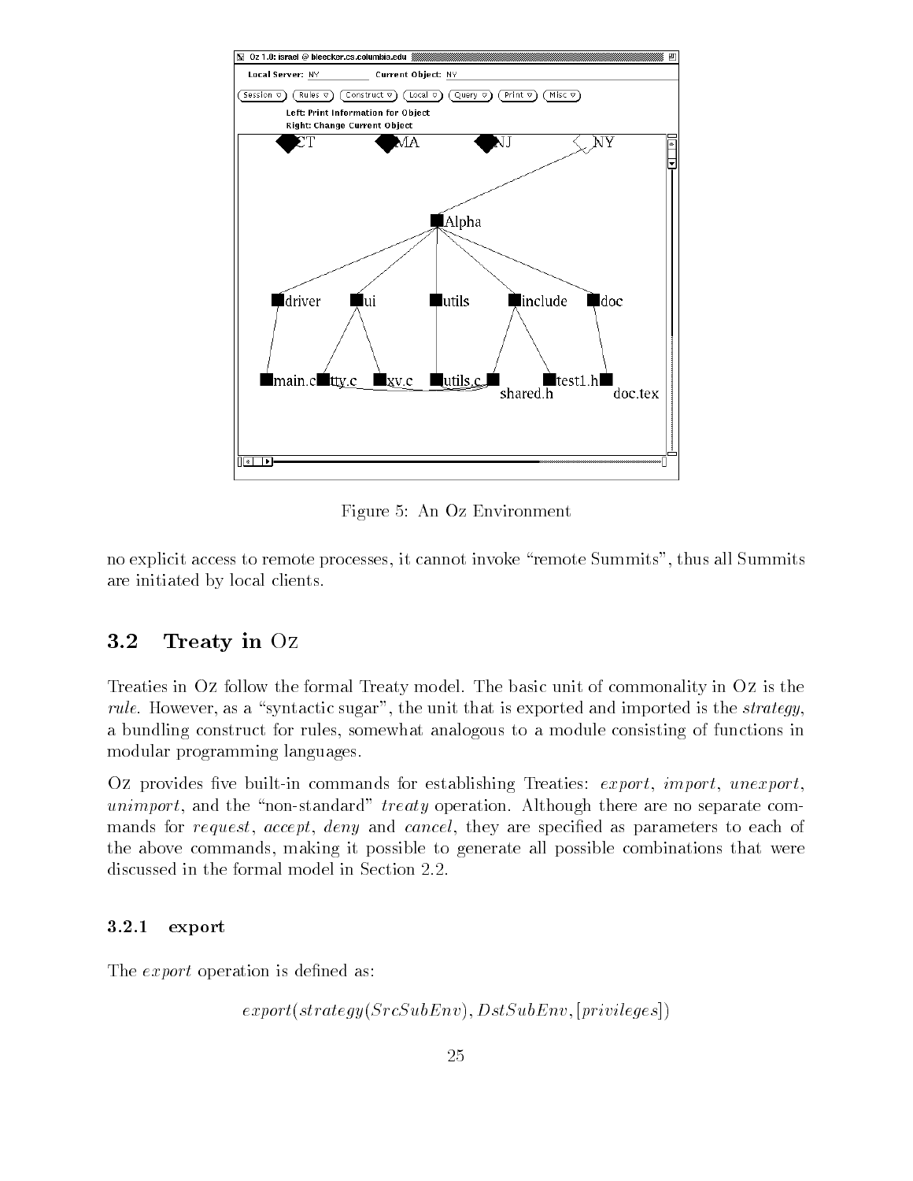Figure 5: An Oz Environment

no explicit access to remote processes, it cannot invoke "remote Summits", thus all Summits are initiated by local clients.

## 3.2 Treaty in Oz

Treaties in Oz follow the formal Treaty model. The basic unit of commonality in Oz is the *rule*. However, as a "syntactic sugar", the unit that is exported and imported is the *strategy*, a bundling construct for rules, somewhat analogous to a module consisting of functions in modular programming languages.

Oz provides five built-in commands for establishing Treaties: *export*, *import*, *unexport*, *unimport*, and the "non-standard" *treaty* operation. Although there are no separate commands for *request*, *accept*, *deny* and *cancel*, they are specified as parameters to each of the above commands, making it possible to generate all possible combinations that were discussed in the formal model in Section 2.2.

### 3.2.1 export

The *export* operation is defined as:

$$export(strategy(SrcSubEnv), DstSubEnv, [privileges])$$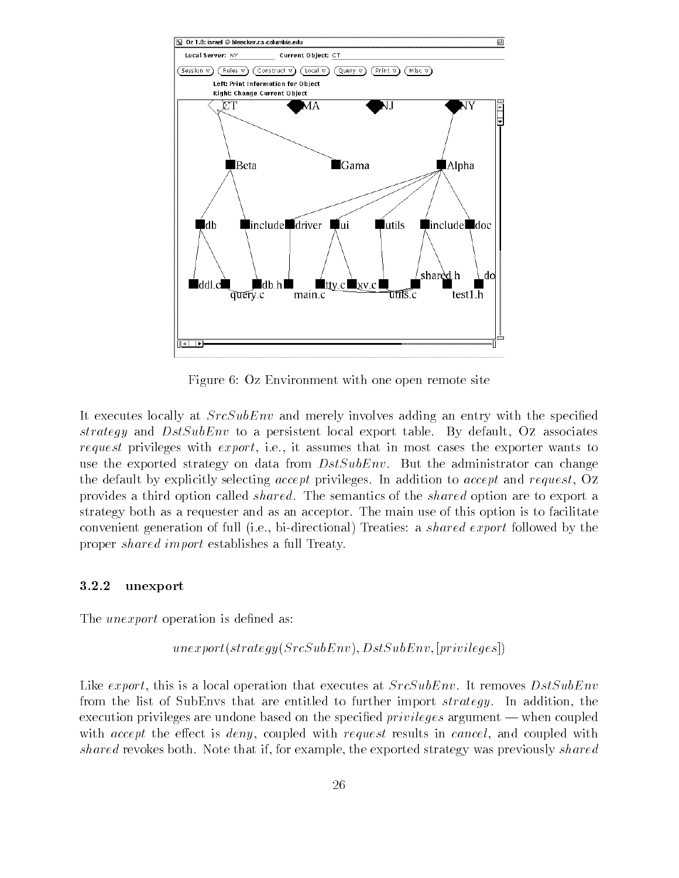Figure 6: Oz Environment with one open remote site

It executes locally at *SrcSubEnv* and merely involves adding an entry with the specified *strategy* and *DstSubEnv* to a persistent local export table. By default, Oz associates *request* privileges with *export*, i.e., it assumes that in most cases the exporter wants to use the exported strategy on data from *DstSubEnv*. But the administrator can change the default by explicitly selecting *accept* privileges. In addition to *accept* and *request*, Oz provides a third option called *shared*. The semantics of the *shared* option are to export a strategy both as a requester and as an acceptor. The main use of this option is to facilitate convenient generation of full (i.e., bi-directional) Treaties: a *shared export* followed by the proper *shared import* establishes a full Treaty.

### 3.2.2 unexport

The *unexport* operation is defined as:

$$unexport(strategy(SrcSubEnv), DstSubEnv, [privileges])$$

Like *export*, this is a local operation that executes at *SrcSubEnv*. It removes *DstSubEnv* from the list of SubEnvs that are entitled to further import *strategy*. In addition, the execution privileges are undone based on the specified *privileges* argument — when coupled with *accept* the effect is *deny*, coupled with *request* results in *cancel*, and coupled with *shared* revokes both. Note that if, for example, the exported strategy was previously *shared*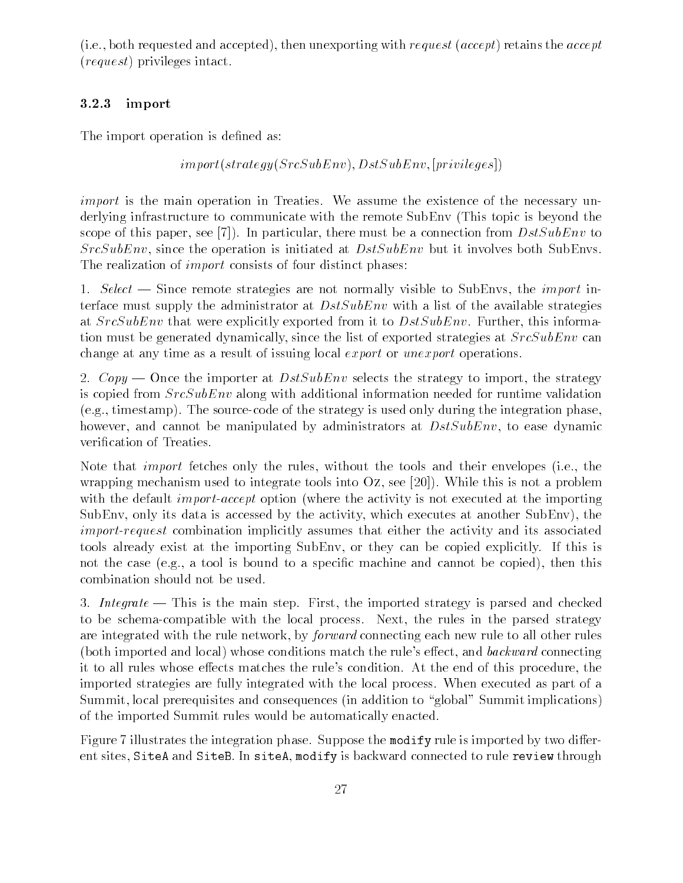(i.e., both requested and accepted), then unexporting with *request* (*accept*) retains the *accept* (*request*) privileges intact.

### 3.2.3 import

The import operation is defined as:

$$import(strategy(SrcSubEnv), DstSubEnv, [privileges])$$

*import* is the main operation in Treaties. We assume the existence of the necessary underlying infrastructure to communicate with the remote SubEnv (This topic is beyond the scope of this paper, see [7]). In particular, there must be a connection from *DstSubEnv* to *SrcSubEnv*, since the operation is initiated at *DstSubEnv* but it involves both SubEnvs. The realization of *import* consists of four distinct phases:

1. *Select* — Since remote strategies are not normally visible to SubEnvs, the *import* interface must supply the administrator at *DstSubEnv* with a list of the available strategies at *SrcSubEnv* that were explicitly exported from it to *DstSubEnv*. Further, this information must be generated dynamically, since the list of exported strategies at *SrcSubEnv* can change at any time as a result of issuing local *export* or *unexport* operations.

2. *Copy* — Once the importer at *DstSubEnv* selects the strategy to import, the strategy is copied from *SrcSubEnv* along with additional information needed for runtime validation (e.g., timestamp). The source-code of the strategy is used only during the integration phase, however, and cannot be manipulated by administrators at *DstSubEnv*, to ease dynamic verification of Treaties.

Note that *import* fetches only the rules, without the tools and their envelopes (i.e., the wrapping mechanism used to integrate tools into Oz, see [20]). While this is not a problem with the default *import-accept* option (where the activity is not executed at the importing SubEnv, only its data is accessed by the activity, which executes at another SubEnv), the *import-request* combination implicitly assumes that either the activity and its associated tools already exist at the importing SubEnv, or they can be copied explicitly. If this is not the case (e.g., a tool is bound to a specific machine and cannot be copied), then this combination should not be used.

3. *Integrate* — This is the main step. First, the imported strategy is parsed and checked to be schema-compatible with the local process. Next, the rules in the parsed strategy are integrated with the rule network, by *forward* connecting each new rule to all other rules (both imported and local) whose conditions match the rule's effect, and *backward* connecting it to all rules whose effects matches the rule's condition. At the end of this procedure, the imported strategies are fully integrated with the local process. When executed as part of a Summit, local prerequisites and consequences (in addition to "global" Summit implications) of the imported Summit rules would be automatically enacted.

Figure 7 illustrates the integration phase. Suppose the `modify` rule is imported by two different sites, `SiteA` and `SiteB`. In `siteA`, `modify` is backward connected to rule `review` through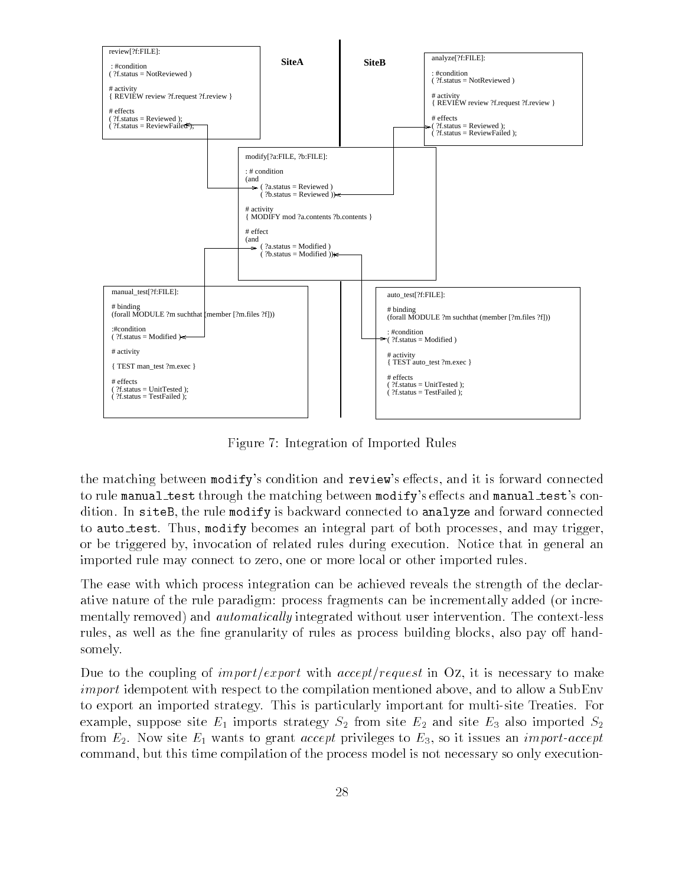```
review[?f:FILE]:

 : #condition
 ( ?f.status = NotReviewed )

 # activity
 { REVIEW review ?f.request ?f.review }

 # effects
 ( ?f.status = Reviewed );
 ( ?f.status = ReviewFailed );
```

**SiteA** | **SiteB**

```
analyze[?f:FILE]:

 : #condition
 ( ?f.status = NotReviewed )

 # activity
 { REVIEW review ?f.request ?f.review }

 # effects
 ( ?f.status = Reviewed );
 ( ?f.status = ReviewFailed );
```

```
modify[?a:FILE, ?b:FILE]:

 : # condition
 (and
   ( ?a.status = Reviewed )
   ( ?b.status = Reviewed ))

 # activity
 { MODIFY mod ?a.contents ?b.contents }

 # effect
 (and
   ( ?a.status = Modified )
   ( ?b.status = Modified ))
```

```
manual_test[?f:FILE]:

 # binding
 (forall MODULE ?m suchthat (member [?m.files ?f]))

 :#condition
 ( ?f.status = Modified )

 # activity

 { TEST man_test ?m.exec }

 # effects
 ( ?f.status = UnitTested );
 ( ?f.status = TestFailed );
```

```
auto_test[?f:FILE]:

 # binding
 (forall MODULE ?m suchthat (member [?m.files ?f]))

 : #condition
 ( ?f.status = Modified )

 # activity
 { TEST auto_test ?m.exec }

 # effects
 ( ?f.status = UnitTested );
 ( ?f.status = TestFailed );
```

Figure 7: Integration of Imported Rules

the matching between `modify`'s condition and `review`'s effects, and it is forward connected to rule `manual_test` through the matching between `modify`'s effects and `manual_test`'s condition. In `siteB`, the rule `modify` is backward connected to `analyze` and forward connected to `auto_test`. Thus, `modify` becomes an integral part of both processes, and may trigger, or be triggered by, invocation of related rules during execution. Notice that in general an imported rule may connect to zero, one or more local or other imported rules.

The ease with which process integration can be achieved reveals the strength of the declarative nature of the rule paradigm: process fragments can be incrementally added (or incrementally removed) and *automatically* integrated without user intervention. The context-less rules, as well as the fine granularity of rules as process building blocks, also pay off handsomely.

Due to the coupling of *import/export* with *accept/request* in Oz, it is necessary to make *import* idempotent with respect to the compilation mentioned above, and to allow a SubEnv to export an imported strategy. This is particularly important for multi-site Treaties. For example, suppose site $E_1$ imports strategy $S_2$ from site $E_2$ and site $E_3$ also imported $S_2$ from $E_2$. Now site $E_1$ wants to grant *accept* privileges to $E_3$, so it issues an *import-accept* command, but this time compilation of the process model is not necessary so only execution-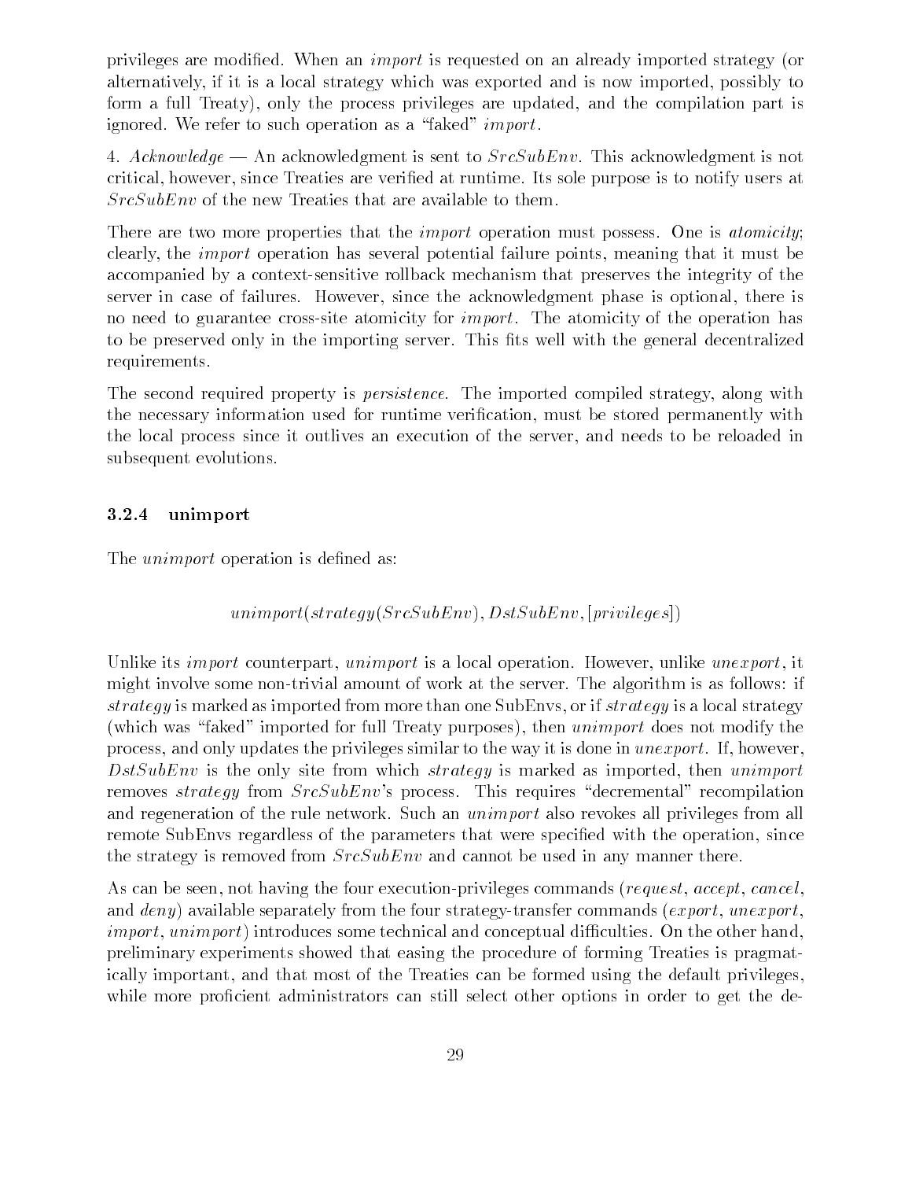privileges are modified. When an *import* is requested on an already imported strategy (or alternatively, if it is a local strategy which was exported and is now imported, possibly to form a full Treaty), only the process privileges are updated, and the compilation part is ignored. We refer to such operation as a "faked" *import*.

4. *Acknowledge* — An acknowledgment is sent to *SrcSubEnv*. This acknowledgment is not critical, however, since Treaties are verified at runtime. Its sole purpose is to notify users at *SrcSubEnv* of the new Treaties that are available to them.

There are two more properties that the *import* operation must possess. One is *atomicity*; clearly, the *import* operation has several potential failure points, meaning that it must be accompanied by a context-sensitive rollback mechanism that preserves the integrity of the server in case of failures. However, since the acknowledgment phase is optional, there is no need to guarantee cross-site atomicity for *import*. The atomicity of the operation has to be preserved only in the importing server. This fits well with the general decentralized requirements.

The second required property is *persistence*. The imported compiled strategy, along with the necessary information used for runtime verification, must be stored permanently with the local process since it outlives an execution of the server, and needs to be reloaded in subsequent evolutions.

### 3.2.4 unimport

The *unimport* operation is defined as:

$$unimport(strategy(SrcSubEnv), DstSubEnv, [privileges])$$

Unlike its *import* counterpart, *unimport* is a local operation. However, unlike *unexport*, it might involve some non-trivial amount of work at the server. The algorithm is as follows: if *strategy* is marked as imported from more than one SubEnvs, or if *strategy* is a local strategy (which was "faked" imported for full Treaty purposes), then *unimport* does not modify the process, and only updates the privileges similar to the way it is done in *unexport*. If, however, *DstSubEnv* is the only site from which *strategy* is marked as imported, then *unimport* removes *strategy* from *SrcSubEnv*'s process. This requires "decremental" recompilation and regeneration of the rule network. Such an *unimport* also revokes all privileges from all remote SubEnvs regardless of the parameters that were specified with the operation, since the strategy is removed from *SrcSubEnv* and cannot be used in any manner there.

As can be seen, not having the four execution-privileges commands (*request*, *accept*, *cancel*, and *deny*) available separately from the four strategy-transfer commands (*export*, *unexport*, *import*, *unimport*) introduces some technical and conceptual difficulties. On the other hand, preliminary experiments showed that easing the procedure of forming Treaties is pragmatically important, and that most of the Treaties can be formed using the default privileges, while more proficient administrators can still select other options in order to get the de-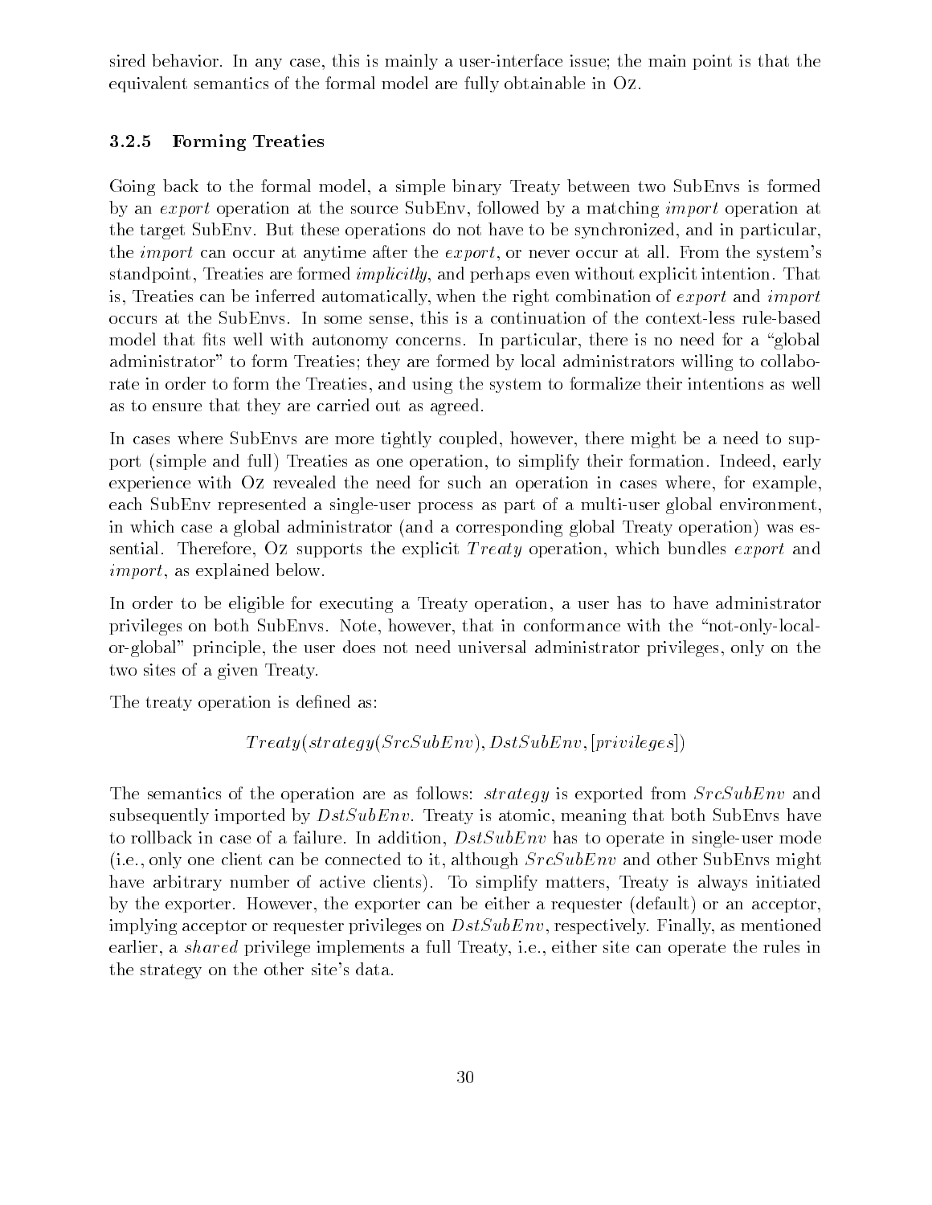sired behavior. In any case, this is mainly a user-interface issue; the main point is that the equivalent semantics of the formal model are fully obtainable in Oz.

### 3.2.5 Forming Treaties

Going back to the formal model, a simple binary Treaty between two SubEnvs is formed by an *export* operation at the source SubEnv, followed by a matching *import* operation at the target SubEnv. But these operations do not have to be synchronized, and in particular, the *import* can occur at anytime after the *export*, or never occur at all. From the system's standpoint, Treaties are formed *implicitly*, and perhaps even without explicit intention. That is, Treaties can be inferred automatically, when the right combination of *export* and *import* occurs at the SubEnvs. In some sense, this is a continuation of the context-less rule-based model that fits well with autonomy concerns. In particular, there is no need for a "global administrator" to form Treaties; they are formed by local administrators willing to collaborate in order to form the Treaties, and using the system to formalize their intentions as well as to ensure that they are carried out as agreed.

In cases where SubEnvs are more tightly coupled, however, there might be a need to support (simple and full) Treaties as one operation, to simplify their formation. Indeed, early experience with Oz revealed the need for such an operation in cases where, for example, each SubEnv represented a single-user process as part of a multi-user global environment, in which case a global administrator (and a corresponding global Treaty operation) was essential. Therefore, Oz supports the explicit *Treaty* operation, which bundles *export* and *import*, as explained below.

In order to be eligible for executing a Treaty operation, a user has to have administrator privileges on both SubEnvs. Note, however, that in conformance with the "not-only-local-or-global" principle, the user does not need universal administrator privileges, only on the two sites of a given Treaty.

The treaty operation is defined as:

$$Treaty(strategy(SrcSubEnv), DstSubEnv, [privileges])$$

The semantics of the operation are as follows: *strategy* is exported from *SrcSubEnv* and subsequently imported by *DstSubEnv*. Treaty is atomic, meaning that both SubEnvs have to rollback in case of a failure. In addition, *DstSubEnv* has to operate in single-user mode (i.e., only one client can be connected to it, although *SrcSubEnv* and other SubEnvs might have arbitrary number of active clients). To simplify matters, Treaty is always initiated by the exporter. However, the exporter can be either a requester (default) or an acceptor, implying acceptor or requester privileges on *DstSubEnv*, respectively. Finally, as mentioned earlier, a *shared* privilege implements a full Treaty, i.e., either site can operate the rules in the strategy on the other site's data.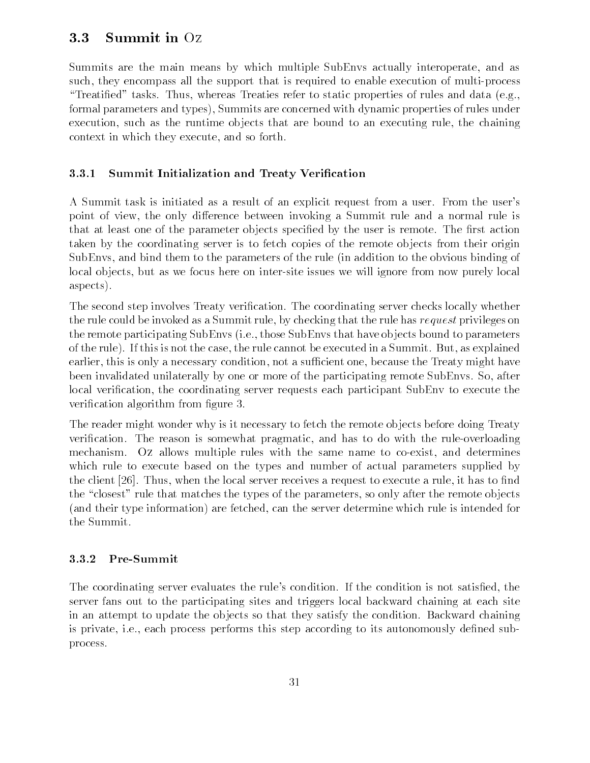## 3.3 Summit in Oz

Summits are the main means by which multiple SubEnvs actually interoperate, and as such, they encompass all the support that is required to enable execution of multi-process "Treatified" tasks. Thus, whereas Treaties refer to static properties of rules and data (e.g., formal parameters and types), Summits are concerned with dynamic properties of rules under execution, such as the runtime objects that are bound to an executing rule, the chaining context in which they execute, and so forth.

### 3.3.1 Summit Initialization and Treaty Verification

A Summit task is initiated as a result of an explicit request from a user. From the user's point of view, the only difference between invoking a Summit rule and a normal rule is that at least one of the parameter objects specified by the user is remote. The first action taken by the coordinating server is to fetch copies of the remote objects from their origin SubEnvs, and bind them to the parameters of the rule (in addition to the obvious binding of local objects, but as we focus here on inter-site issues we will ignore from now purely local aspects).

The second step involves Treaty verification. The coordinating server checks locally whether the rule could be invoked as a Summit rule, by checking that the rule has *request* privileges on the remote participating SubEnvs (i.e., those SubEnvs that have objects bound to parameters of the rule). If this is not the case, the rule cannot be executed in a Summit. But, as explained earlier, this is only a necessary condition, not a sufficient one, because the Treaty might have been invalidated unilaterally by one or more of the participating remote SubEnvs. So, after local verification, the coordinating server requests each participant SubEnv to execute the verification algorithm from figure 3.

The reader might wonder why is it necessary to fetch the remote objects before doing Treaty verification. The reason is somewhat pragmatic, and has to do with the rule-overloading mechanism. Oz allows multiple rules with the same name to co-exist, and determines which rule to execute based on the types and number of actual parameters supplied by the client [26]. Thus, when the local server receives a request to execute a rule, it has to find the "closest" rule that matches the types of the parameters, so only after the remote objects (and their type information) are fetched, can the server determine which rule is intended for the Summit.

### 3.3.2 Pre-Summit

The coordinating server evaluates the rule's condition. If the condition is not satisfied, the server fans out to the participating sites and triggers local backward chaining at each site in an attempt to update the objects so that they satisfy the condition. Backward chaining is private, i.e., each process performs this step according to its autonomously defined sub-process.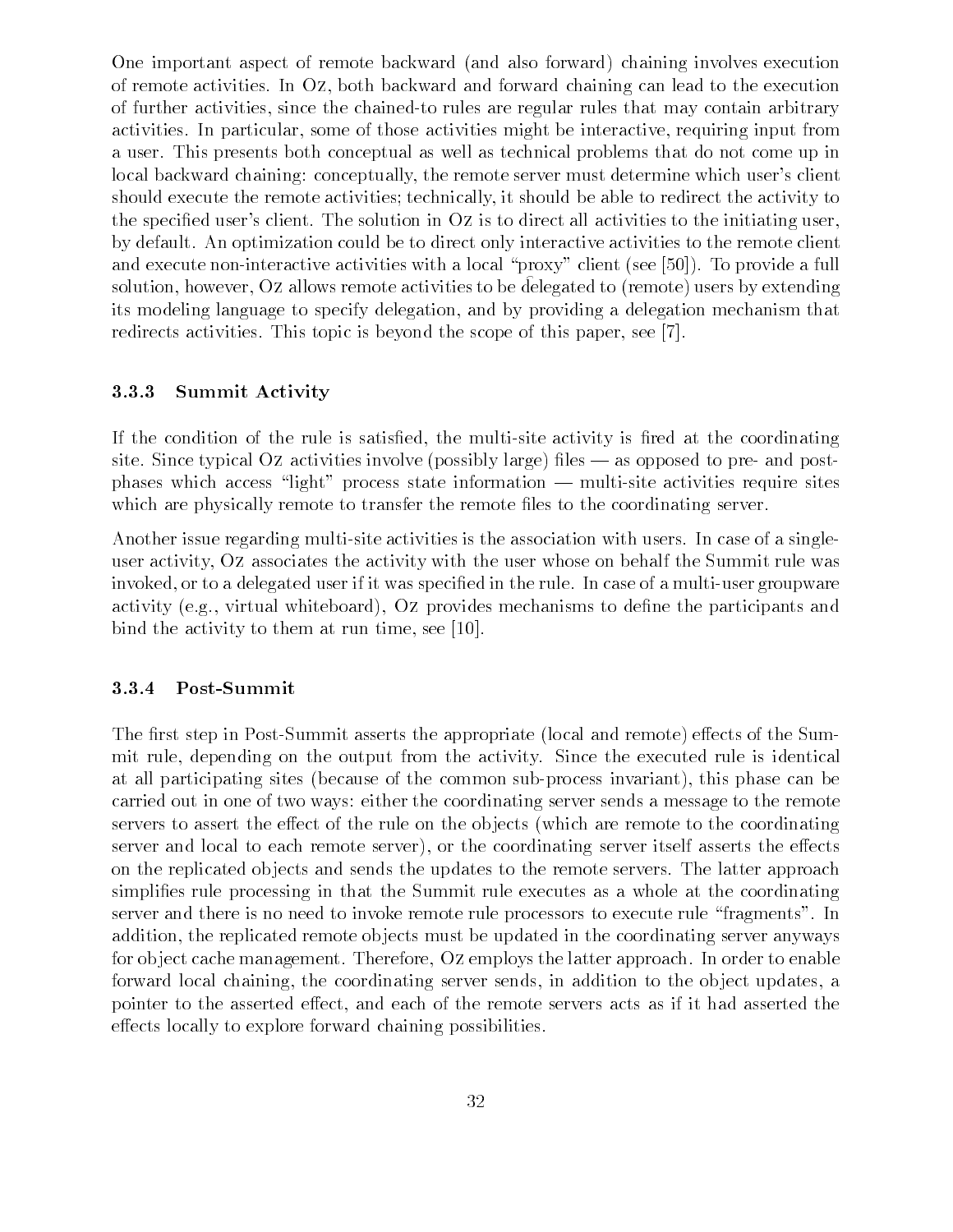One important aspect of remote backward (and also forward) chaining involves execution of remote activities. In Oz, both backward and forward chaining can lead to the execution of further activities, since the chained-to rules are regular rules that may contain arbitrary activities. In particular, some of those activities might be interactive, requiring input from a user. This presents both conceptual as well as technical problems that do not come up in local backward chaining: conceptually, the remote server must determine which user's client should execute the remote activities; technically, it should be able to redirect the activity to the specified user's client. The solution in Oz is to direct all activities to the initiating user, by default. An optimization could be to direct only interactive activities to the remote client and execute non-interactive activities with a local "proxy" client (see [50]). To provide a full solution, however, Oz allows remote activities to be delegated to (remote) users by extending its modeling language to specify delegation, and by providing a delegation mechanism that redirects activities. This topic is beyond the scope of this paper, see [7].

#### 3.3.3 Summit Activity

If the condition of the rule is satisfied, the multi-site activity is fired at the coordinating site. Since typical Oz activities involve (possibly large) files — as opposed to pre- and post-phases which access "light" process state information — multi-site activities require sites which are physically remote to transfer the remote files to the coordinating server.

Another issue regarding multi-site activities is the association with users. In case of a single-user activity, Oz associates the activity with the user whose on behalf the Summit rule was invoked, or to a delegated user if it was specified in the rule. In case of a multi-user groupware activity (e.g., virtual whiteboard), Oz provides mechanisms to define the participants and bind the activity to them at run time, see [10].

#### 3.3.4 Post-Summit

The first step in Post-Summit asserts the appropriate (local and remote) effects of the Summit rule, depending on the output from the activity. Since the executed rule is identical at all participating sites (because of the common sub-process invariant), this phase can be carried out in one of two ways: either the coordinating server sends a message to the remote servers to assert the effect of the rule on the objects (which are remote to the coordinating server and local to each remote server), or the coordinating server itself asserts the effects on the replicated objects and sends the updates to the remote servers. The latter approach simplifies rule processing in that the Summit rule executes as a whole at the coordinating server and there is no need to invoke remote rule processors to execute rule "fragments". In addition, the replicated remote objects must be updated in the coordinating server anyways for object cache management. Therefore, Oz employs the latter approach. In order to enable forward local chaining, the coordinating server sends, in addition to the object updates, a pointer to the asserted effect, and each of the remote servers acts as if it had asserted the effects locally to explore forward chaining possibilities.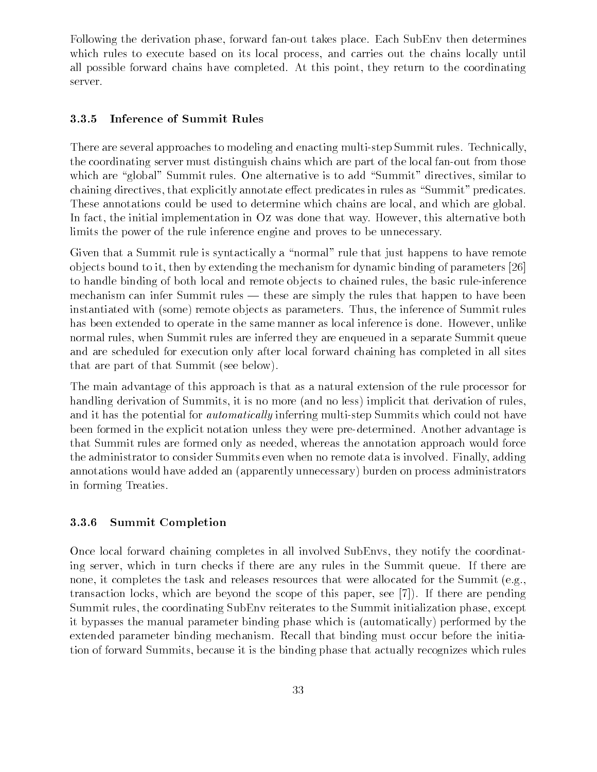Following the derivation phase, forward fan-out takes place. Each SubEnv then determines which rules to execute based on its local process, and carries out the chains locally until all possible forward chains have completed. At this point, they return to the coordinating server.

### 3.3.5 Inference of Summit Rules

There are several approaches to modeling and enacting multi-step Summit rules. Technically, the coordinating server must distinguish chains which are part of the local fan-out from those which are "global" Summit rules. One alternative is to add "Summit" directives, similar to chaining directives, that explicitly annotate effect predicates in rules as "Summit" predicates. These annotations could be used to determine which chains are local, and which are global. In fact, the initial implementation in Oz was done that way. However, this alternative both limits the power of the rule inference engine and proves to be unnecessary.

Given that a Summit rule is syntactically a "normal" rule that just happens to have remote objects bound to it, then by extending the mechanism for dynamic binding of parameters [26] to handle binding of both local and remote objects to chained rules, the basic rule-inference mechanism can infer Summit rules — these are simply the rules that happen to have been instantiated with (some) remote objects as parameters. Thus, the inference of Summit rules has been extended to operate in the same manner as local inference is done. However, unlike normal rules, when Summit rules are inferred they are enqueued in a separate Summit queue and are scheduled for execution only after local forward chaining has completed in all sites that are part of that Summit (see below).

The main advantage of this approach is that as a natural extension of the rule processor for handling derivation of Summits, it is no more (and no less) implicit that derivation of rules, and it has the potential for *automatically* inferring multi-step Summits which could not have been formed in the explicit notation unless they were pre-determined. Another advantage is that Summit rules are formed only as needed, whereas the annotation approach would force the administrator to consider Summits even when no remote data is involved. Finally, adding annotations would have added an (apparently unnecessary) burden on process administrators in forming Treaties.

### 3.3.6 Summit Completion

Once local forward chaining completes in all involved SubEnvs, they notify the coordinating server, which in turn checks if there are any rules in the Summit queue. If there are none, it completes the task and releases resources that were allocated for the Summit (e.g., transaction locks, which are beyond the scope of this paper, see [7]). If there are pending Summit rules, the coordinating SubEnv reiterates to the Summit initialization phase, except it bypasses the manual parameter binding phase which is (automatically) performed by the extended parameter binding mechanism. Recall that binding must occur before the initiation of forward Summits, because it is the binding phase that actually recognizes which rules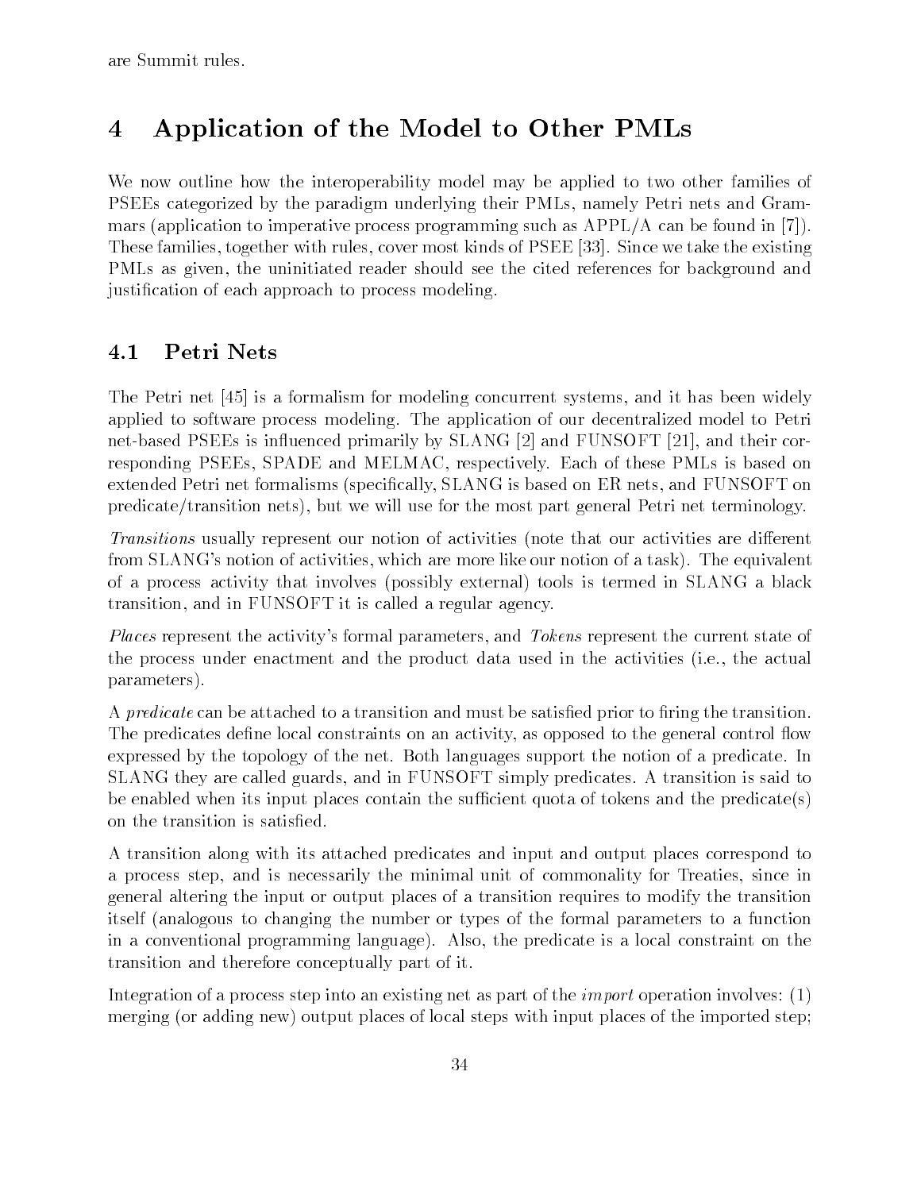are Summit rules.

# 4 Application of the Model to Other PMLs

We now outline how the interoperability model may be applied to two other families of PSEEs categorized by the paradigm underlying their PMLs, namely Petri nets and Grammars (application to imperative process programming such as APPL/A can be found in [7]). These families, together with rules, cover most kinds of PSEE [33]. Since we take the existing PMLs as given, the uninitiated reader should see the cited references for background and justification of each approach to process modeling.

## 4.1 Petri Nets

The Petri net [45] is a formalism for modeling concurrent systems, and it has been widely applied to software process modeling. The application of our decentralized model to Petri net-based PSEEs is influenced primarily by SLANG [2] and FUNSOFT [21], and their corresponding PSEEs, SPADE and MELMAC, respectively. Each of these PMLs is based on extended Petri net formalisms (specifically, SLANG is based on ER nets, and FUNSOFT on predicate/transition nets), but we will use for the most part general Petri net terminology.

*Transitions* usually represent our notion of activities (note that our activities are different from SLANG's notion of activities, which are more like our notion of a task). The equivalent of a process activity that involves (possibly external) tools is termed in SLANG a black transition, and in FUNSOFT it is called a regular agency.

*Places* represent the activity's formal parameters, and *Tokens* represent the current state of the process under enactment and the product data used in the activities (i.e., the actual parameters).

A *predicate* can be attached to a transition and must be satisfied prior to firing the transition. The predicates define local constraints on an activity, as opposed to the general control flow expressed by the topology of the net. Both languages support the notion of a predicate. In SLANG they are called guards, and in FUNSOFT simply predicates. A transition is said to be enabled when its input places contain the sufficient quota of tokens and the predicate(s) on the transition is satisfied.

A transition along with its attached predicates and input and output places correspond to a process step, and is necessarily the minimal unit of commonality for Treaties, since in general altering the input or output places of a transition requires to modify the transition itself (analogous to changing the number or types of the formal parameters to a function in a conventional programming language). Also, the predicate is a local constraint on the transition and therefore conceptually part of it.

Integration of a process step into an existing net as part of the *import* operation involves: (1) merging (or adding new) output places of local steps with input places of the imported step;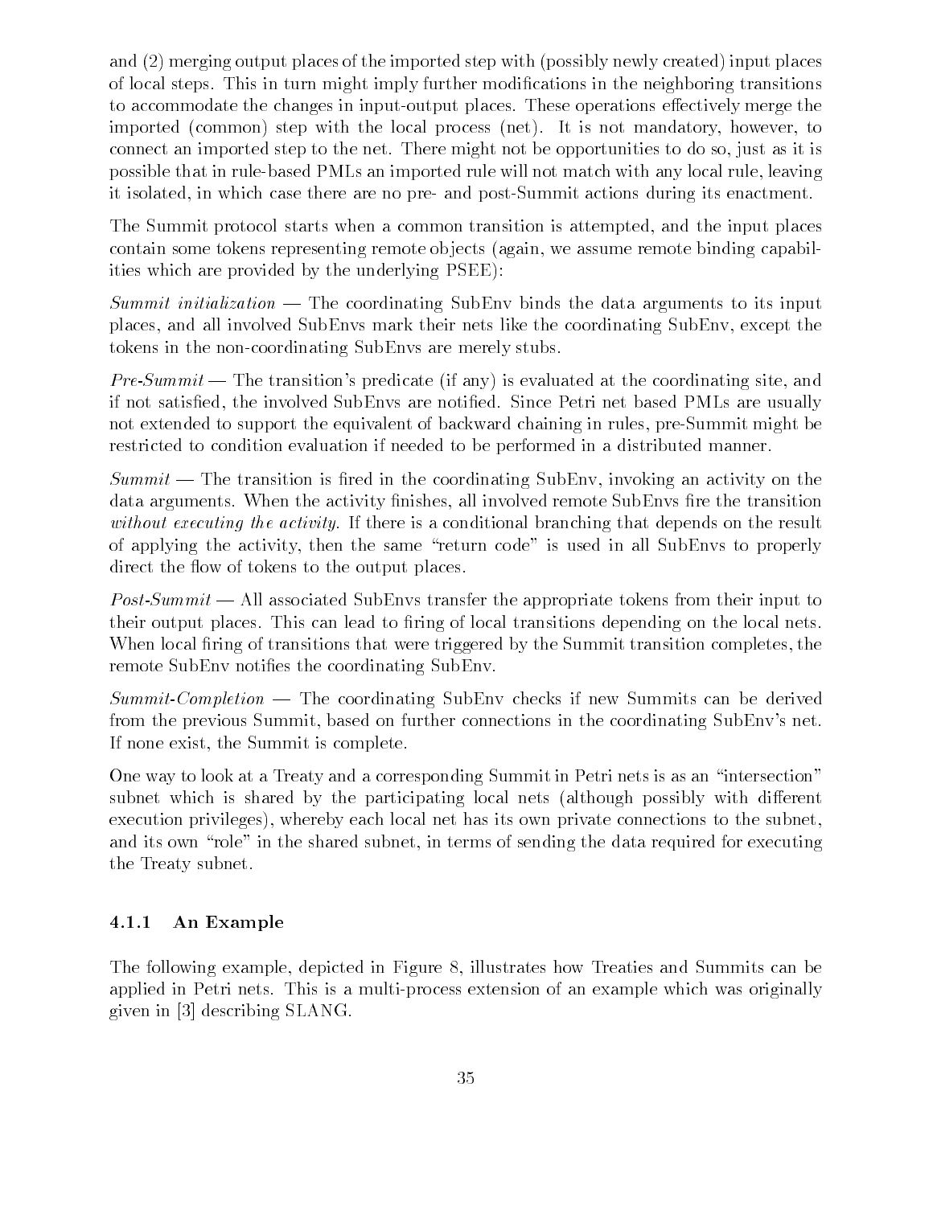and (2) merging output places of the imported step with (possibly newly created) input places of local steps. This in turn might imply further modifications in the neighboring transitions to accommodate the changes in input-output places. These operations effectively merge the imported (common) step with the local process (net). It is not mandatory, however, to connect an imported step to the net. There might not be opportunities to do so, just as it is possible that in rule-based PMLs an imported rule will not match with any local rule, leaving it isolated, in which case there are no pre- and post-Summit actions during its enactment.

The Summit protocol starts when a common transition is attempted, and the input places contain some tokens representing remote objects (again, we assume remote binding capabilities which are provided by the underlying PSEE):

*Summit initialization* — The coordinating SubEnv binds the data arguments to its input places, and all involved SubEnvs mark their nets like the coordinating SubEnv, except the tokens in the non-coordinating SubEnvs are merely stubs.

*Pre-Summit* — The transition's predicate (if any) is evaluated at the coordinating site, and if not satisfied, the involved SubEnvs are notified. Since Petri net based PMLs are usually not extended to support the equivalent of backward chaining in rules, pre-Summit might be restricted to condition evaluation if needed to be performed in a distributed manner.

*Summit* — The transition is fired in the coordinating SubEnv, invoking an activity on the data arguments. When the activity finishes, all involved remote SubEnvs fire the transition *without executing the activity*. If there is a conditional branching that depends on the result of applying the activity, then the same "return code" is used in all SubEnvs to properly direct the flow of tokens to the output places.

*Post-Summit* — All associated SubEnvs transfer the appropriate tokens from their input to their output places. This can lead to firing of local transitions depending on the local nets. When local firing of transitions that were triggered by the Summit transition completes, the remote SubEnv notifies the coordinating SubEnv.

*Summit-Completion* — The coordinating SubEnv checks if new Summits can be derived from the previous Summit, based on further connections in the coordinating SubEnv's net. If none exist, the Summit is complete.

One way to look at a Treaty and a corresponding Summit in Petri nets is as an "intersection" subnet which is shared by the participating local nets (although possibly with different execution privileges), whereby each local net has its own private connections to the subnet, and its own "role" in the shared subnet, in terms of sending the data required for executing the Treaty subnet.

### 4.1.1 An Example

The following example, depicted in Figure 8, illustrates how Treaties and Summits can be applied in Petri nets. This is a multi-process extension of an example which was originally given in [3] describing SLANG.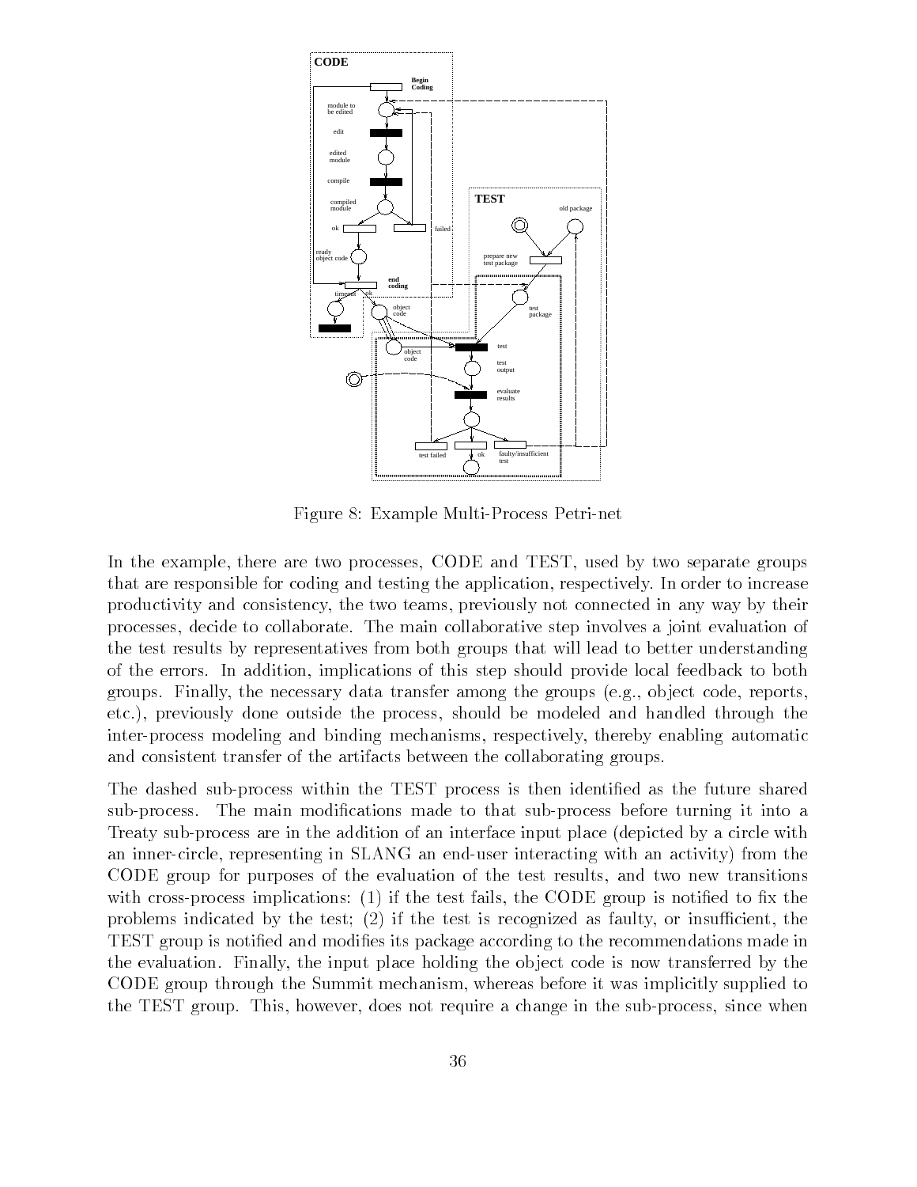Figure 8: Example Multi-Process Petri-net

In the example, there are two processes, CODE and TEST, used by two separate groups that are responsible for coding and testing the application, respectively. In order to increase productivity and consistency, the two teams, previously not connected in any way by their processes, decide to collaborate. The main collaborative step involves a joint evaluation of the test results by representatives from both groups that will lead to better understanding of the errors. In addition, implications of this step should provide local feedback to both groups. Finally, the necessary data transfer among the groups (e.g., object code, reports, etc.), previously done outside the process, should be modeled and handled through the inter-process modeling and binding mechanisms, respectively, thereby enabling automatic and consistent transfer of the artifacts between the collaborating groups.

The dashed sub-process within the TEST process is then identified as the future shared sub-process. The main modifications made to that sub-process before turning it into a Treaty sub-process are in the addition of an interface input place (depicted by a circle with an inner-circle, representing in SLANG an end-user interacting with an activity) from the CODE group for purposes of the evaluation of the test results, and two new transitions with cross-process implications: (1) if the test fails, the CODE group is notified to fix the problems indicated by the test; (2) if the test is recognized as faulty, or insufficient, the TEST group is notified and modifies its package according to the recommendations made in the evaluation. Finally, the input place holding the object code is now transferred by the CODE group through the Summit mechanism, whereas before it was implicitly supplied to the TEST group. This, however, does not require a change in the sub-process, since when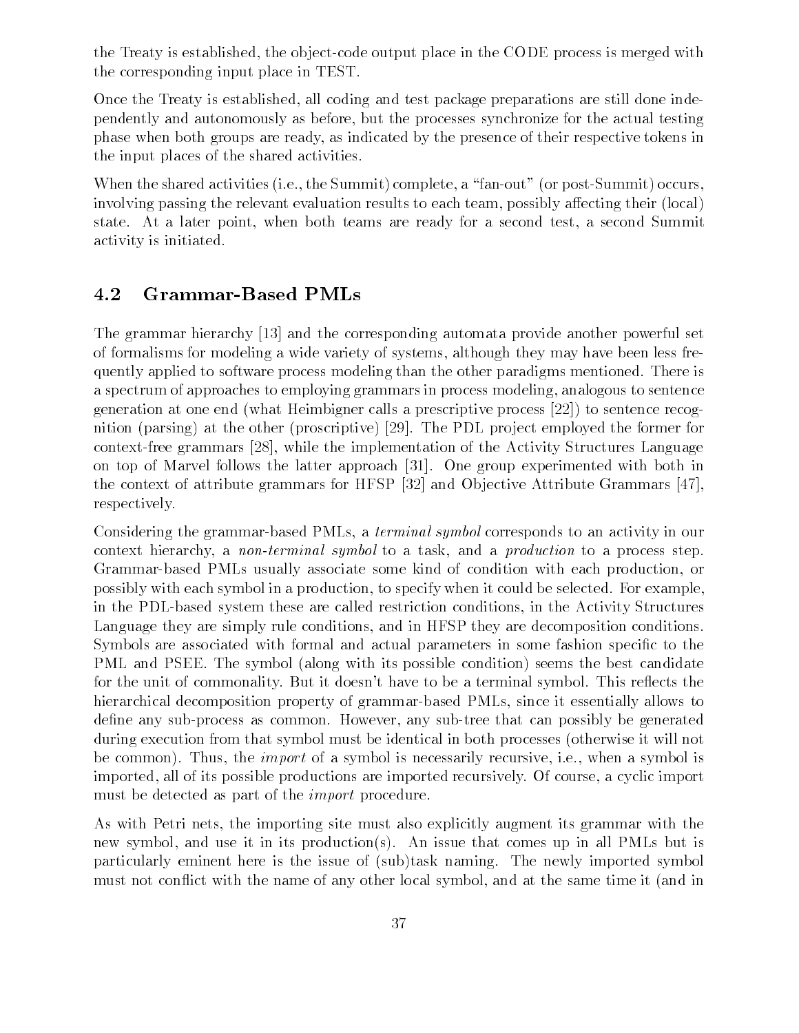the Treaty is established, the object-code output place in the CODE process is merged with the corresponding input place in TEST.

Once the Treaty is established, all coding and test package preparations are still done independently and autonomously as before, but the processes synchronize for the actual testing phase when both groups are ready, as indicated by the presence of their respective tokens in the input places of the shared activities.

When the shared activities (i.e., the Summit) complete, a "fan-out" (or post-Summit) occurs, involving passing the relevant evaluation results to each team, possibly affecting their (local) state. At a later point, when both teams are ready for a second test, a second Summit activity is initiated.

## 4.2 Grammar-Based PMLs

The grammar hierarchy [13] and the corresponding automata provide another powerful set of formalisms for modeling a wide variety of systems, although they may have been less frequently applied to software process modeling than the other paradigms mentioned. There is a spectrum of approaches to employing grammars in process modeling, analogous to sentence generation at one end (what Heimbigner calls a prescriptive process [22]) to sentence recognition (parsing) at the other (proscriptive) [29]. The PDL project employed the former for context-free grammars [28], while the implementation of the Activity Structures Language on top of Marvel follows the latter approach [31]. One group experimented with both in the context of attribute grammars for HFSP [32] and Objective Attribute Grammars [47], respectively.

Considering the grammar-based PMLs, a *terminal symbol* corresponds to an activity in our context hierarchy, a *non-terminal symbol* to a task, and a *production* to a process step. Grammar-based PMLs usually associate some kind of condition with each production, or possibly with each symbol in a production, to specify when it could be selected. For example, in the PDL-based system these are called restriction conditions, in the Activity Structures Language they are simply rule conditions, and in HFSP they are decomposition conditions. Symbols are associated with formal and actual parameters in some fashion specific to the PML and PSEE. The symbol (along with its possible condition) seems the best candidate for the unit of commonality. But it doesn't have to be a terminal symbol. This reflects the hierarchical decomposition property of grammar-based PMLs, since it essentially allows to define any sub-process as common. However, any sub-tree that can possibly be generated during execution from that symbol must be identical in both processes (otherwise it will not be common). Thus, the *import* of a symbol is necessarily recursive, i.e., when a symbol is imported, all of its possible productions are imported recursively. Of course, a cyclic import must be detected as part of the *import* procedure.

As with Petri nets, the importing site must also explicitly augment its grammar with the new symbol, and use it in its production(s). An issue that comes up in all PMLs but is particularly eminent here is the issue of (sub)task naming. The newly imported symbol must not conflict with the name of any other local symbol, and at the same time it (and in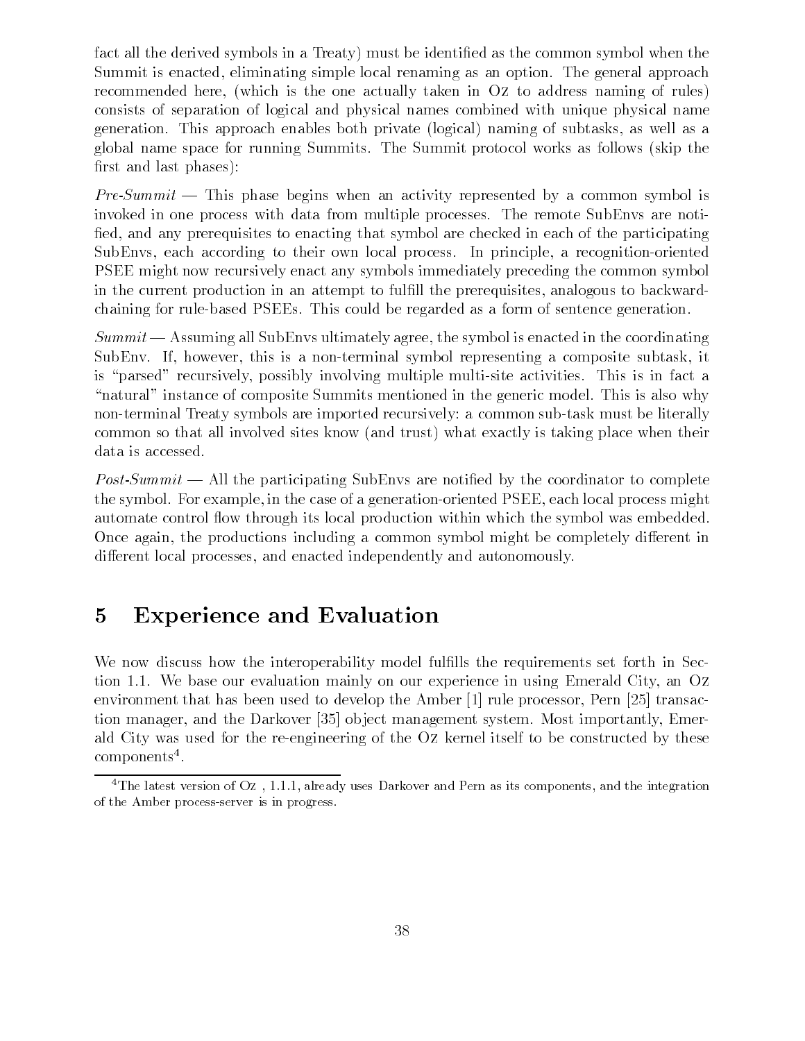fact all the derived symbols in a Treaty) must be identified as the common symbol when the Summit is enacted, eliminating simple local renaming as an option. The general approach recommended here, (which is the one actually taken in Oz to address naming of rules) consists of separation of logical and physical names combined with unique physical name generation. This approach enables both private (logical) naming of subtasks, as well as a global name space for running Summits. The Summit protocol works as follows (skip the first and last phases):

*Pre-Summit* — This phase begins when an activity represented by a common symbol is invoked in one process with data from multiple processes. The remote SubEnvs are notified, and any prerequisites to enacting that symbol are checked in each of the participating SubEnvs, each according to their own local process. In principle, a recognition-oriented PSEE might now recursively enact any symbols immediately preceding the common symbol in the current production in an attempt to fulfill the prerequisites, analogous to backward-chaining for rule-based PSEEs. This could be regarded as a form of sentence generation.

*Summit* — Assuming all SubEnvs ultimately agree, the symbol is enacted in the coordinating SubEnv. If, however, this is a non-terminal symbol representing a composite subtask, it is "parsed" recursively, possibly involving multiple multi-site activities. This is in fact a "natural" instance of composite Summits mentioned in the generic model. This is also why non-terminal Treaty symbols are imported recursively: a common sub-task must be literally common so that all involved sites know (and trust) what exactly is taking place when their data is accessed.

*Post-Summit* — All the participating SubEnvs are notified by the coordinator to complete the symbol. For example, in the case of a generation-oriented PSEE, each local process might automate control flow through its local production within which the symbol was embedded. Once again, the productions including a common symbol might be completely different in different local processes, and enacted independently and autonomously.

# 5 Experience and Evaluation

We now discuss how the interoperability model fulfills the requirements set forth in Section 1.1. We base our evaluation mainly on our experience in using Emerald City, an Oz environment that has been used to develop the Amber [1] rule processor, Pern [25] transaction manager, and the Darkover [35] object management system. Most importantly, Emerald City was used for the re-engineering of the Oz kernel itself to be constructed by these components[4].

[4] The latest version of Oz , 1.1.1, already uses Darkover and Pern as its components, and the integration of the Amber process-server is in progress.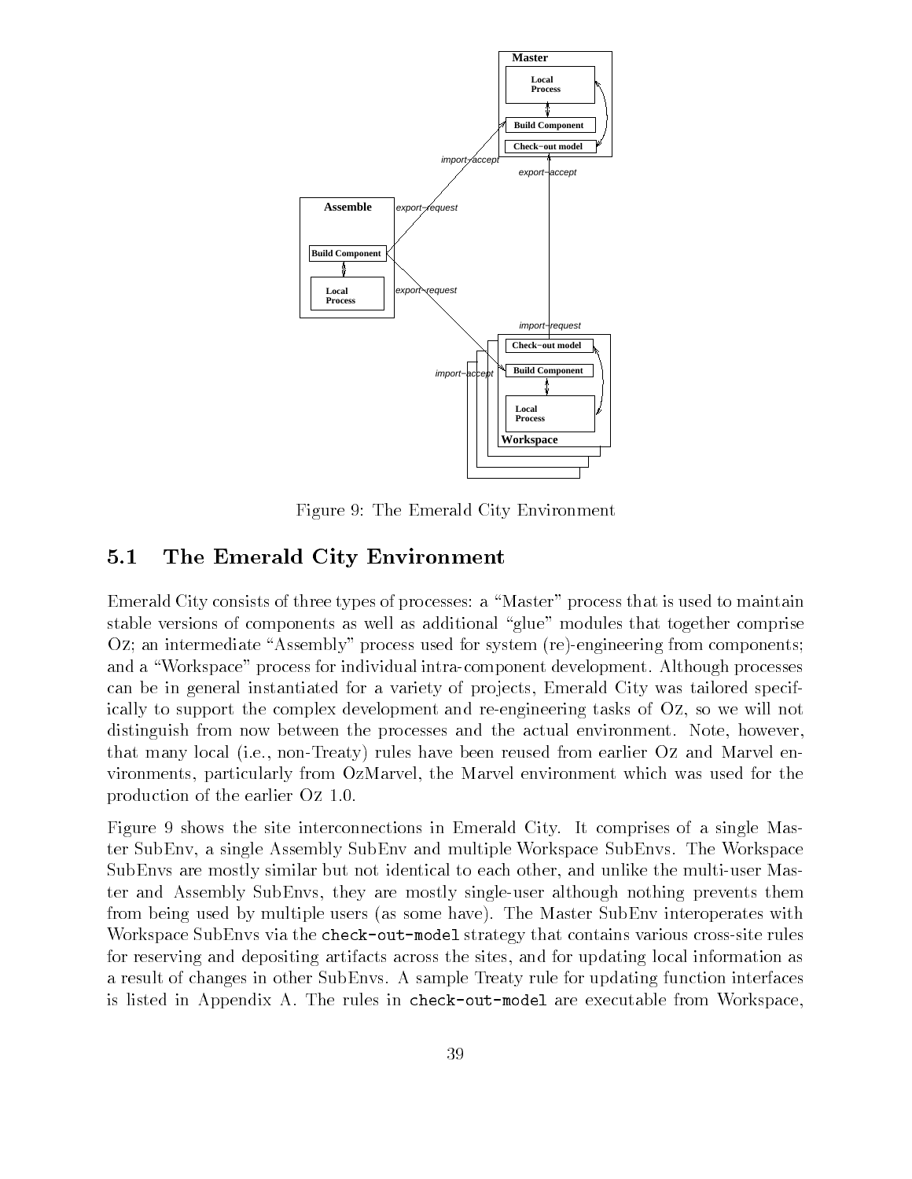Figure 9: The Emerald City Environment

## 5.1 The Emerald City Environment

Emerald City consists of three types of processes: a "Master" process that is used to maintain stable versions of components as well as additional "glue" modules that together comprise Oz; an intermediate "Assembly" process used for system (re)-engineering from components; and a "Workspace" process for individual intra-component development. Although processes can be in general instantiated for a variety of projects, Emerald City was tailored specifically to support the complex development and re-engineering tasks of Oz, so we will not distinguish from now between the processes and the actual environment. Note, however, that many local (i.e., non-Treaty) rules have been reused from earlier Oz and Marvel environments, particularly from OzMarvel, the Marvel environment which was used for the production of the earlier Oz 1.0.

Figure 9 shows the site interconnections in Emerald City. It comprises of a single Master SubEnv, a single Assembly SubEnv and multiple Workspace SubEnvs. The Workspace SubEnvs are mostly similar but not identical to each other, and unlike the multi-user Master and Assembly SubEnvs, they are mostly single-user although nothing prevents them from being used by multiple users (as some have). The Master SubEnv interoperates with Workspace SubEnvs via the `check-out-model` strategy that contains various cross-site rules for reserving and depositing artifacts across the sites, and for updating local information as a result of changes in other SubEnvs. A sample Treaty rule for updating function interfaces is listed in Appendix A. The rules in `check-out-model` are executable from Workspace,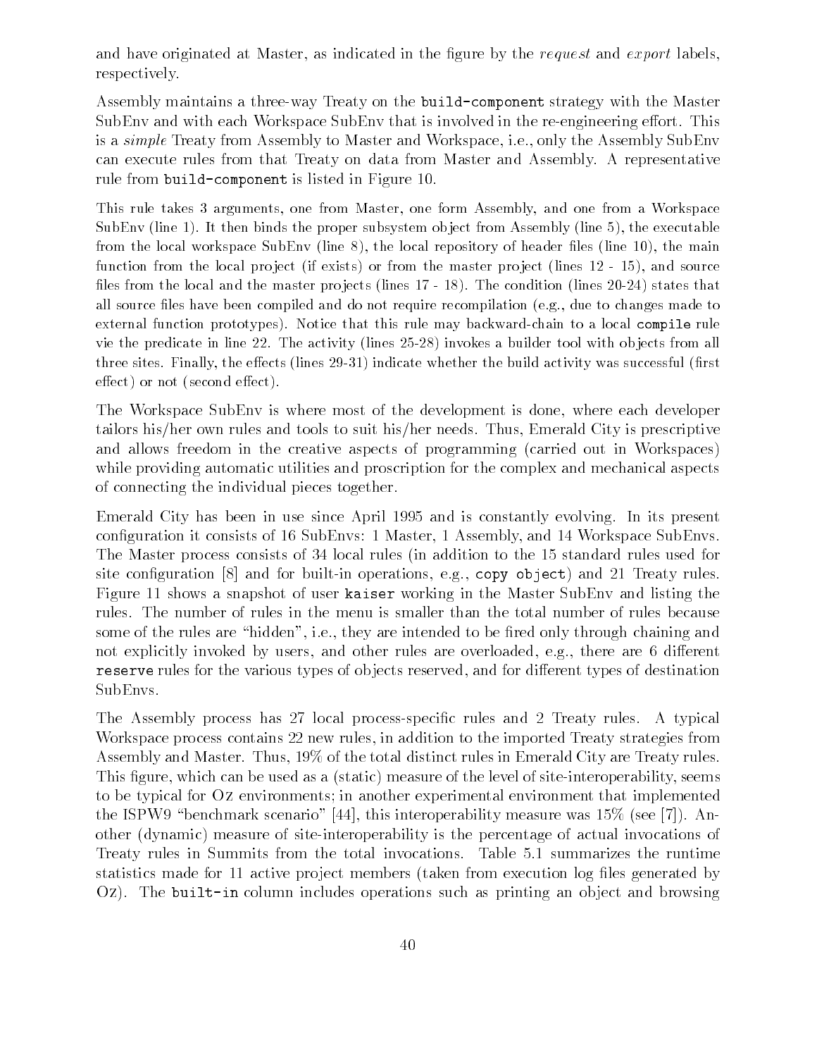and have originated at Master, as indicated in the figure by the *request* and *export* labels, respectively.

Assembly maintains a three-way Treaty on the `build-component` strategy with the Master SubEnv and with each Workspace SubEnv that is involved in the re-engineering effort. This is a *simple* Treaty from Assembly to Master and Workspace, i.e., only the Assembly SubEnv can execute rules from that Treaty on data from Master and Assembly. A representative rule from `build-component` is listed in Figure 10.

This rule takes 3 arguments, one from Master, one form Assembly, and one from a Workspace SubEnv (line 1). It then binds the proper subsystem object from Assembly (line 5), the executable from the local workspace SubEnv (line 8), the local repository of header files (line 10), the main function from the local project (if exists) or from the master project (lines 12 - 15), and source files from the local and the master projects (lines 17 - 18). The condition (lines 20-24) states that all source files have been compiled and do not require recompilation (e.g., due to changes made to external function prototypes). Notice that this rule may backward-chain to a local `compile` rule vie the predicate in line 22. The activity (lines 25-28) invokes a builder tool with objects from all three sites. Finally, the effects (lines 29-31) indicate whether the build activity was successful (first effect) or not (second effect).

The Workspace SubEnv is where most of the development is done, where each developer tailors his/her own rules and tools to suit his/her needs. Thus, Emerald City is prescriptive and allows freedom in the creative aspects of programming (carried out in Workspaces) while providing automatic utilities and proscription for the complex and mechanical aspects of connecting the individual pieces together.

Emerald City has been in use since April 1995 and is constantly evolving. In its present configuration it consists of 16 SubEnvs: 1 Master, 1 Assembly, and 14 Workspace SubEnvs. The Master process consists of 34 local rules (in addition to the 15 standard rules used for site configuration [8] and for built-in operations, e.g., `copy object`) and 21 Treaty rules. Figure 11 shows a snapshot of user `kaiser` working in the Master SubEnv and listing the rules. The number of rules in the menu is smaller than the total number of rules because some of the rules are "hidden", i.e., they are intended to be fired only through chaining and not explicitly invoked by users, and other rules are overloaded, e.g., there are 6 different `reserve` rules for the various types of objects reserved, and for different types of destination SubEnvs.

The Assembly process has 27 local process-specific rules and 2 Treaty rules. A typical Workspace process contains 22 new rules, in addition to the imported Treaty strategies from Assembly and Master. Thus, 19% of the total distinct rules in Emerald City are Treaty rules. This figure, which can be used as a (static) measure of the level of site-interoperability, seems to be typical for Oz environments; in another experimental environment that implemented the ISPW9 "benchmark scenario" [44], this interoperability measure was 15% (see [7]). Another (dynamic) measure of site-interoperability is the percentage of actual invocations of Treaty rules in Summits from the total invocations. Table 5.1 summarizes the runtime statistics made for 11 active project members (taken from execution log files generated by Oz). The `built-in` column includes operations such as printing an object and browsing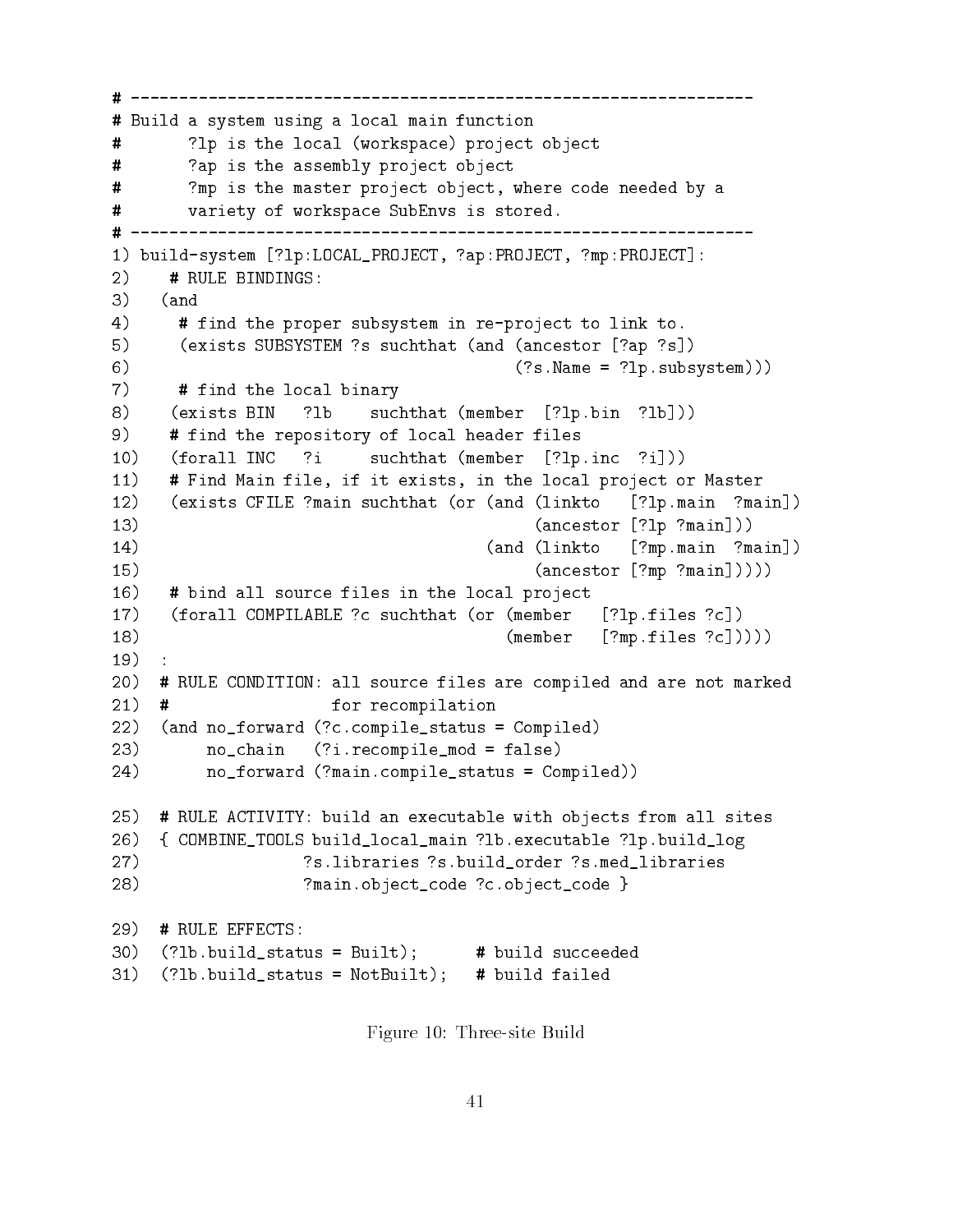```
# ----------------------------------------------------------------
# Build a system using a local main function
#       ?lp is the local (workspace) project object
#       ?ap is the assembly project object
#       ?mp is the master project object, where code needed by a
#       variety of workspace SubEnvs is stored.
# ----------------------------------------------------------------
1) build-system [?lp:LOCAL_PROJECT, ?ap:PROJECT, ?mp:PROJECT]:
2)    # RULE BINDINGS:
3)   (and
4)     # find the proper subsystem in re-project to link to.
5)     (exists SUBSYSTEM ?s suchthat (and (ancestor [?ap ?s])
6)                                        (?s.Name = ?lp.subsystem)))
7)     # find the local binary
8)    (exists BIN   ?lb    suchthat (member  [?lp.bin  ?lb]))
9)    # find the repository of local header files
10)   (forall INC   ?i     suchthat (member  [?lp.inc  ?i]))
11)   # Find Main file, if it exists, in the local project or Master
12)   (exists CFILE ?main suchthat (or (and (linkto   [?lp.main  ?main])
13)                                         (ancestor [?lp ?main]))
14)                                    (and (linkto   [?mp.main  ?main])
15)                                         (ancestor [?mp ?main]))))
16)   # bind all source files in the local project
17)   (forall COMPILABLE ?c suchthat (or (member   [?lp.files ?c])
18)                                      (member   [?mp.files ?c]))))
19)  :
20)  # RULE CONDITION: all source files are compiled and are not marked
21)  #                 for recompilation
22)  (and no_forward (?c.compile_status = Compiled)
23)       no_chain   (?i.recompile_mod = false)
24)       no_forward (?main.compile_status = Compiled))

25)  # RULE ACTIVITY: build an executable with objects from all sites
26)  { COMBINE_TOOLS build_local_main ?lb.executable ?lp.build_log
27)                 ?s.libraries ?s.build_order ?s.med_libraries
28)                 ?main.object_code ?c.object_code }

29)  # RULE EFFECTS:
30)  (?lb.build_status = Built);      # build succeeded
31)  (?lb.build_status = NotBuilt);   # build failed
```

Figure 10: Three-site Build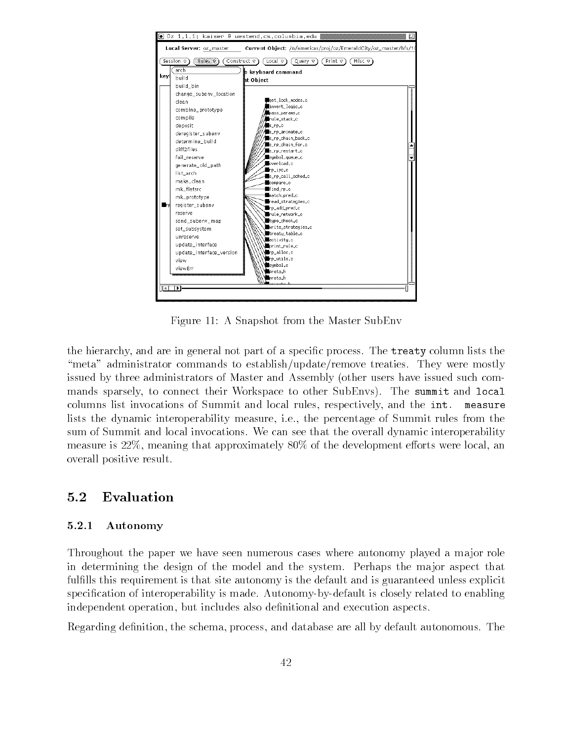Figure 11: A Snapshot from the Master SubEnv

the hierarchy, and are in general not part of a specific process. The treaty column lists the "meta" administrator commands to establish/update/remove treaties. They were mostly issued by three administrators of Master and Assembly (other users have issued such commands sparsely, to connect their Workspace to other SubEnvs). The summit and local columns list invocations of Summit and local rules, respectively, and the int. measure lists the dynamic interoperability measure, i.e., the percentage of Summit rules from the sum of Summit and local invocations. We can see that the overall dynamic interoperability measure is 22%, meaning that approximately 80% of the development efforts were local, an overall positive result.

## 5.2 Evaluation

### 5.2.1 Autonomy

Throughout the paper we have seen numerous cases where autonomy played a major role in determining the design of the model and the system. Perhaps the major aspect that fulfills this requirement is that site autonomy is the default and is guaranteed unless explicit specification of interoperability is made. Autonomy-by-default is closely related to enabling independent operation, but includes also definitional and execution aspects.

Regarding definition, the schema, process, and database are all by default autonomous. The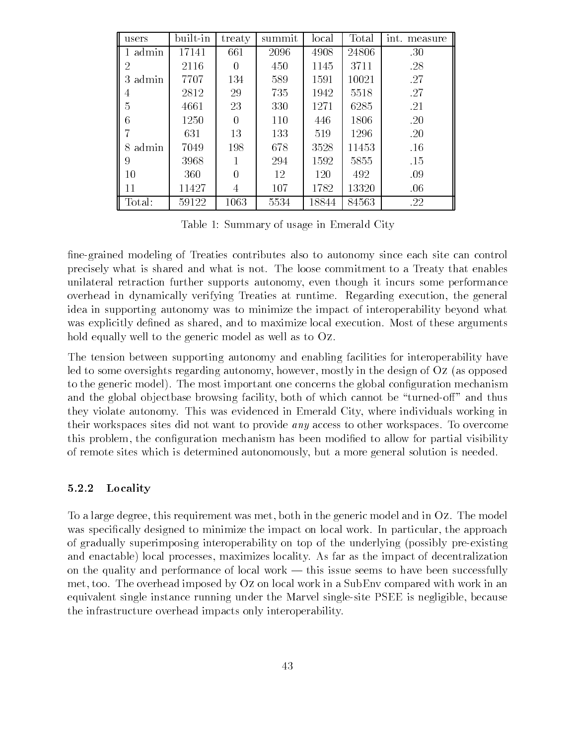| users | built-in | treaty | summit | local | Total | int. measure |
|---|---|---|---|---|---|---|
| 1 admin | 17141 | 661 | 2096 | 4908 | 24806 | .30 |
| 2 | 2116 | 0 | 450 | 1145 | 3711 | .28 |
| 3 admin | 7707 | 134 | 589 | 1591 | 10021 | .27 |
| 4 | 2812 | 29 | 735 | 1942 | 5518 | .27 |
| 5 | 4661 | 23 | 330 | 1271 | 6285 | .21 |
| 6 | 1250 | 0 | 110 | 446 | 1806 | .20 |
| 7 | 631 | 13 | 133 | 519 | 1296 | .20 |
| 8 admin | 7049 | 198 | 678 | 3528 | 11453 | .16 |
| 9 | 3968 | 1 | 294 | 1592 | 5855 | .15 |
| 10 | 360 | 0 | 12 | 120 | 492 | .09 |
| 11 | 11427 | 4 | 107 | 1782 | 13320 | .06 |
| Total: | 59122 | 1063 | 5534 | 18844 | 84563 | .22 |

Table 1: Summary of usage in Emerald City

fine-grained modeling of Treaties contributes also to autonomy since each site can control precisely what is shared and what is not. The loose commitment to a Treaty that enables unilateral retraction further supports autonomy, even though it incurs some performance overhead in dynamically verifying Treaties at runtime. Regarding execution, the general idea in supporting autonomy was to minimize the impact of interoperability beyond what was explicitly defined as shared, and to maximize local execution. Most of these arguments hold equally well to the generic model as well as to Oz.

The tension between supporting autonomy and enabling facilities for interoperability have led to some oversights regarding autonomy, however, mostly in the design of Oz (as opposed to the generic model). The most important one concerns the global configuration mechanism and the global objectbase browsing facility, both of which cannot be "turned-off" and thus they violate autonomy. This was evidenced in Emerald City, where individuals working in their workspaces sites did not want to provide *any* access to other workspaces. To overcome this problem, the configuration mechanism has been modified to allow for partial visibility of remote sites which is determined autonomously, but a more general solution is needed.

### 5.2.2 Locality

To a large degree, this requirement was met, both in the generic model and in Oz. The model was specifically designed to minimize the impact on local work. In particular, the approach of gradually superimposing interoperability on top of the underlying (possibly pre-existing and enactable) local processes, maximizes locality. As far as the impact of decentralization on the quality and performance of local work — this issue seems to have been successfully met, too. The overhead imposed by Oz on local work in a SubEnv compared with work in an equivalent single instance running under the Marvel single-site PSEE is negligible, because the infrastructure overhead impacts only interoperability.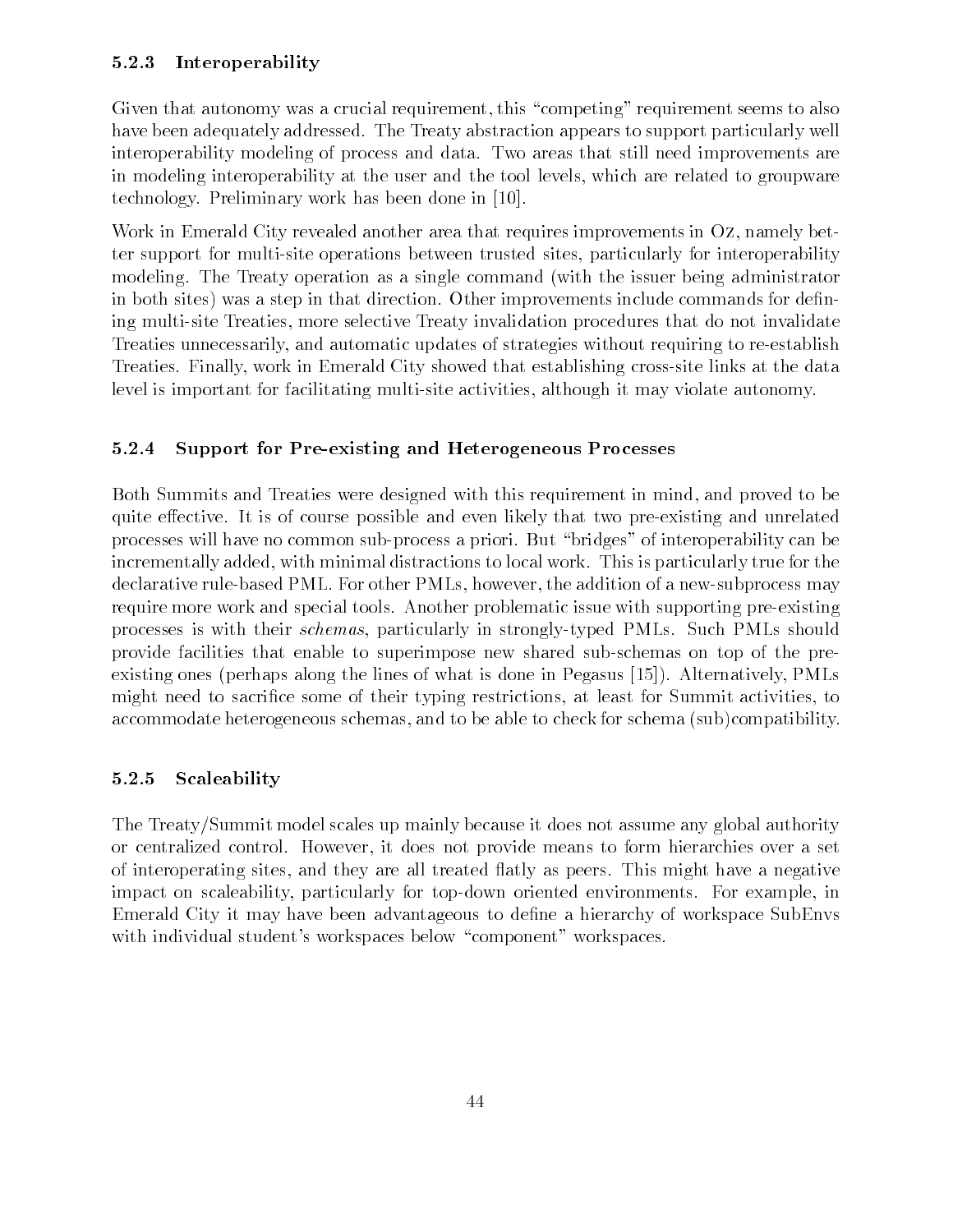### 5.2.3 Interoperability

Given that autonomy was a crucial requirement, this "competing" requirement seems to also have been adequately addressed. The Treaty abstraction appears to support particularly well interoperability modeling of process and data. Two areas that still need improvements are in modeling interoperability at the user and the tool levels, which are related to groupware technology. Preliminary work has been done in [10].

Work in Emerald City revealed another area that requires improvements in Oz, namely better support for multi-site operations between trusted sites, particularly for interoperability modeling. The Treaty operation as a single command (with the issuer being administrator in both sites) was a step in that direction. Other improvements include commands for defining multi-site Treaties, more selective Treaty invalidation procedures that do not invalidate Treaties unnecessarily, and automatic updates of strategies without requiring to re-establish Treaties. Finally, work in Emerald City showed that establishing cross-site links at the data level is important for facilitating multi-site activities, although it may violate autonomy.

### 5.2.4 Support for Pre-existing and Heterogeneous Processes

Both Summits and Treaties were designed with this requirement in mind, and proved to be quite effective. It is of course possible and even likely that two pre-existing and unrelated processes will have no common sub-process a priori. But "bridges" of interoperability can be incrementally added, with minimal distractions to local work. This is particularly true for the declarative rule-based PML. For other PMLs, however, the addition of a new-subprocess may require more work and special tools. Another problematic issue with supporting pre-existing processes is with their *schemas*, particularly in strongly-typed PMLs. Such PMLs should provide facilities that enable to superimpose new shared sub-schemas on top of the pre-existing ones (perhaps along the lines of what is done in Pegasus [15]). Alternatively, PMLs might need to sacrifice some of their typing restrictions, at least for Summit activities, to accommodate heterogeneous schemas, and to be able to check for schema (sub)compatibility.

### 5.2.5 Scaleability

The Treaty/Summit model scales up mainly because it does not assume any global authority or centralized control. However, it does not provide means to form hierarchies over a set of interoperating sites, and they are all treated flatly as peers. This might have a negative impact on scaleability, particularly for top-down oriented environments. For example, in Emerald City it may have been advantageous to define a hierarchy of workspace SubEnvs with individual student's workspaces below "component" workspaces.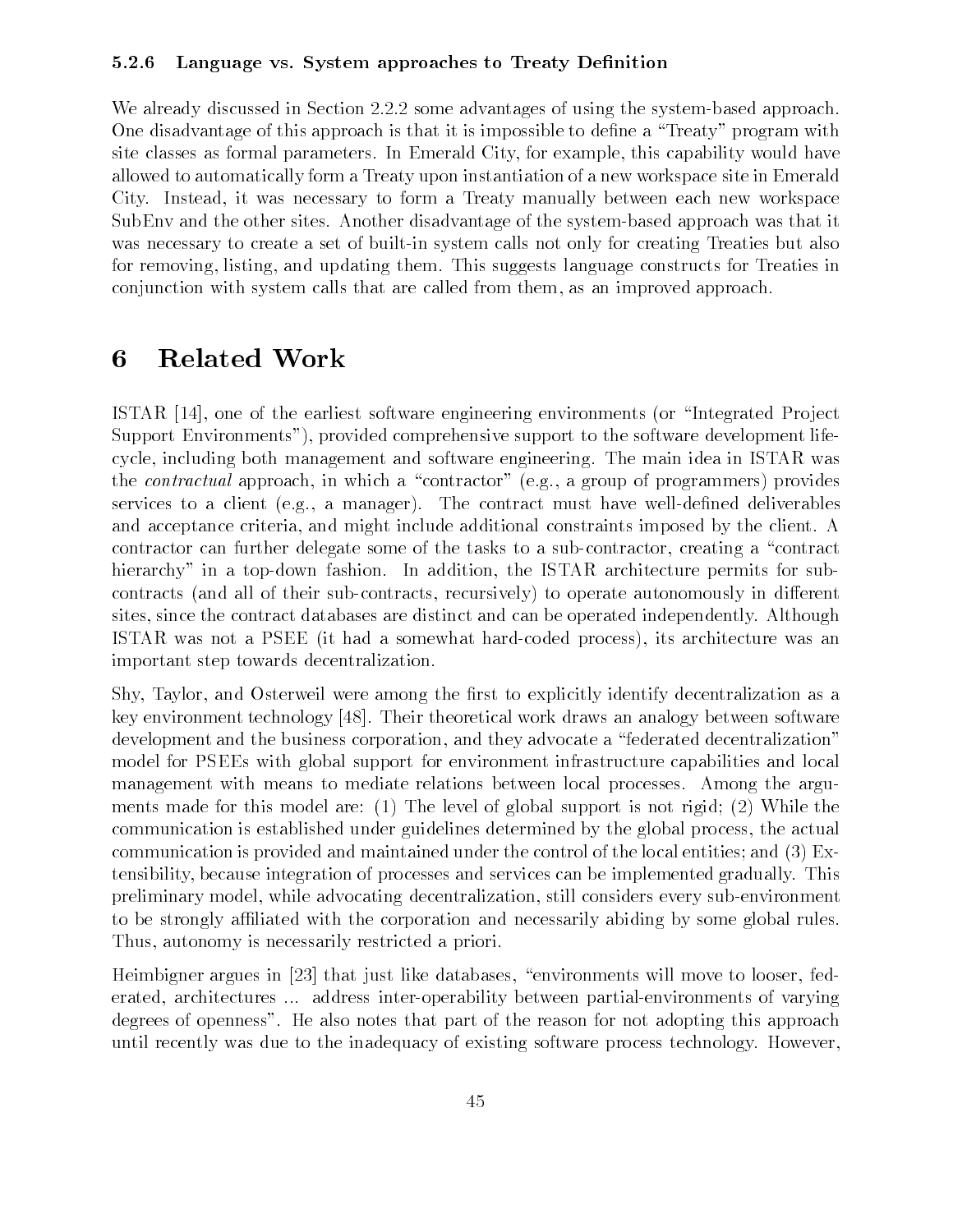#### 5.2.6 Language vs. System approaches to Treaty Definition

We already discussed in Section 2.2.2 some advantages of using the system-based approach. One disadvantage of this approach is that it is impossible to define a "Treaty" program with site classes as formal parameters. In Emerald City, for example, this capability would have allowed to automatically form a Treaty upon instantiation of a new workspace site in Emerald City. Instead, it was necessary to form a Treaty manually between each new workspace SubEnv and the other sites. Another disadvantage of the system-based approach was that it was necessary to create a set of built-in system calls not only for creating Treaties but also for removing, listing, and updating them. This suggests language constructs for Treaties in conjunction with system calls that are called from them, as an improved approach.

# 6 Related Work

ISTAR [14], one of the earliest software engineering environments (or "Integrated Project Support Environments"), provided comprehensive support to the software development life-cycle, including both management and software engineering. The main idea in ISTAR was the *contractual* approach, in which a "contractor" (e.g., a group of programmers) provides services to a client (e.g., a manager). The contract must have well-defined deliverables and acceptance criteria, and might include additional constraints imposed by the client. A contractor can further delegate some of the tasks to a sub-contractor, creating a "contract hierarchy" in a top-down fashion. In addition, the ISTAR architecture permits for sub-contracts (and all of their sub-contracts, recursively) to operate autonomously in different sites, since the contract databases are distinct and can be operated independently. Although ISTAR was not a PSEE (it had a somewhat hard-coded process), its architecture was an important step towards decentralization.

Shy, Taylor, and Osterweil were among the first to explicitly identify decentralization as a key environment technology [48]. Their theoretical work draws an analogy between software development and the business corporation, and they advocate a "federated decentralization" model for PSEEs with global support for environment infrastructure capabilities and local management with means to mediate relations between local processes. Among the arguments made for this model are: (1) The level of global support is not rigid; (2) While the communication is established under guidelines determined by the global process, the actual communication is provided and maintained under the control of the local entities; and (3) Extensibility, because integration of processes and services can be implemented gradually. This preliminary model, while advocating decentralization, still considers every sub-environment to be strongly affiliated with the corporation and necessarily abiding by some global rules. Thus, autonomy is necessarily restricted a priori.

Heimbigner argues in [23] that just like databases, "environments will move to looser, federated, architectures ... address inter-operability between partial-environments of varying degrees of openness". He also notes that part of the reason for not adopting this approach until recently was due to the inadequacy of existing software process technology. However,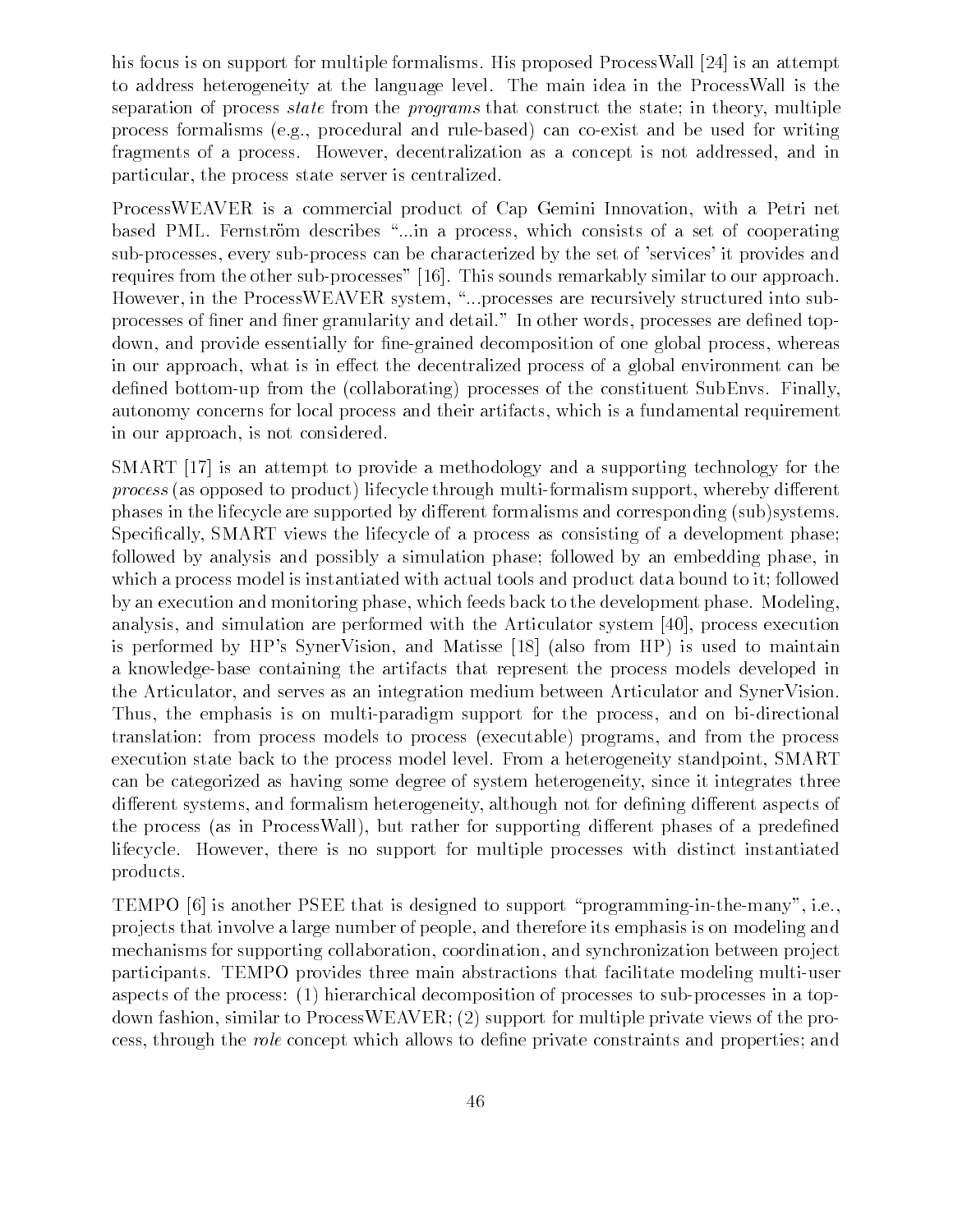his focus is on support for multiple formalisms. His proposed ProcessWall [24] is an attempt to address heterogeneity at the language level. The main idea in the ProcessWall is the separation of process *state* from the *programs* that construct the state; in theory, multiple process formalisms (e.g., procedural and rule-based) can co-exist and be used for writing fragments of a process. However, decentralization as a concept is not addressed, and in particular, the process state server is centralized.

ProcessWEAVER is a commercial product of Cap Gemini Innovation, with a Petri net based PML. Fernström describes "...in a process, which consists of a set of cooperating sub-processes, every sub-process can be characterized by the set of 'services' it provides and requires from the other sub-processes" [16]. This sounds remarkably similar to our approach. However, in the ProcessWEAVER system, "...processes are recursively structured into sub-processes of finer and finer granularity and detail." In other words, processes are defined top-down, and provide essentially for fine-grained decomposition of one global process, whereas in our approach, what is in effect the decentralized process of a global environment can be defined bottom-up from the (collaborating) processes of the constituent SubEnvs. Finally, autonomy concerns for local process and their artifacts, which is a fundamental requirement in our approach, is not considered.

SMART [17] is an attempt to provide a methodology and a supporting technology for the *process* (as opposed to product) lifecycle through multi-formalism support, whereby different phases in the lifecycle are supported by different formalisms and corresponding (sub)systems. Specifically, SMART views the lifecycle of a process as consisting of a development phase; followed by analysis and possibly a simulation phase; followed by an embedding phase, in which a process model is instantiated with actual tools and product data bound to it; followed by an execution and monitoring phase, which feeds back to the development phase. Modeling, analysis, and simulation are performed with the Articulator system [40], process execution is performed by HP's SynerVision, and Matisse [18] (also from HP) is used to maintain a knowledge-base containing the artifacts that represent the process models developed in the Articulator, and serves as an integration medium between Articulator and SynerVision. Thus, the emphasis is on multi-paradigm support for the process, and on bi-directional translation: from process models to process (executable) programs, and from the process execution state back to the process model level. From a heterogeneity standpoint, SMART can be categorized as having some degree of system heterogeneity, since it integrates three different systems, and formalism heterogeneity, although not for defining different aspects of the process (as in ProcessWall), but rather for supporting different phases of a predefined lifecycle. However, there is no support for multiple processes with distinct instantiated products.

TEMPO [6] is another PSEE that is designed to support "programming-in-the-many", i.e., projects that involve a large number of people, and therefore its emphasis is on modeling and mechanisms for supporting collaboration, coordination, and synchronization between project participants. TEMPO provides three main abstractions that facilitate modeling multi-user aspects of the process: (1) hierarchical decomposition of processes to sub-processes in a top-down fashion, similar to ProcessWEAVER; (2) support for multiple private views of the process, through the *role* concept which allows to define private constraints and properties; and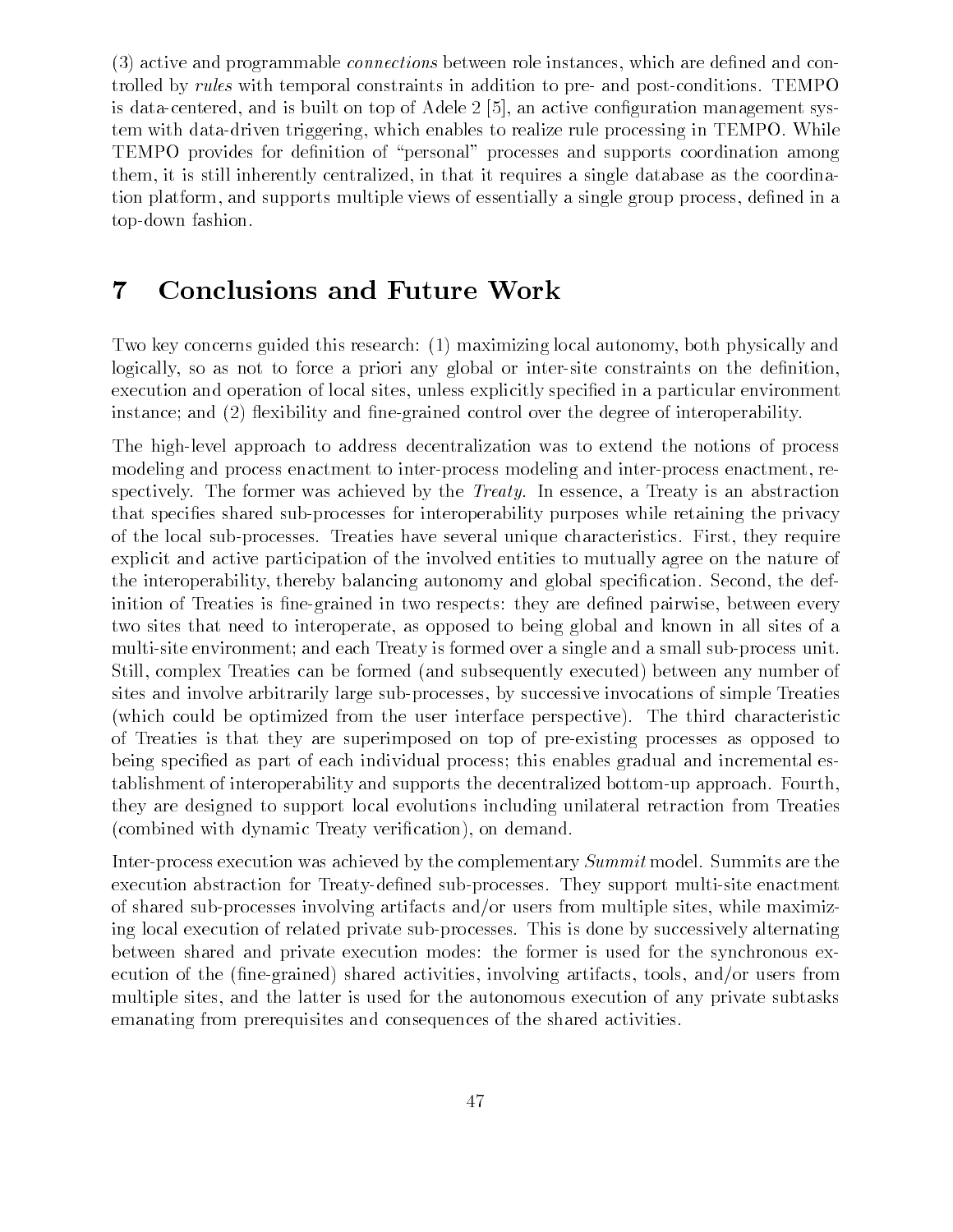(3) active and programmable *connections* between role instances, which are defined and controlled by *rules* with temporal constraints in addition to pre- and post-conditions. TEMPO is data-centered, and is built on top of Adele 2 [5], an active configuration management system with data-driven triggering, which enables to realize rule processing in TEMPO. While TEMPO provides for definition of "personal" processes and supports coordination among them, it is still inherently centralized, in that it requires a single database as the coordination platform, and supports multiple views of essentially a single group process, defined in a top-down fashion.

# 7 Conclusions and Future Work

Two key concerns guided this research: (1) maximizing local autonomy, both physically and logically, so as not to force a priori any global or inter-site constraints on the definition, execution and operation of local sites, unless explicitly specified in a particular environment instance; and (2) flexibility and fine-grained control over the degree of interoperability.

The high-level approach to address decentralization was to extend the notions of process modeling and process enactment to inter-process modeling and inter-process enactment, respectively. The former was achieved by the *Treaty*. In essence, a Treaty is an abstraction that specifies shared sub-processes for interoperability purposes while retaining the privacy of the local sub-processes. Treaties have several unique characteristics. First, they require explicit and active participation of the involved entities to mutually agree on the nature of the interoperability, thereby balancing autonomy and global specification. Second, the definition of Treaties is fine-grained in two respects: they are defined pairwise, between every two sites that need to interoperate, as opposed to being global and known in all sites of a multi-site environment; and each Treaty is formed over a single and a small sub-process unit. Still, complex Treaties can be formed (and subsequently executed) between any number of sites and involve arbitrarily large sub-processes, by successive invocations of simple Treaties (which could be optimized from the user interface perspective). The third characteristic of Treaties is that they are superimposed on top of pre-existing processes as opposed to being specified as part of each individual process; this enables gradual and incremental establishment of interoperability and supports the decentralized bottom-up approach. Fourth, they are designed to support local evolutions including unilateral retraction from Treaties (combined with dynamic Treaty verification), on demand.

Inter-process execution was achieved by the complementary *Summit* model. Summits are the execution abstraction for Treaty-defined sub-processes. They support multi-site enactment of shared sub-processes involving artifacts and/or users from multiple sites, while maximizing local execution of related private sub-processes. This is done by successively alternating between shared and private execution modes: the former is used for the synchronous execution of the (fine-grained) shared activities, involving artifacts, tools, and/or users from multiple sites, and the latter is used for the autonomous execution of any private subtasks emanating from prerequisites and consequences of the shared activities.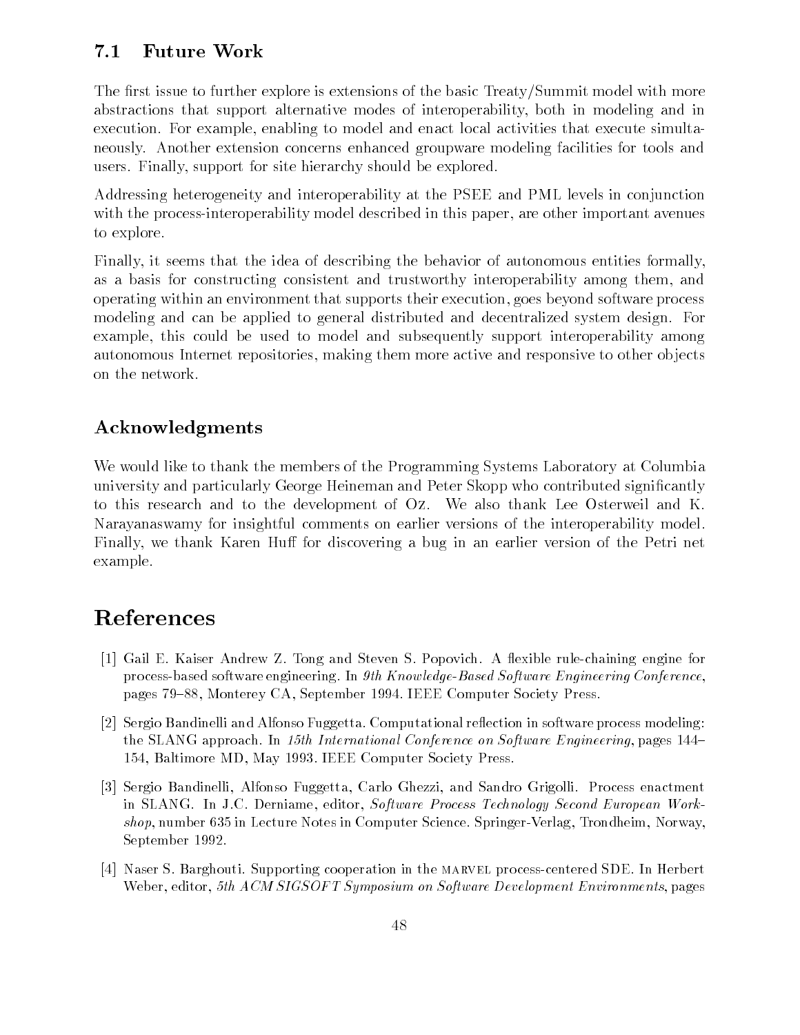## 7.1 Future Work

The first issue to further explore is extensions of the basic Treaty/Summit model with more abstractions that support alternative modes of interoperability, both in modeling and in execution. For example, enabling to model and enact local activities that execute simultaneously. Another extension concerns enhanced groupware modeling facilities for tools and users. Finally, support for site hierarchy should be explored.

Addressing heterogeneity and interoperability at the PSEE and PML levels in conjunction with the process-interoperability model described in this paper, are other important avenues to explore.

Finally, it seems that the idea of describing the behavior of autonomous entities formally, as a basis for constructing consistent and trustworthy interoperability among them, and operating within an environment that supports their execution, goes beyond software process modeling and can be applied to general distributed and decentralized system design. For example, this could be used to model and subsequently support interoperability among autonomous Internet repositories, making them more active and responsive to other objects on the network.

## Acknowledgments

We would like to thank the members of the Programming Systems Laboratory at Columbia university and particularly George Heineman and Peter Skopp who contributed significantly to this research and to the development of Oz. We also thank Lee Osterweil and K. Narayanaswamy for insightful comments on earlier versions of the interoperability model. Finally, we thank Karen Huff for discovering a bug in an earlier version of the Petri net example.

# References

[1] Gail E. Kaiser Andrew Z. Tong and Steven S. Popovich. A flexible rule-chaining engine for process-based software engineering. In *9th Knowledge-Based Software Engineering Conference*, pages 79–88, Monterey CA, September 1994. IEEE Computer Society Press.

[2] Sergio Bandinelli and Alfonso Fuggetta. Computational reflection in software process modeling: the SLANG approach. In *15th International Conference on Software Engineering*, pages 144–154, Baltimore MD, May 1993. IEEE Computer Society Press.

[3] Sergio Bandinelli, Alfonso Fuggetta, Carlo Ghezzi, and Sandro Grigolli. Process enactment in SLANG. In J.C. Derniame, editor, *Software Process Technology Second European Workshop*, number 635 in Lecture Notes in Computer Science. Springer-Verlag, Trondheim, Norway, September 1992.

[4] Naser S. Barghouti. Supporting cooperation in the MARVEL process-centered SDE. In Herbert Weber, editor, *5th ACM SIGSOFT Symposium on Software Development Environments*, pages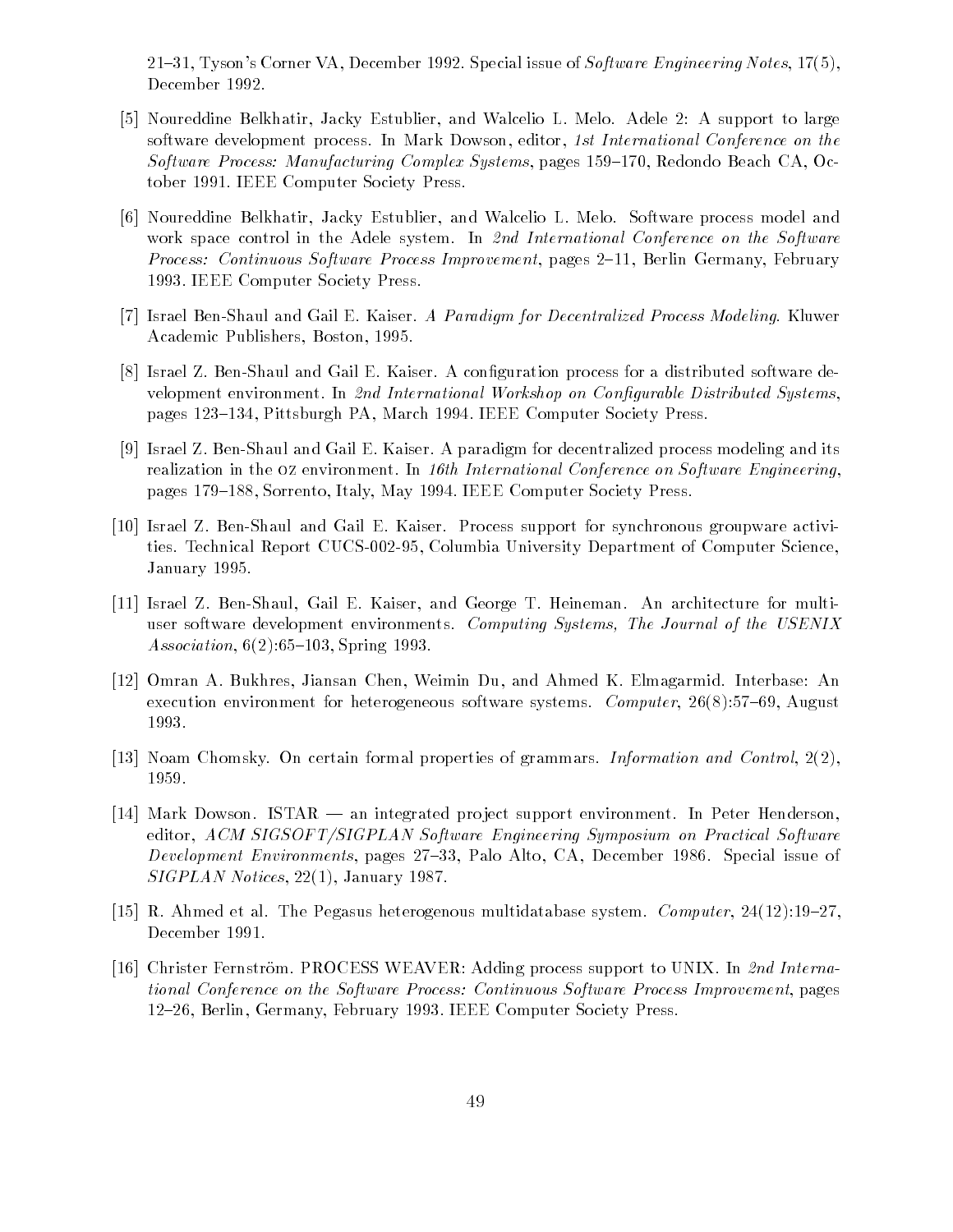21–31, Tyson's Corner VA, December 1992. Special issue of *Software Engineering Notes*, 17(5), December 1992.

[5] Noureddine Belkhatir, Jacky Estublier, and Walcelio L. Melo. Adele 2: A support to large software development process. In Mark Dowson, editor, *1st International Conference on the Software Process: Manufacturing Complex Systems*, pages 159–170, Redondo Beach CA, October 1991. IEEE Computer Society Press.

[6] Noureddine Belkhatir, Jacky Estublier, and Walcelio L. Melo. Software process model and work space control in the Adele system. In *2nd International Conference on the Software Process: Continuous Software Process Improvement*, pages 2–11, Berlin Germany, February 1993. IEEE Computer Society Press.

[7] Israel Ben-Shaul and Gail E. Kaiser. *A Paradigm for Decentralized Process Modeling*. Kluwer Academic Publishers, Boston, 1995.

[8] Israel Z. Ben-Shaul and Gail E. Kaiser. A configuration process for a distributed software development environment. In *2nd International Workshop on Configurable Distributed Systems*, pages 123–134, Pittsburgh PA, March 1994. IEEE Computer Society Press.

[9] Israel Z. Ben-Shaul and Gail E. Kaiser. A paradigm for decentralized process modeling and its realization in the OZ environment. In *16th International Conference on Software Engineering*, pages 179–188, Sorrento, Italy, May 1994. IEEE Computer Society Press.

[10] Israel Z. Ben-Shaul and Gail E. Kaiser. Process support for synchronous groupware activities. Technical Report CUCS-002-95, Columbia University Department of Computer Science, January 1995.

[11] Israel Z. Ben-Shaul, Gail E. Kaiser, and George T. Heineman. An architecture for multi-user software development environments. *Computing Systems, The Journal of the USENIX Association*, 6(2):65–103, Spring 1993.

[12] Omran A. Bukhres, Jiansan Chen, Weimin Du, and Ahmed K. Elmagarmid. Interbase: An execution environment for heterogeneous software systems. *Computer*, 26(8):57–69, August 1993.

[13] Noam Chomsky. On certain formal properties of grammars. *Information and Control*, 2(2), 1959.

[14] Mark Dowson. ISTAR — an integrated project support environment. In Peter Henderson, editor, *ACM SIGSOFT/SIGPLAN Software Engineering Symposium on Practical Software Development Environments*, pages 27–33, Palo Alto, CA, December 1986. Special issue of *SIGPLAN Notices*, 22(1), January 1987.

[15] R. Ahmed et al. The Pegasus heterogenous multidatabase system. *Computer*, 24(12):19–27, December 1991.

[16] Christer Fernström. PROCESS WEAVER: Adding process support to UNIX. In *2nd International Conference on the Software Process: Continuous Software Process Improvement*, pages 12–26, Berlin, Germany, February 1993. IEEE Computer Society Press.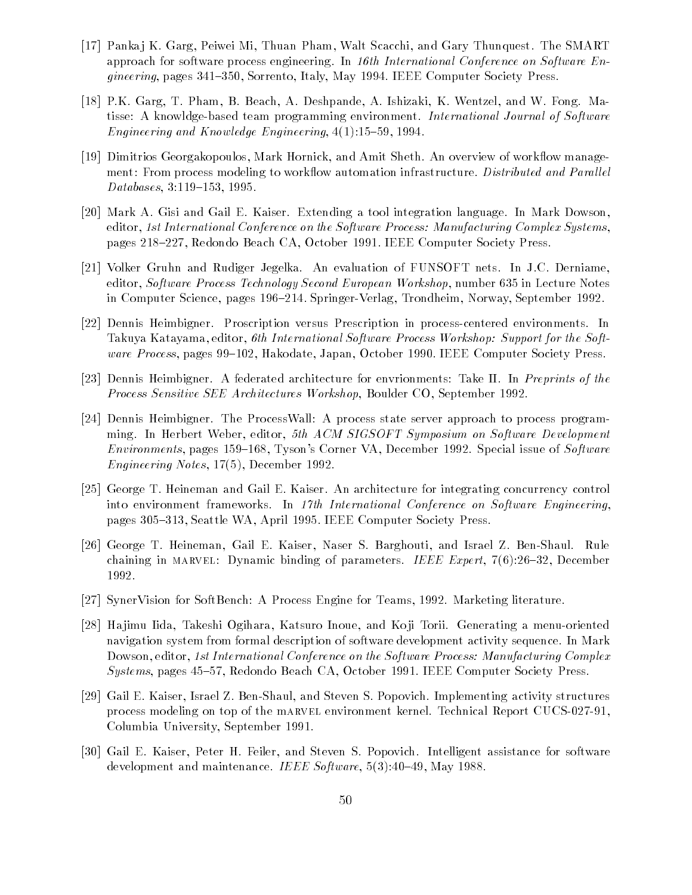[17] Pankaj K. Garg, Peiwei Mi, Thuan Pham, Walt Scacchi, and Gary Thunquest. The SMART approach for software process engineering. In *16th International Conference on Software Engineering*, pages 341–350, Sorrento, Italy, May 1994. IEEE Computer Society Press.

[18] P.K. Garg, T. Pham, B. Beach, A. Deshpande, A. Ishizaki, K. Wentzel, and W. Fong. Matisse: A knowldge-based team programming environment. *International Journal of Software Engineering and Knowledge Engineering*, 4(1):15–59, 1994.

[19] Dimitrios Georgakopoulos, Mark Hornick, and Amit Sheth. An overview of workflow management: From process modeling to workflow automation infrastructure. *Distributed and Parallel Databases*, 3:119–153, 1995.

[20] Mark A. Gisi and Gail E. Kaiser. Extending a tool integration language. In Mark Dowson, editor, *1st International Conference on the Software Process: Manufacturing Complex Systems*, pages 218–227, Redondo Beach CA, October 1991. IEEE Computer Society Press.

[21] Volker Gruhn and Rudiger Jegelka. An evaluation of FUNSOFT nets. In J.C. Derniame, editor, *Software Process Technology Second European Workshop*, number 635 in Lecture Notes in Computer Science, pages 196–214. Springer-Verlag, Trondheim, Norway, September 1992.

[22] Dennis Heimbigner. Proscription versus Prescription in process-centered environments. In Takuya Katayama, editor, *6th International Software Process Workshop: Support for the Software Process*, pages 99–102, Hakodate, Japan, October 1990. IEEE Computer Society Press.

[23] Dennis Heimbigner. A federated architecture for envrionments: Take II. In *Preprints of the Process Sensitive SEE Architectures Workshop*, Boulder CO, September 1992.

[24] Dennis Heimbigner. The ProcessWall: A process state server approach to process programming. In Herbert Weber, editor, *5th ACM SIGSOFT Symposium on Software Development Environments*, pages 159–168, Tyson's Corner VA, December 1992. Special issue of *Software Engineering Notes*, 17(5), December 1992.

[25] George T. Heineman and Gail E. Kaiser. An architecture for integrating concurrency control into environment frameworks. In *17th International Conference on Software Engineering*, pages 305–313, Seattle WA, April 1995. IEEE Computer Society Press.

[26] George T. Heineman, Gail E. Kaiser, Naser S. Barghouti, and Israel Z. Ben-Shaul. Rule chaining in MARVEL: Dynamic binding of parameters. *IEEE Expert*, 7(6):26–32, December 1992.

[27] SynerVision for SoftBench: A Process Engine for Teams, 1992. Marketing literature.

[28] Hajimu Iida, Takeshi Ogihara, Katsuro Inoue, and Koji Torii. Generating a menu-oriented navigation system from formal description of software development activity sequence. In Mark Dowson, editor, *1st International Conference on the Software Process: Manufacturing Complex Systems*, pages 45–57, Redondo Beach CA, October 1991. IEEE Computer Society Press.

[29] Gail E. Kaiser, Israel Z. Ben-Shaul, and Steven S. Popovich. Implementing activity structures process modeling on top of the MARVEL environment kernel. Technical Report CUCS-027-91, Columbia University, September 1991.

[30] Gail E. Kaiser, Peter H. Feiler, and Steven S. Popovich. Intelligent assistance for software development and maintenance. *IEEE Software*, 5(3):40–49, May 1988.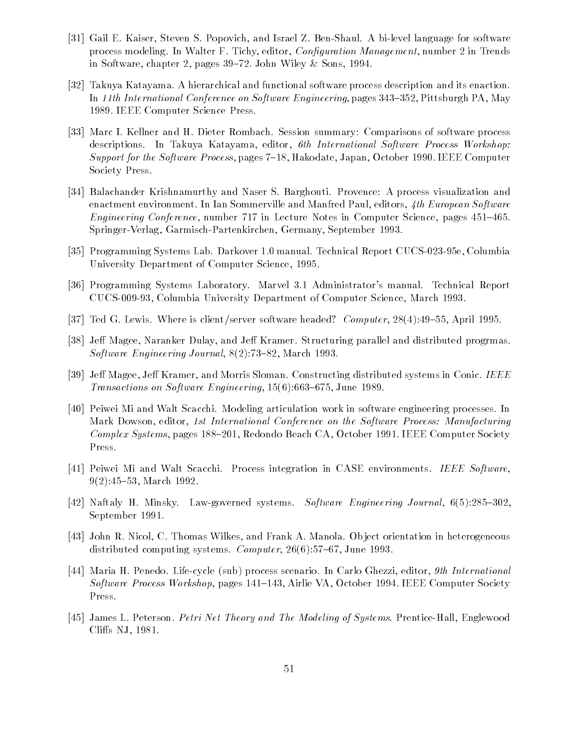[31] Gail E. Kaiser, Steven S. Popovich, and Israel Z. Ben-Shaul. A bi-level language for software process modeling. In Walter F. Tichy, editor, *Configuration Management*, number 2 in Trends in Software, chapter 2, pages 39–72. John Wiley & Sons, 1994.

[32] Takuya Katayama. A hierarchical and functional software process description and its enaction. In *11th International Conference on Software Engineering*, pages 343–352, Pittsburgh PA, May 1989. IEEE Computer Science Press.

[33] Marc I. Kellner and H. Dieter Rombach. Session summary: Comparisons of software process descriptions. In Takuya Katayama, editor, *6th International Software Process Workshop: Support for the Software Process*, pages 7–18, Hakodate, Japan, October 1990. IEEE Computer Society Press.

[34] Balachander Krishnamurthy and Naser S. Barghouti. Provence: A process visualization and enactment environment. In Ian Sommerville and Manfred Paul, editors, *4th European Software Engineering Conference*, number 717 in Lecture Notes in Computer Science, pages 451–465. Springer-Verlag, Garmisch-Partenkirchen, Germany, September 1993.

[35] Programming Systems Lab. Darkover 1.0 manual. Technical Report CUCS-023-95e, Columbia University Department of Computer Science, 1995.

[36] Programming Systems Laboratory. Marvel 3.1 Administrator's manual. Technical Report CUCS-009-93, Columbia University Department of Computer Science, March 1993.

[37] Ted G. Lewis. Where is client/server software headed? *Computer*, 28(4):49–55, April 1995.

[38] Jeff Magee, Naranker Dulay, and Jeff Kramer. Structuring parallel and distributed progrmas. *Software Engineering Journal*, 8(2):73–82, March 1993.

[39] Jeff Magee, Jeff Kramer, and Morris Sloman. Constructing distributed systems in Conic. *IEEE Transactions on Software Engineering*, 15(6):663–675, June 1989.

[40] Peiwei Mi and Walt Scacchi. Modeling articulation work in software engineering processes. In Mark Dowson, editor, *1st International Conference on the Software Process: Manufacturing Complex Systems*, pages 188–201, Redondo Beach CA, October 1991. IEEE Computer Society Press.

[41] Peiwei Mi and Walt Scacchi. Process integration in CASE environments. *IEEE Software*, 9(2):45–53, March 1992.

[42] Naftaly H. Minsky. Law-governed systems. *Software Engineering Journal*, 6(5):285–302, September 1991.

[43] John R. Nicol, C. Thomas Wilkes, and Frank A. Manola. Object orientation in heterogeneous distributed computing systems. *Computer*, 26(6):57–67, June 1993.

[44] Maria H. Penedo. Life-cycle (sub) process scenario. In Carlo Ghezzi, editor, *9th International Software Process Workshop*, pages 141–143, Airlie VA, October 1994. IEEE Computer Society Press.

[45] James L. Peterson. *Petri Net Theory and The Modeling of Systems*. Prentice-Hall, Englewood Cliffs NJ, 1981.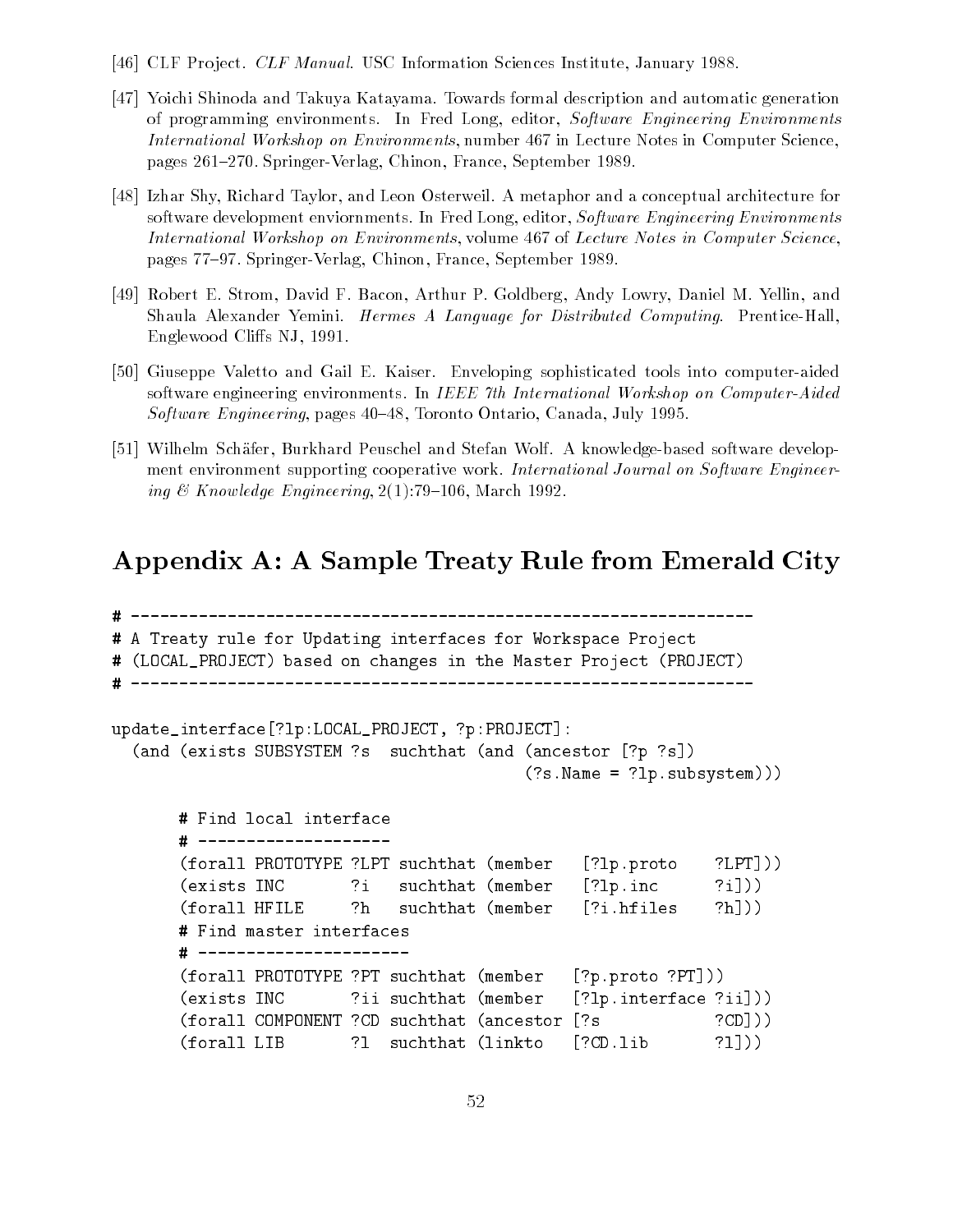[46] CLF Project. *CLF Manual*. USC Information Sciences Institute, January 1988.

[47] Yoichi Shinoda and Takuya Katayama. Towards formal description and automatic generation of programming environments. In Fred Long, editor, *Software Engineering Environments International Workshop on Environments*, number 467 in Lecture Notes in Computer Science, pages 261–270. Springer-Verlag, Chinon, France, September 1989.

[48] Izhar Shy, Richard Taylor, and Leon Osterweil. A metaphor and a conceptual architecture for software development enviornments. In Fred Long, editor, *Software Engineering Environments International Workshop on Environments*, volume 467 of *Lecture Notes in Computer Science*, pages 77–97. Springer-Verlag, Chinon, France, September 1989.

[49] Robert E. Strom, David F. Bacon, Arthur P. Goldberg, Andy Lowry, Daniel M. Yellin, and Shaula Alexander Yemini. *Hermes A Language for Distributed Computing*. Prentice-Hall, Englewood Cliffs NJ, 1991.

[50] Giuseppe Valetto and Gail E. Kaiser. Enveloping sophisticated tools into computer-aided software engineering environments. In *IEEE 7th International Workshop on Computer-Aided Software Engineering*, pages 40–48, Toronto Ontario, Canada, July 1995.

[51] Wilhelm Schäfer, Burkhard Peuschel and Stefan Wolf. A knowledge-based software development environment supporting cooperative work. *International Journal on Software Engineering & Knowledge Engineering*, 2(1):79–106, March 1992.

# Appendix A: A Sample Treaty Rule from Emerald City

```
# -----------------------------------------------------------------
# A Treaty rule for Updating interfaces for Workspace Project
# (LOCAL_PROJECT) based on changes in the Master Project (PROJECT)
# -----------------------------------------------------------------

update_interface[?lp:LOCAL_PROJECT, ?p:PROJECT]:
  (and (exists SUBSYSTEM ?s  suchthat (and (ancestor [?p ?s])
                                           (?s.Name = ?lp.subsystem)))

       # Find local interface
       # --------------------
       (forall PROTOTYPE ?LPT suchthat (member   [?lp.proto    ?LPT]))
       (exists INC       ?i   suchthat (member   [?lp.inc      ?i]))
       (forall HFILE     ?h   suchthat (member   [?i.hfiles    ?h]))
       # Find master interfaces
       # ----------------------
       (forall PROTOTYPE ?PT suchthat (member   [?p.proto ?PT]))
       (exists INC       ?ii suchthat (member   [?lp.interface ?ii]))
       (forall COMPONENT ?CD suchthat (ancestor [?s           ?CD]))
       (forall LIB       ?l  suchthat (linkto   [?CD.lib      ?l]))
```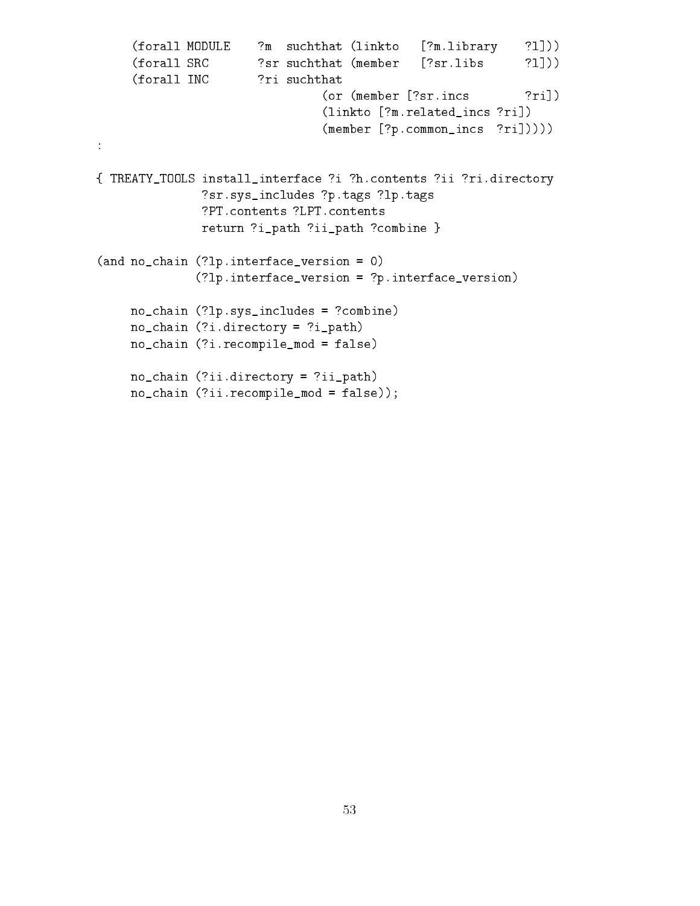```
     (forall MODULE    ?m  suchthat (linkto   [?m.library    ?l]))
     (forall SRC       ?sr suchthat (member   [?sr.libs      ?l]))
     (forall INC       ?ri suchthat
                                (or (member [?sr.incs        ?ri])
                                (linkto [?m.related_incs ?ri])
                                (member [?p.common_incs  ?ri]))))
:

{ TREATY_TOOLS install_interface ?i ?h.contents ?ii ?ri.directory
               ?sr.sys_includes ?p.tags ?lp.tags
               ?PT.contents ?LPT.contents
               return ?i_path ?ii_path ?combine }

(and no_chain (?lp.interface_version = 0)
             (?lp.interface_version = ?p.interface_version)

     no_chain (?lp.sys_includes = ?combine)
     no_chain (?i.directory = ?i_path)
     no_chain (?i.recompile_mod = false)

     no_chain (?ii.directory = ?ii_path)
     no_chain (?ii.recompile_mod = false));
```